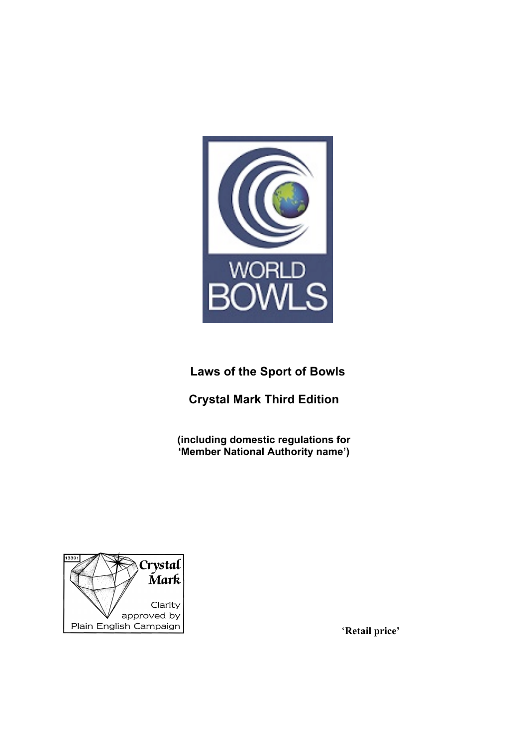WORLD BOWLS

# Laws of the Sport of Bowls

## Crystal Mark Third Edition

**(including domestic regulations for ‘Member National Authority name’)**

13301 Crystal Mark Clarity approved by Plain English Campaign

‘Retail price’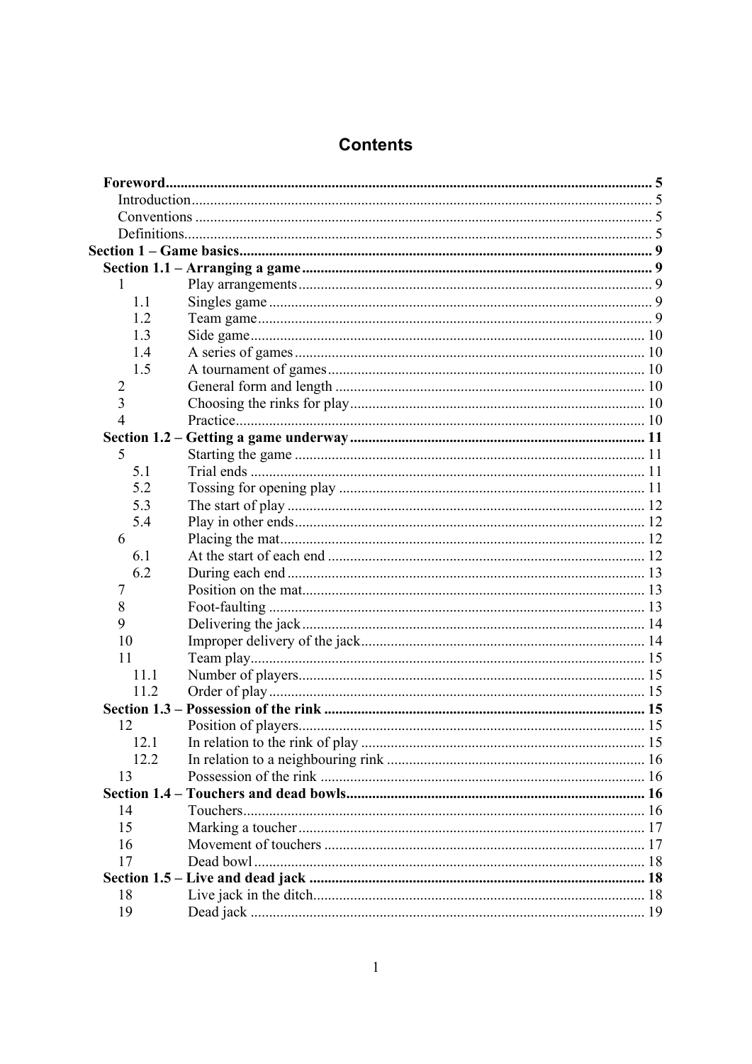# Contents

**Foreword** .......... **5**
- Introduction .......... 5
- Conventions .......... 5
- Definitions .......... 5

**Section 1 – Game basics** .......... **9**

**Section 1.1 – Arranging a game** .......... **9**

| | | |
|---|---|---|
| 1 | Play arrangements | 9 |
| 1.1 | Singles game | 9 |
| 1.2 | Team game | 9 |
| 1.3 | Side game | 10 |
| 1.4 | A series of games | 10 |
| 1.5 | A tournament of games | 10 |
| 2 | General form and length | 10 |
| 3 | Choosing the rinks for play | 10 |
| 4 | Practice | 10 |

**Section 1.2 – Getting a game underway** .......... **11**

| | | |
|---|---|---|
| 5 | Starting the game | 11 |
| 5.1 | Trial ends | 11 |
| 5.2 | Tossing for opening play | 11 |
| 5.3 | The start of play | 12 |
| 5.4 | Play in other ends | 12 |
| 6 | Placing the mat | 12 |
| 6.1 | At the start of each end | 12 |
| 6.2 | During each end | 13 |
| 7 | Position on the mat | 13 |
| 8 | Foot-faulting | 13 |
| 9 | Delivering the jack | 14 |
| 10 | Improper delivery of the jack | 14 |
| 11 | Team play | 15 |
| 11.1 | Number of players | 15 |
| 11.2 | Order of play | 15 |

**Section 1.3 – Possession of the rink** .......... **15**

| | | |
|---|---|---|
| 12 | Position of players | 15 |
| 12.1 | In relation to the rink of play | 15 |
| 12.2 | In relation to a neighbouring rink | 16 |
| 13 | Possession of the rink | 16 |

**Section 1.4 – Touchers and dead bowls** .......... **16**

| | | |
|---|---|---|
| 14 | Touchers | 16 |
| 15 | Marking a toucher | 17 |
| 16 | Movement of touchers | 17 |
| 17 | Dead bowl | 18 |

**Section 1.5 – Live and dead jack** .......... **18**

| | | |
|---|---|---|
| 18 | Live jack in the ditch | 18 |
| 19 | Dead jack | 19 |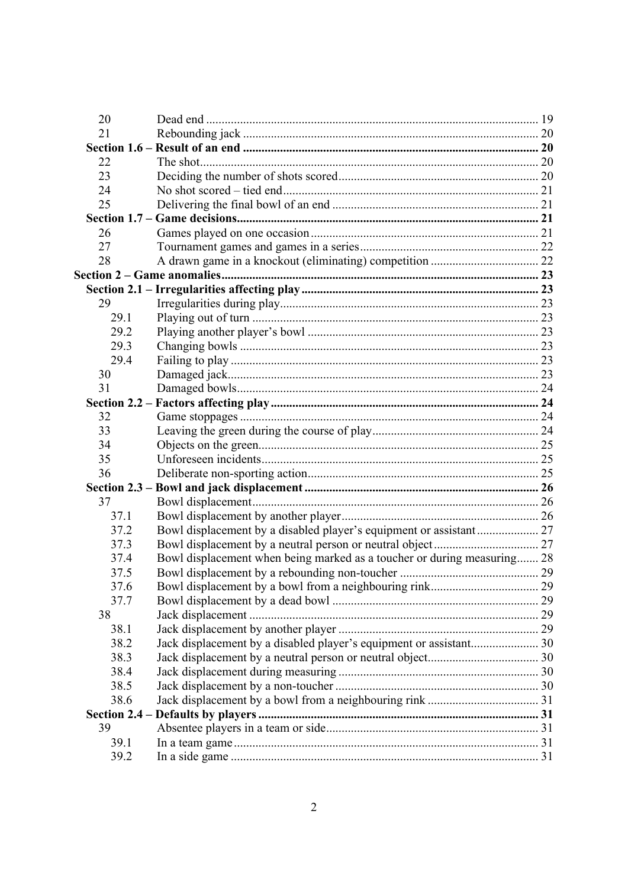| | | |
|---|---|---|
| 20 | Dead end | 19 |
| 21 | Rebounding jack | 20 |
| **Section 1.6 – Result of an end** | | **20** |
| 22 | The shot | 20 |
| 23 | Deciding the number of shots scored | 20 |
| 24 | No shot scored – tied end | 21 |
| 25 | Delivering the final bowl of an end | 21 |
| **Section 1.7 – Game decisions** | | **21** |
| 26 | Games played on one occasion | 21 |
| 27 | Tournament games and games in a series | 22 |
| 28 | A drawn game in a knockout (eliminating) competition | 22 |
| **Section 2 – Game anomalies** | | **23** |
| **Section 2.1 – Irregularities affecting play** | | **23** |
| 29 | Irregularities during play | 23 |
| 29.1 | Playing out of turn | 23 |
| 29.2 | Playing another player's bowl | 23 |
| 29.3 | Changing bowls | 23 |
| 29.4 | Failing to play | 23 |
| 30 | Damaged jack | 23 |
| 31 | Damaged bowls | 24 |
| **Section 2.2 – Factors affecting play** | | **24** |
| 32 | Game stoppages | 24 |
| 33 | Leaving the green during the course of play | 24 |
| 34 | Objects on the green | 25 |
| 35 | Unforeseen incidents | 25 |
| 36 | Deliberate non-sporting action | 25 |
| **Section 2.3 – Bowl and jack displacement** | | **26** |
| 37 | Bowl displacement | 26 |
| 37.1 | Bowl displacement by another player | 26 |
| 37.2 | Bowl displacement by a disabled player's equipment or assistant | 27 |
| 37.3 | Bowl displacement by a neutral person or neutral object | 27 |
| 37.4 | Bowl displacement when being marked as a toucher or during measuring | 28 |
| 37.5 | Bowl displacement by a rebounding non-toucher | 29 |
| 37.6 | Bowl displacement by a bowl from a neighbouring rink | 29 |
| 37.7 | Bowl displacement by a dead bowl | 29 |
| 38 | Jack displacement | 29 |
| 38.1 | Jack displacement by another player | 29 |
| 38.2 | Jack displacement by a disabled player's equipment or assistant | 30 |
| 38.3 | Jack displacement by a neutral person or neutral object | 30 |
| 38.4 | Jack displacement during measuring | 30 |
| 38.5 | Jack displacement by a non-toucher | 30 |
| 38.6 | Jack displacement by a bowl from a neighbouring rink | 31 |
| **Section 2.4 – Defaults by players** | | **31** |
| 39 | Absentee players in a team or side | 31 |
| 39.1 | In a team game | 31 |
| 39.2 | In a side game | 31 |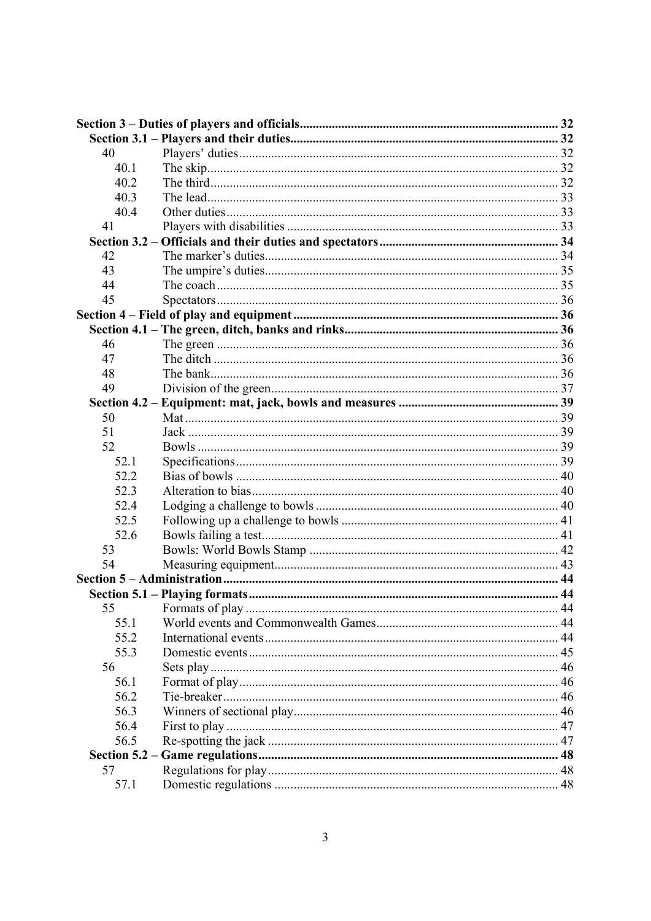| | | |
|---|---|---|
| **Section 3 – Duties of players and officials** | | **32** |
| **Section 3.1 – Players and their duties** | | **32** |
| 40 | Players' duties | 32 |
| 40.1 | The skip | 32 |
| 40.2 | The third | 32 |
| 40.3 | The lead | 33 |
| 40.4 | Other duties | 33 |
| 41 | Players with disabilities | 33 |
| **Section 3.2 – Officials and their duties and spectators** | | **34** |
| 42 | The marker's duties | 34 |
| 43 | The umpire's duties | 35 |
| 44 | The coach | 35 |
| 45 | Spectators | 36 |
| **Section 4 – Field of play and equipment** | | **36** |
| **Section 4.1 – The green, ditch, banks and rinks** | | **36** |
| 46 | The green | 36 |
| 47 | The ditch | 36 |
| 48 | The bank | 36 |
| 49 | Division of the green | 37 |
| **Section 4.2 – Equipment: mat, jack, bowls and measures** | | **39** |
| 50 | Mat | 39 |
| 51 | Jack | 39 |
| 52 | Bowls | 39 |
| 52.1 | Specifications | 39 |
| 52.2 | Bias of bowls | 40 |
| 52.3 | Alteration to bias | 40 |
| 52.4 | Lodging a challenge to bowls | 40 |
| 52.5 | Following up a challenge to bowls | 41 |
| 52.6 | Bowls failing a test | 41 |
| 53 | Bowls: World Bowls Stamp | 42 |
| 54 | Measuring equipment | 43 |
| **Section 5 – Administration** | | **44** |
| **Section 5.1 – Playing formats** | | **44** |
| 55 | Formats of play | 44 |
| 55.1 | World events and Commonwealth Games | 44 |
| 55.2 | International events | 44 |
| 55.3 | Domestic events | 45 |
| 56 | Sets play | 46 |
| 56.1 | Format of play | 46 |
| 56.2 | Tie-breaker | 46 |
| 56.3 | Winners of sectional play | 46 |
| 56.4 | First to play | 47 |
| 56.5 | Re-spotting the jack | 47 |
| **Section 5.2 – Game regulations** | | **48** |
| 57 | Regulations for play | 48 |
| 57.1 | Domestic regulations | 48 |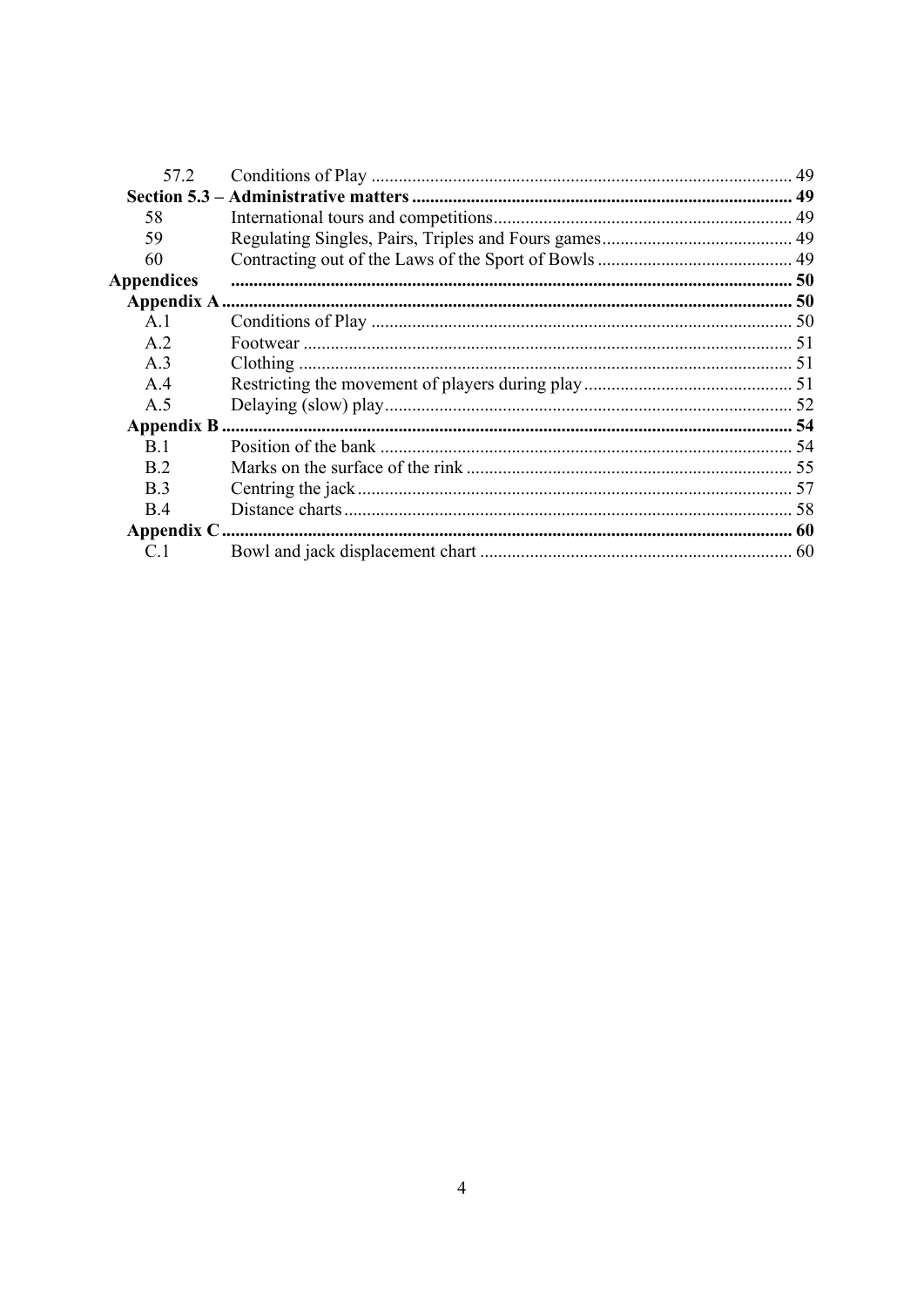| | | |
|---|---|---|
| 57.2 | Conditions of Play | 49 |
| **Section 5.3 – Administrative matters** | | **49** |
| 58 | International tours and competitions | 49 |
| 59 | Regulating Singles, Pairs, Triples and Fours games | 49 |
| 60 | Contracting out of the Laws of the Sport of Bowls | 49 |
| **Appendices** | | **50** |
| **Appendix A** | | **50** |
| A.1 | Conditions of Play | 50 |
| A.2 | Footwear | 51 |
| A.3 | Clothing | 51 |
| A.4 | Restricting the movement of players during play | 51 |
| A.5 | Delaying (slow) play | 52 |
| **Appendix B** | | **54** |
| B.1 | Position of the bank | 54 |
| B.2 | Marks on the surface of the rink | 55 |
| B.3 | Centring the jack | 57 |
| B.4 | Distance charts | 58 |
| **Appendix C** | | **60** |
| C.1 | Bowl and jack displacement chart | 60 |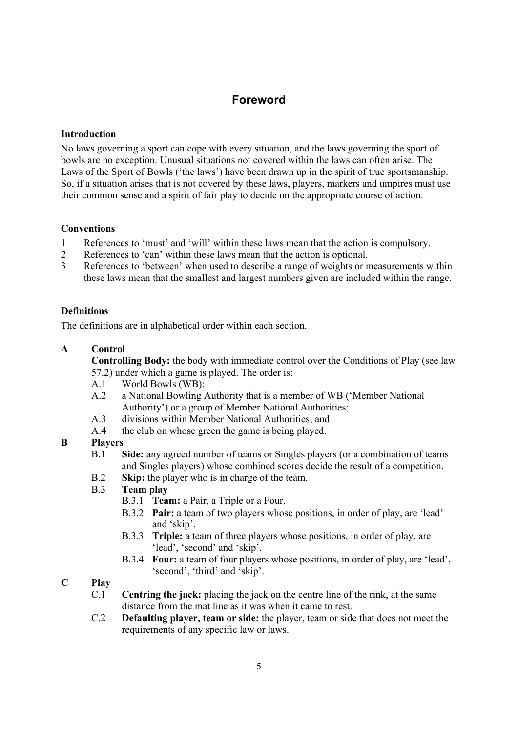# Foreword

### Introduction

No laws governing a sport can cope with every situation, and the laws governing the sport of bowls are no exception. Unusual situations not covered within the laws can often arise. The Laws of the Sport of Bowls ('the laws') have been drawn up in the spirit of true sportsmanship. So, if a situation arises that is not covered by these laws, players, markers and umpires must use their common sense and a spirit of fair play to decide on the appropriate course of action.

### Conventions

1. References to 'must' and 'will' within these laws mean that the action is compulsory.
2. References to 'can' within these laws mean that the action is optional.
3. References to 'between' when used to describe a range of weights or measurements within these laws mean that the smallest and largest numbers given are included within the range.

### Definitions

The definitions are in alphabetical order within each section.

**A Control**

**Controlling Body:** the body with immediate control over the Conditions of Play (see law 57.2) under which a game is played. The order is:

- A.1 World Bowls (WB);
- A.2 a National Bowling Authority that is a member of WB ('Member National Authority') or a group of Member National Authorities;
- A.3 divisions within Member National Authorities; and
- A.4 the club on whose green the game is being played.

**B Players**

- B.1 **Side:** any agreed number of teams or Singles players (or a combination of teams and Singles players) whose combined scores decide the result of a competition.
- B.2 **Skip:** the player who is in charge of the team.
- B.3 **Team play**
  - B.3.1 **Team:** a Pair, a Triple or a Four.
  - B.3.2 **Pair:** a team of two players whose positions, in order of play, are 'lead' and 'skip'.
  - B.3.3 **Triple:** a team of three players whose positions, in order of play, are 'lead', 'second' and 'skip'.
  - B.3.4 **Four:** a team of four players whose positions, in order of play, are 'lead', 'second', 'third' and 'skip'.

**C Play**

- C.1 **Centring the jack:** placing the jack on the centre line of the rink, at the same distance from the mat line as it was when it came to rest.
- C.2 **Defaulting player, team or side:** the player, team or side that does not meet the requirements of any specific law or laws.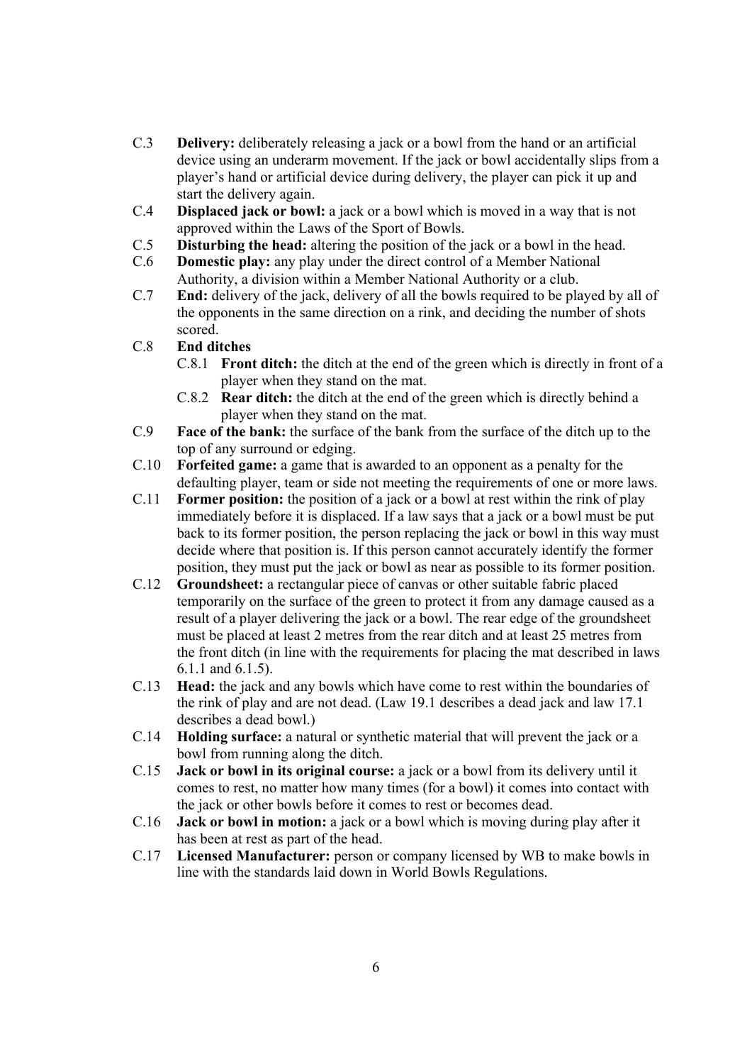C.3 **Delivery:** deliberately releasing a jack or a bowl from the hand or an artificial device using an underarm movement. If the jack or bowl accidentally slips from a player's hand or artificial device during delivery, the player can pick it up and start the delivery again.

C.4 **Displaced jack or bowl:** a jack or a bowl which is moved in a way that is not approved within the Laws of the Sport of Bowls.

C.5 **Disturbing the head:** altering the position of the jack or a bowl in the head.

C.6 **Domestic play:** any play under the direct control of a Member National Authority, a division within a Member National Authority or a club.

C.7 **End:** delivery of the jack, delivery of all the bowls required to be played by all of the opponents in the same direction on a rink, and deciding the number of shots scored.

C.8 **End ditches**

- C.8.1 **Front ditch:** the ditch at the end of the green which is directly in front of a player when they stand on the mat.
- C.8.2 **Rear ditch:** the ditch at the end of the green which is directly behind a player when they stand on the mat.

C.9 **Face of the bank:** the surface of the bank from the surface of the ditch up to the top of any surround or edging.

C.10 **Forfeited game:** a game that is awarded to an opponent as a penalty for the defaulting player, team or side not meeting the requirements of one or more laws.

C.11 **Former position:** the position of a jack or a bowl at rest within the rink of play immediately before it is displaced. If a law says that a jack or a bowl must be put back to its former position, the person replacing the jack or bowl in this way must decide where that position is. If this person cannot accurately identify the former position, they must put the jack or bowl as near as possible to its former position.

C.12 **Groundsheet:** a rectangular piece of canvas or other suitable fabric placed temporarily on the surface of the green to protect it from any damage caused as a result of a player delivering the jack or a bowl. The rear edge of the groundsheet must be placed at least 2 metres from the rear ditch and at least 25 metres from the front ditch (in line with the requirements for placing the mat described in laws 6.1.1 and 6.1.5).

C.13 **Head:** the jack and any bowls which have come to rest within the boundaries of the rink of play and are not dead. (Law 19.1 describes a dead jack and law 17.1 describes a dead bowl.)

C.14 **Holding surface:** a natural or synthetic material that will prevent the jack or a bowl from running along the ditch.

C.15 **Jack or bowl in its original course:** a jack or a bowl from its delivery until it comes to rest, no matter how many times (for a bowl) it comes into contact with the jack or other bowls before it comes to rest or becomes dead.

C.16 **Jack or bowl in motion:** a jack or a bowl which is moving during play after it has been at rest as part of the head.

C.17 **Licensed Manufacturer:** person or company licensed by WB to make bowls in line with the standards laid down in World Bowls Regulations.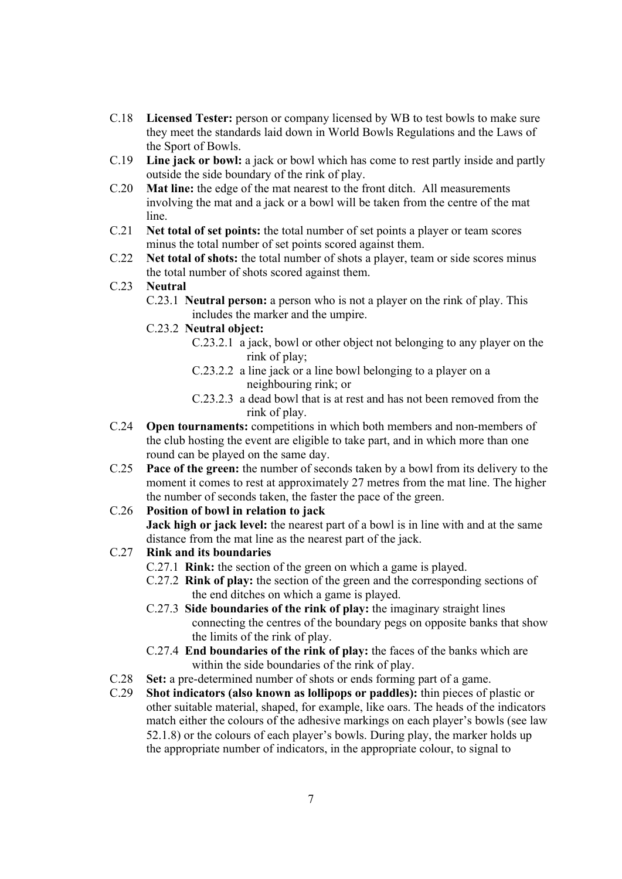C.18 **Licensed Tester:** person or company licensed by WB to test bowls to make sure they meet the standards laid down in World Bowls Regulations and the Laws of the Sport of Bowls.

C.19 **Line jack or bowl:** a jack or bowl which has come to rest partly inside and partly outside the side boundary of the rink of play.

C.20 **Mat line:** the edge of the mat nearest to the front ditch. All measurements involving the mat and a jack or a bowl will be taken from the centre of the mat line.

C.21 **Net total of set points:** the total number of set points a player or team scores minus the total number of set points scored against them.

C.22 **Net total of shots:** the total number of shots a player, team or side scores minus the total number of shots scored against them.

C.23 **Neutral**

- C.23.1 **Neutral person:** a person who is not a player on the rink of play. This includes the marker and the umpire.
- C.23.2 **Neutral object:**
  - C.23.2.1 a jack, bowl or other object not belonging to any player on the rink of play;
  - C.23.2.2 a line jack or a line bowl belonging to a player on a neighbouring rink; or
  - C.23.2.3 a dead bowl that is at rest and has not been removed from the rink of play.

C.24 **Open tournaments:** competitions in which both members and non-members of the club hosting the event are eligible to take part, and in which more than one round can be played on the same day.

C.25 **Pace of the green:** the number of seconds taken by a bowl from its delivery to the moment it comes to rest at approximately 27 metres from the mat line. The higher the number of seconds taken, the faster the pace of the green.

C.26 **Position of bowl in relation to jack**
**Jack high or jack level:** the nearest part of a bowl is in line with and at the same distance from the mat line as the nearest part of the jack.

C.27 **Rink and its boundaries**

- C.27.1 **Rink:** the section of the green on which a game is played.
- C.27.2 **Rink of play:** the section of the green and the corresponding sections of the end ditches on which a game is played.
- C.27.3 **Side boundaries of the rink of play:** the imaginary straight lines connecting the centres of the boundary pegs on opposite banks that show the limits of the rink of play.
- C.27.4 **End boundaries of the rink of play:** the faces of the banks which are within the side boundaries of the rink of play.

C.28 **Set:** a pre-determined number of shots or ends forming part of a game.

C.29 **Shot indicators (also known as lollipops or paddles):** thin pieces of plastic or other suitable material, shaped, for example, like oars. The heads of the indicators match either the colours of the adhesive markings on each player's bowls (see law 52.1.8) or the colours of each player's bowls. During play, the marker holds up the appropriate number of indicators, in the appropriate colour, to signal to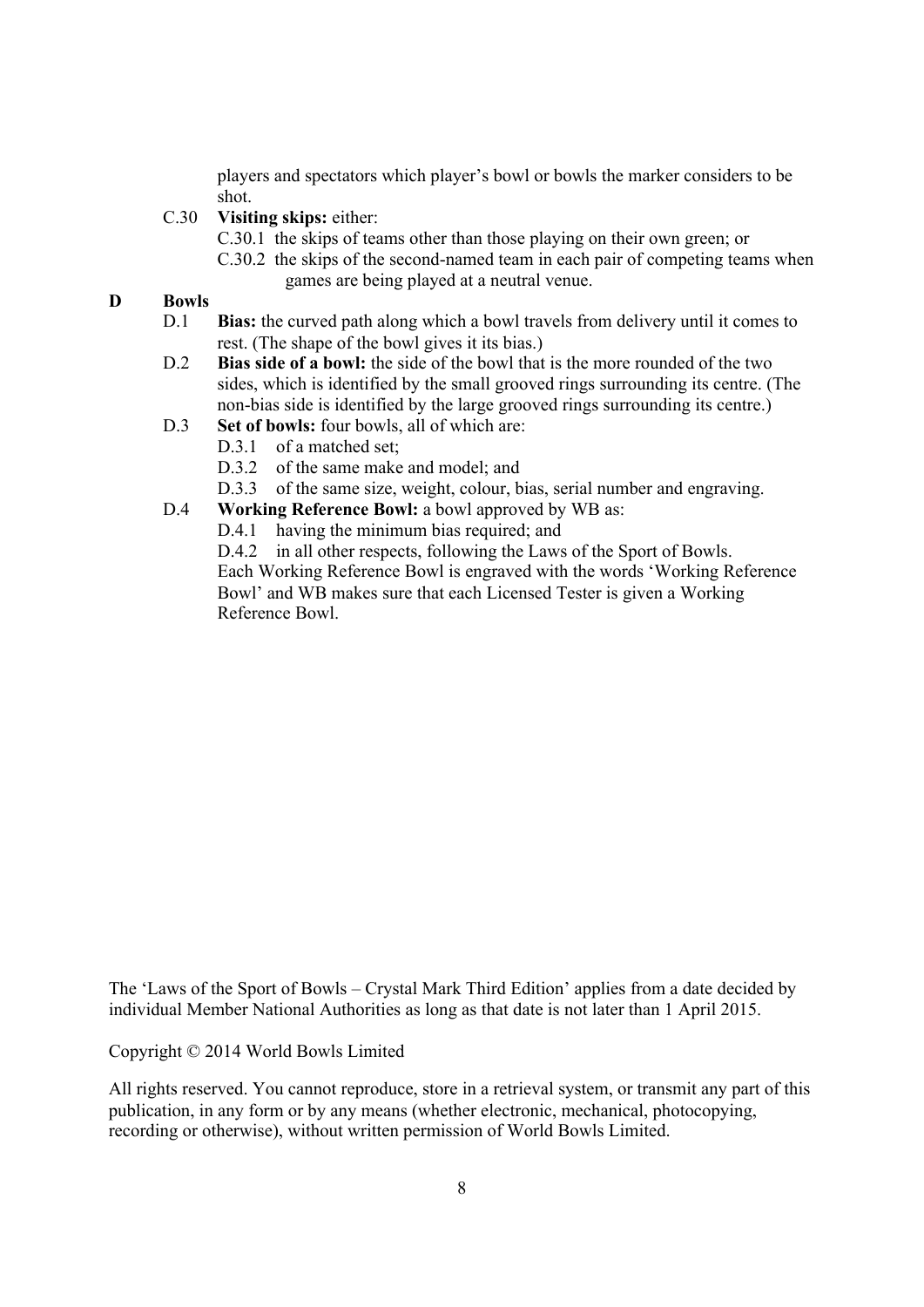players and spectators which player's bowl or bowls the marker considers to be shot.

C.30 **Visiting skips:** either:

- C.30.1 the skips of teams other than those playing on their own green; or
- C.30.2 the skips of the second-named team in each pair of competing teams when games are being played at a neutral venue.

## D Bowls

D.1 **Bias:** the curved path along which a bowl travels from delivery until it comes to rest. (The shape of the bowl gives it its bias.)

D.2 **Bias side of a bowl:** the side of the bowl that is the more rounded of the two sides, which is identified by the small grooved rings surrounding its centre. (The non-bias side is identified by the large grooved rings surrounding its centre.)

D.3 **Set of bowls:** four bowls, all of which are:

- D.3.1 of a matched set;
- D.3.2 of the same make and model; and
- D.3.3 of the same size, weight, colour, bias, serial number and engraving.

D.4 **Working Reference Bowl:** a bowl approved by WB as:

- D.4.1 having the minimum bias required; and
- D.4.2 in all other respects, following the Laws of the Sport of Bowls.

Each Working Reference Bowl is engraved with the words 'Working Reference Bowl' and WB makes sure that each Licensed Tester is given a Working Reference Bowl.

The 'Laws of the Sport of Bowls – Crystal Mark Third Edition' applies from a date decided by individual Member National Authorities as long as that date is not later than 1 April 2015.

Copyright © 2014 World Bowls Limited

All rights reserved. You cannot reproduce, store in a retrieval system, or transmit any part of this publication, in any form or by any means (whether electronic, mechanical, photocopying, recording or otherwise), without written permission of World Bowls Limited.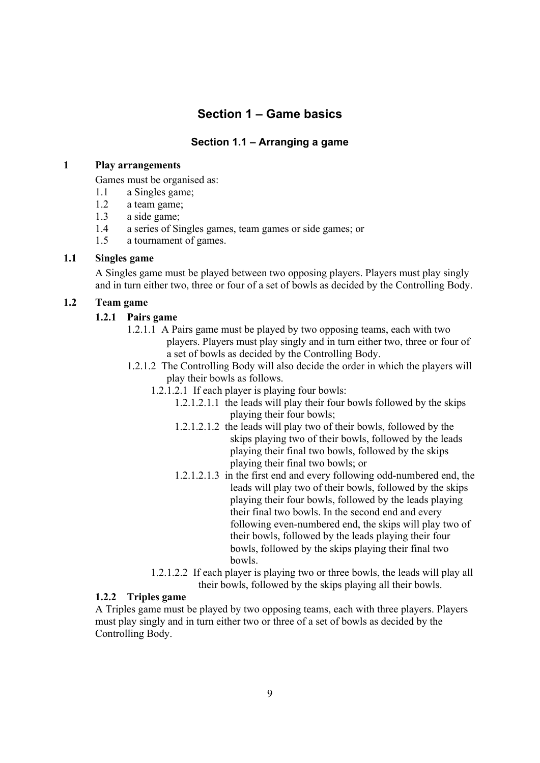# Section 1 – Game basics

## Section 1.1 – Arranging a game

### 1 Play arrangements

Games must be organised as:

1.1 a Singles game;
1.2 a team game;
1.3 a side game;
1.4 a series of Singles games, team games or side games; or
1.5 a tournament of games.

### 1.1 Singles game

A Singles game must be played between two opposing players. Players must play singly and in turn either two, three or four of a set of bowls as decided by the Controlling Body.

### 1.2 Team game

#### 1.2.1 Pairs game

1.2.1.1 A Pairs game must be played by two opposing teams, each with two players. Players must play singly and in turn either two, three or four of a set of bowls as decided by the Controlling Body.

1.2.1.2 The Controlling Body will also decide the order in which the players will play their bowls as follows.

1.2.1.2.1 If each player is playing four bowls:

1.2.1.2.1.1 the leads will play their four bowls followed by the skips playing their four bowls;

1.2.1.2.1.2 the leads will play two of their bowls, followed by the skips playing two of their bowls, followed by the leads playing their final two bowls, followed by the skips playing their final two bowls; or

1.2.1.2.1.3 in the first end and every following odd-numbered end, the leads will play two of their bowls, followed by the skips playing their four bowls, followed by the leads playing their final two bowls. In the second end and every following even-numbered end, the skips will play two of their bowls, followed by the leads playing their four bowls, followed by the skips playing their final two bowls.

1.2.1.2.2 If each player is playing two or three bowls, the leads will play all their bowls, followed by the skips playing all their bowls.

#### 1.2.2 Triples game

A Triples game must be played by two opposing teams, each with three players. Players must play singly and in turn either two or three of a set of bowls as decided by the Controlling Body.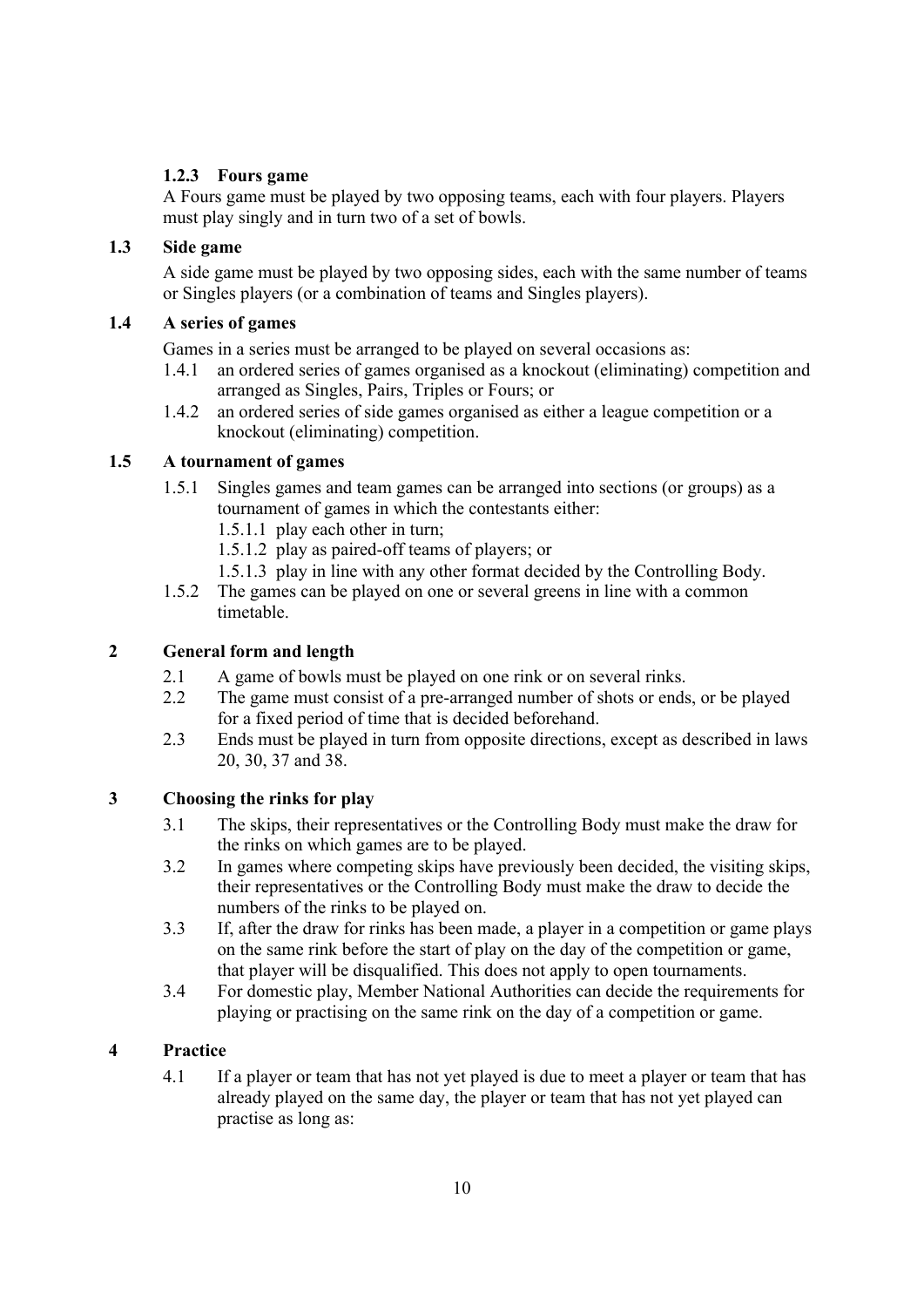#### 1.2.3 Fours game

A Fours game must be played by two opposing teams, each with four players. Players must play singly and in turn two of a set of bowls.

### 1.3 Side game

A side game must be played by two opposing sides, each with the same number of teams or Singles players (or a combination of teams and Singles players).

### 1.4 A series of games

Games in a series must be arranged to be played on several occasions as:

- 1.4.1 an ordered series of games organised as a knockout (eliminating) competition and arranged as Singles, Pairs, Triples or Fours; or
- 1.4.2 an ordered series of side games organised as either a league competition or a knockout (eliminating) competition.

### 1.5 A tournament of games

- 1.5.1 Singles games and team games can be arranged into sections (or groups) as a tournament of games in which the contestants either:
  - 1.5.1.1 play each other in turn;
  - 1.5.1.2 play as paired-off teams of players; or
  - 1.5.1.3 play in line with any other format decided by the Controlling Body.
- 1.5.2 The games can be played on one or several greens in line with a common timetable.

## 2 General form and length

- 2.1 A game of bowls must be played on one rink or on several rinks.
- 2.2 The game must consist of a pre-arranged number of shots or ends, or be played for a fixed period of time that is decided beforehand.
- 2.3 Ends must be played in turn from opposite directions, except as described in laws 20, 30, 37 and 38.

## 3 Choosing the rinks for play

- 3.1 The skips, their representatives or the Controlling Body must make the draw for the rinks on which games are to be played.
- 3.2 In games where competing skips have previously been decided, the visiting skips, their representatives or the Controlling Body must make the draw to decide the numbers of the rinks to be played on.
- 3.3 If, after the draw for rinks has been made, a player in a competition or game plays on the same rink before the start of play on the day of the competition or game, that player will be disqualified. This does not apply to open tournaments.
- 3.4 For domestic play, Member National Authorities can decide the requirements for playing or practising on the same rink on the day of a competition or game.

## 4 Practice

- 4.1 If a player or team that has not yet played is due to meet a player or team that has already played on the same day, the player or team that has not yet played can practise as long as: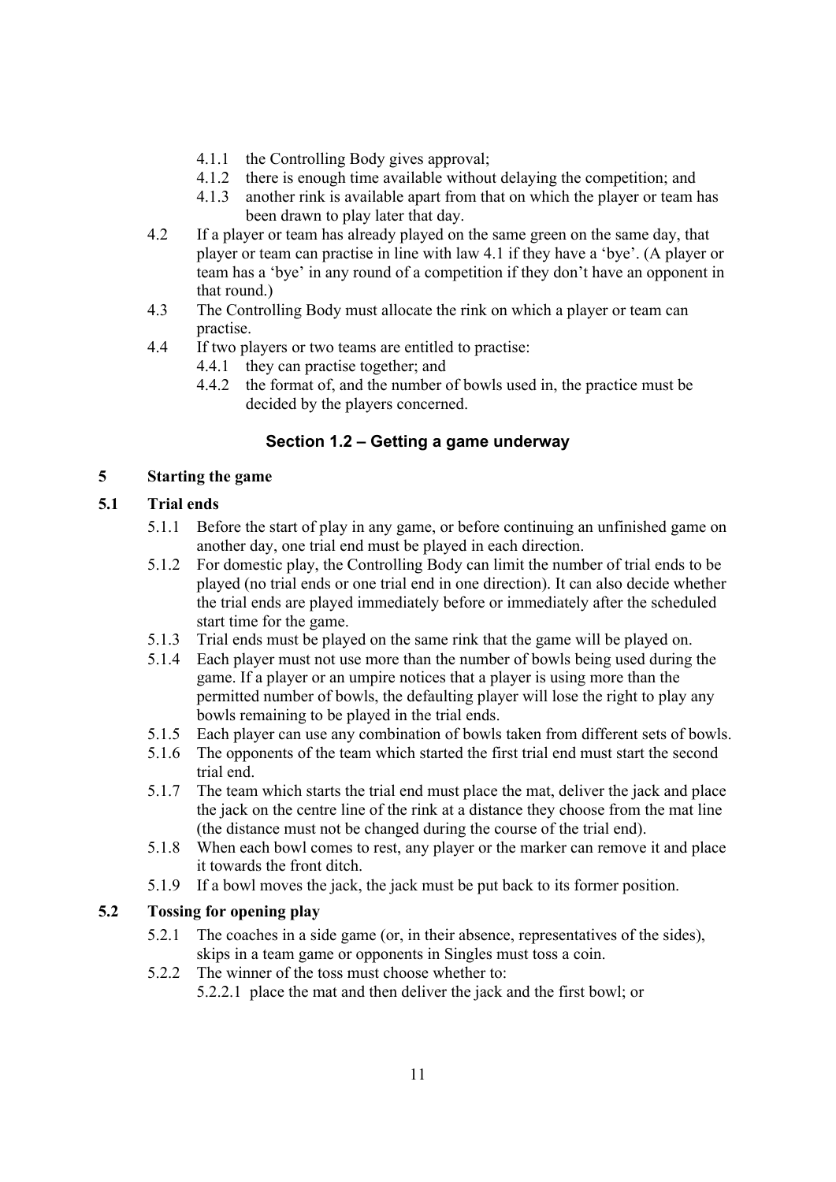4.1.1 the Controlling Body gives approval;
4.1.2 there is enough time available without delaying the competition; and
4.1.3 another rink is available apart from that on which the player or team has been drawn to play later that day.

4.2 If a player or team has already played on the same green on the same day, that player or team can practise in line with law 4.1 if they have a 'bye'. (A player or team has a 'bye' in any round of a competition if they don't have an opponent in that round.)

4.3 The Controlling Body must allocate the rink on which a player or team can practise.

4.4 If two players or two teams are entitled to practise:
4.4.1 they can practise together; and
4.4.2 the format of, and the number of bowls used in, the practice must be decided by the players concerned.

## Section 1.2 – Getting a game underway

### 5 Starting the game

### 5.1 Trial ends

5.1.1 Before the start of play in any game, or before continuing an unfinished game on another day, one trial end must be played in each direction.

5.1.2 For domestic play, the Controlling Body can limit the number of trial ends to be played (no trial ends or one trial end in one direction). It can also decide whether the trial ends are played immediately before or immediately after the scheduled start time for the game.

5.1.3 Trial ends must be played on the same rink that the game will be played on.

5.1.4 Each player must not use more than the number of bowls being used during the game. If a player or an umpire notices that a player is using more than the permitted number of bowls, the defaulting player will lose the right to play any bowls remaining to be played in the trial ends.

5.1.5 Each player can use any combination of bowls taken from different sets of bowls.

5.1.6 The opponents of the team which started the first trial end must start the second trial end.

5.1.7 The team which starts the trial end must place the mat, deliver the jack and place the jack on the centre line of the rink at a distance they choose from the mat line (the distance must not be changed during the course of the trial end).

5.1.8 When each bowl comes to rest, any player or the marker can remove it and place it towards the front ditch.

5.1.9 If a bowl moves the jack, the jack must be put back to its former position.

### 5.2 Tossing for opening play

5.2.1 The coaches in a side game (or, in their absence, representatives of the sides), skips in a team game or opponents in Singles must toss a coin.

5.2.2 The winner of the toss must choose whether to:
5.2.2.1 place the mat and then deliver the jack and the first bowl; or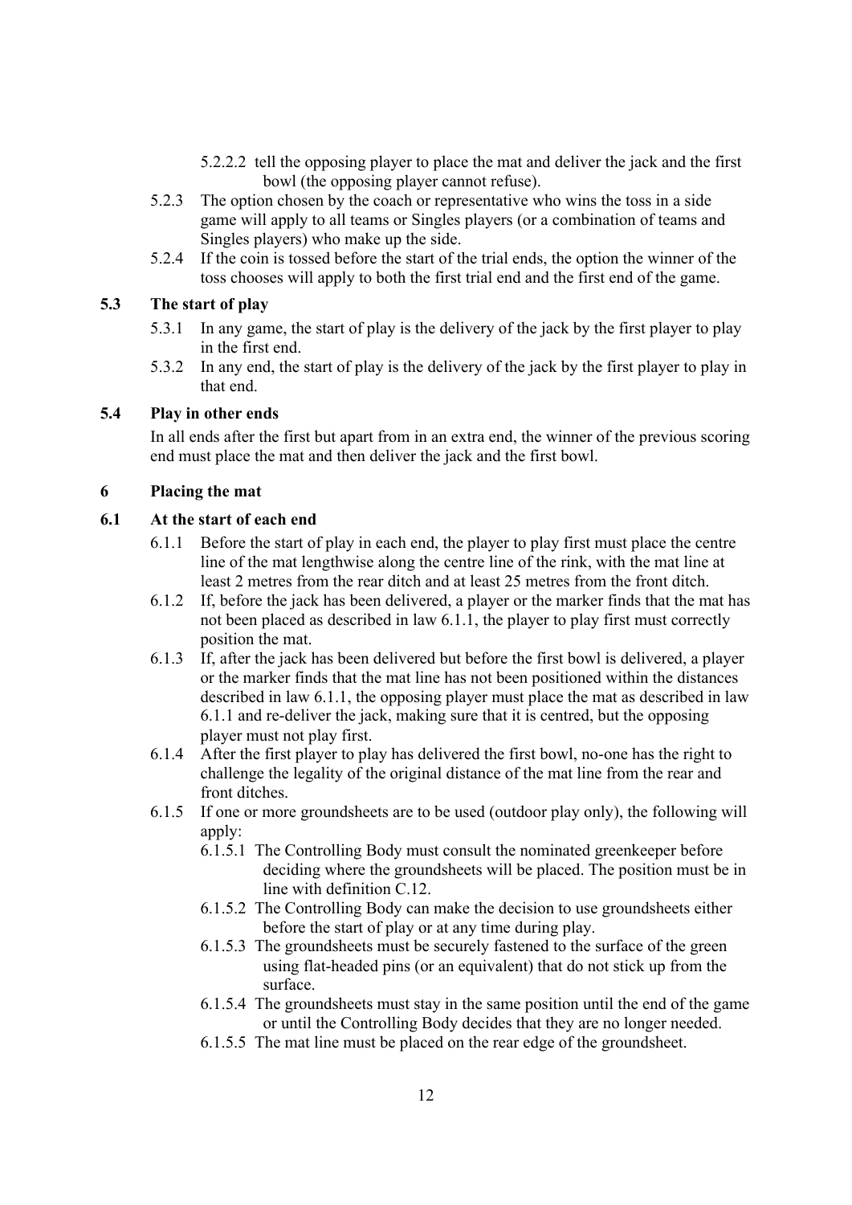5.2.2.2 tell the opposing player to place the mat and deliver the jack and the first bowl (the opposing player cannot refuse).

5.2.3 The option chosen by the coach or representative who wins the toss in a side game will apply to all teams or Singles players (or a combination of teams and Singles players) who make up the side.

5.2.4 If the coin is tossed before the start of the trial ends, the option the winner of the toss chooses will apply to both the first trial end and the first end of the game.

### 5.3 The start of play

5.3.1 In any game, the start of play is the delivery of the jack by the first player to play in the first end.

5.3.2 In any end, the start of play is the delivery of the jack by the first player to play in that end.

### 5.4 Play in other ends

In all ends after the first but apart from in an extra end, the winner of the previous scoring end must place the mat and then deliver the jack and the first bowl.

## 6 Placing the mat

### 6.1 At the start of each end

6.1.1 Before the start of play in each end, the player to play first must place the centre line of the mat lengthwise along the centre line of the rink, with the mat line at least 2 metres from the rear ditch and at least 25 metres from the front ditch.

6.1.2 If, before the jack has been delivered, a player or the marker finds that the mat has not been placed as described in law 6.1.1, the player to play first must correctly position the mat.

6.1.3 If, after the jack has been delivered but before the first bowl is delivered, a player or the marker finds that the mat line has not been positioned within the distances described in law 6.1.1, the opposing player must place the mat as described in law 6.1.1 and re-deliver the jack, making sure that it is centred, but the opposing player must not play first.

6.1.4 After the first player to play has delivered the first bowl, no-one has the right to challenge the legality of the original distance of the mat line from the rear and front ditches.

6.1.5 If one or more groundsheets are to be used (outdoor play only), the following will apply:

6.1.5.1 The Controlling Body must consult the nominated greenkeeper before deciding where the groundsheets will be placed. The position must be in line with definition C.12.

6.1.5.2 The Controlling Body can make the decision to use groundsheets either before the start of play or at any time during play.

6.1.5.3 The groundsheets must be securely fastened to the surface of the green using flat-headed pins (or an equivalent) that do not stick up from the surface.

6.1.5.4 The groundsheets must stay in the same position until the end of the game or until the Controlling Body decides that they are no longer needed.

6.1.5.5 The mat line must be placed on the rear edge of the groundsheet.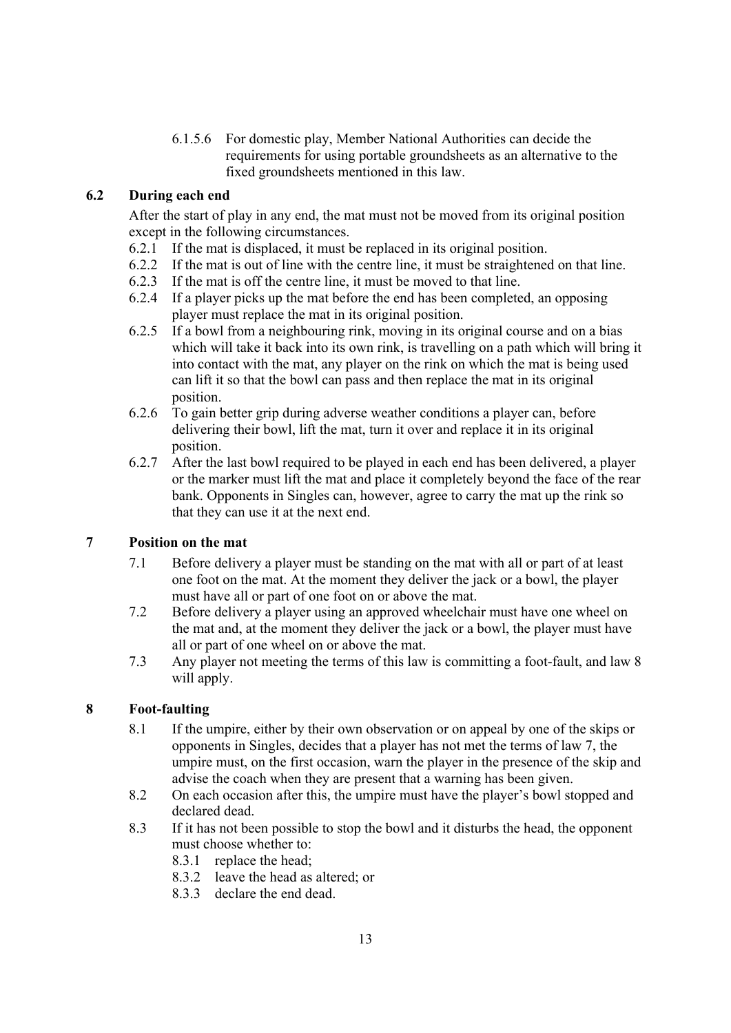6.1.5.6 For domestic play, Member National Authorities can decide the requirements for using portable groundsheets as an alternative to the fixed groundsheets mentioned in this law.

### 6.2 During each end

After the start of play in any end, the mat must not be moved from its original position except in the following circumstances.

6.2.1 If the mat is displaced, it must be replaced in its original position.

6.2.2 If the mat is out of line with the centre line, it must be straightened on that line.

6.2.3 If the mat is off the centre line, it must be moved to that line.

6.2.4 If a player picks up the mat before the end has been completed, an opposing player must replace the mat in its original position.

6.2.5 If a bowl from a neighbouring rink, moving in its original course and on a bias which will take it back into its own rink, is travelling on a path which will bring it into contact with the mat, any player on the rink on which the mat is being used can lift it so that the bowl can pass and then replace the mat in its original position.

6.2.6 To gain better grip during adverse weather conditions a player can, before delivering their bowl, lift the mat, turn it over and replace it in its original position.

6.2.7 After the last bowl required to be played in each end has been delivered, a player or the marker must lift the mat and place it completely beyond the face of the rear bank. Opponents in Singles can, however, agree to carry the mat up the rink so that they can use it at the next end.

## 7 Position on the mat

7.1 Before delivery a player must be standing on the mat with all or part of at least one foot on the mat. At the moment they deliver the jack or a bowl, the player must have all or part of one foot on or above the mat.

7.2 Before delivery a player using an approved wheelchair must have one wheel on the mat and, at the moment they deliver the jack or a bowl, the player must have all or part of one wheel on or above the mat.

7.3 Any player not meeting the terms of this law is committing a foot-fault, and law 8 will apply.

## 8 Foot-faulting

8.1 If the umpire, either by their own observation or on appeal by one of the skips or opponents in Singles, decides that a player has not met the terms of law 7, the umpire must, on the first occasion, warn the player in the presence of the skip and advise the coach when they are present that a warning has been given.

8.2 On each occasion after this, the umpire must have the player's bowl stopped and declared dead.

8.3 If it has not been possible to stop the bowl and it disturbs the head, the opponent must choose whether to:

- 8.3.1 replace the head;
- 8.3.2 leave the head as altered; or
- 8.3.3 declare the end dead.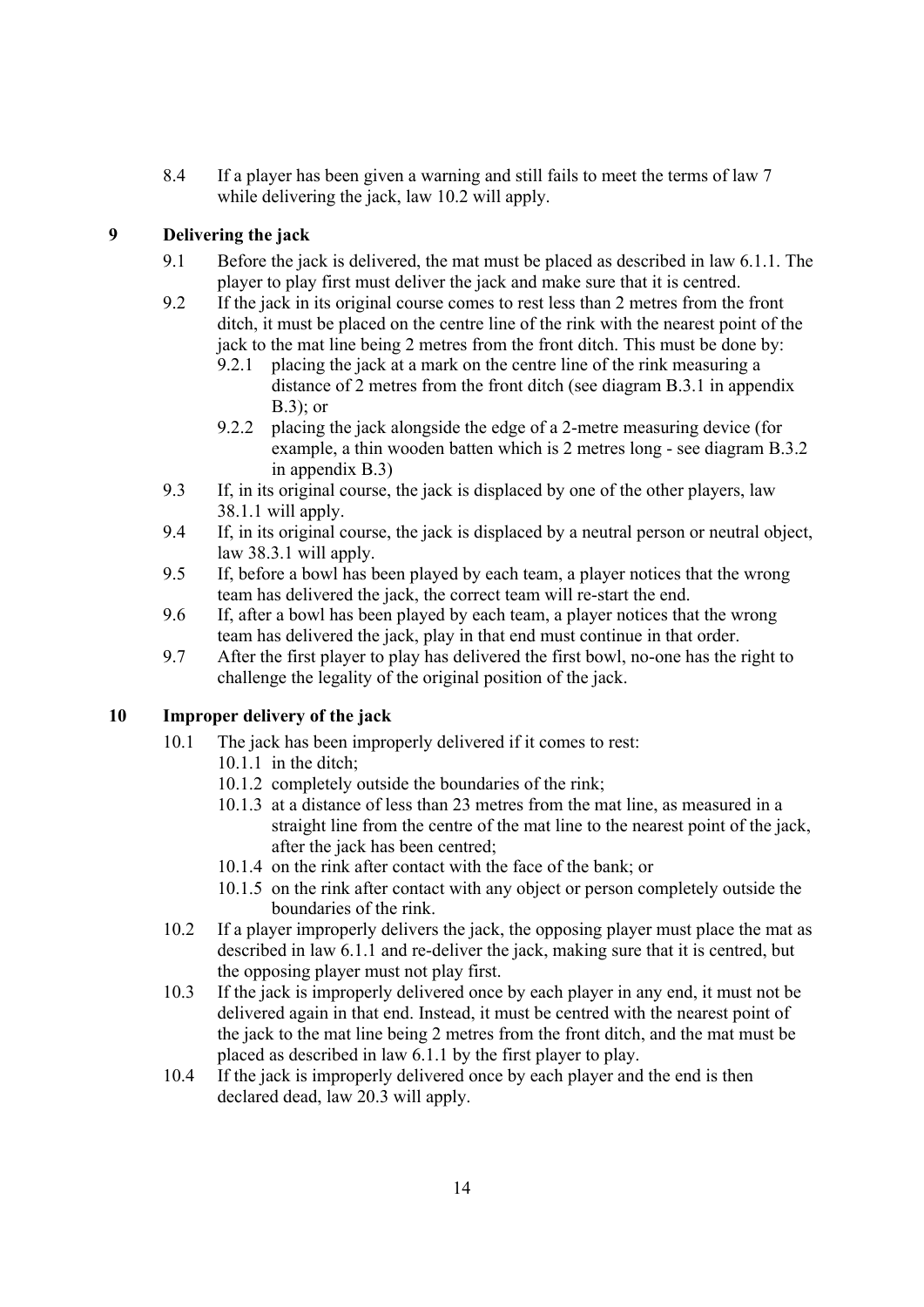8.4 If a player has been given a warning and still fails to meet the terms of law 7 while delivering the jack, law 10.2 will apply.

## 9 Delivering the jack

9.1 Before the jack is delivered, the mat must be placed as described in law 6.1.1. The player to play first must deliver the jack and make sure that it is centred.

9.2 If the jack in its original course comes to rest less than 2 metres from the front ditch, it must be placed on the centre line of the rink with the nearest point of the jack to the mat line being 2 metres from the front ditch. This must be done by:

  9.2.1 placing the jack at a mark on the centre line of the rink measuring a distance of 2 metres from the front ditch (see diagram B.3.1 in appendix B.3); or

  9.2.2 placing the jack alongside the edge of a 2-metre measuring device (for example, a thin wooden batten which is 2 metres long - see diagram B.3.2 in appendix B.3)

9.3 If, in its original course, the jack is displaced by one of the other players, law 38.1.1 will apply.

9.4 If, in its original course, the jack is displaced by a neutral person or neutral object, law 38.3.1 will apply.

9.5 If, before a bowl has been played by each team, a player notices that the wrong team has delivered the jack, the correct team will re-start the end.

9.6 If, after a bowl has been played by each team, a player notices that the wrong team has delivered the jack, play in that end must continue in that order.

9.7 After the first player to play has delivered the first bowl, no-one has the right to challenge the legality of the original position of the jack.

## 10 Improper delivery of the jack

10.1 The jack has been improperly delivered if it comes to rest:

  10.1.1 in the ditch;

  10.1.2 completely outside the boundaries of the rink;

  10.1.3 at a distance of less than 23 metres from the mat line, as measured in a straight line from the centre of the mat line to the nearest point of the jack, after the jack has been centred;

  10.1.4 on the rink after contact with the face of the bank; or

  10.1.5 on the rink after contact with any object or person completely outside the boundaries of the rink.

10.2 If a player improperly delivers the jack, the opposing player must place the mat as described in law 6.1.1 and re-deliver the jack, making sure that it is centred, but the opposing player must not play first.

10.3 If the jack is improperly delivered once by each player in any end, it must not be delivered again in that end. Instead, it must be centred with the nearest point of the jack to the mat line being 2 metres from the front ditch, and the mat must be placed as described in law 6.1.1 by the first player to play.

10.4 If the jack is improperly delivered once by each player and the end is then declared dead, law 20.3 will apply.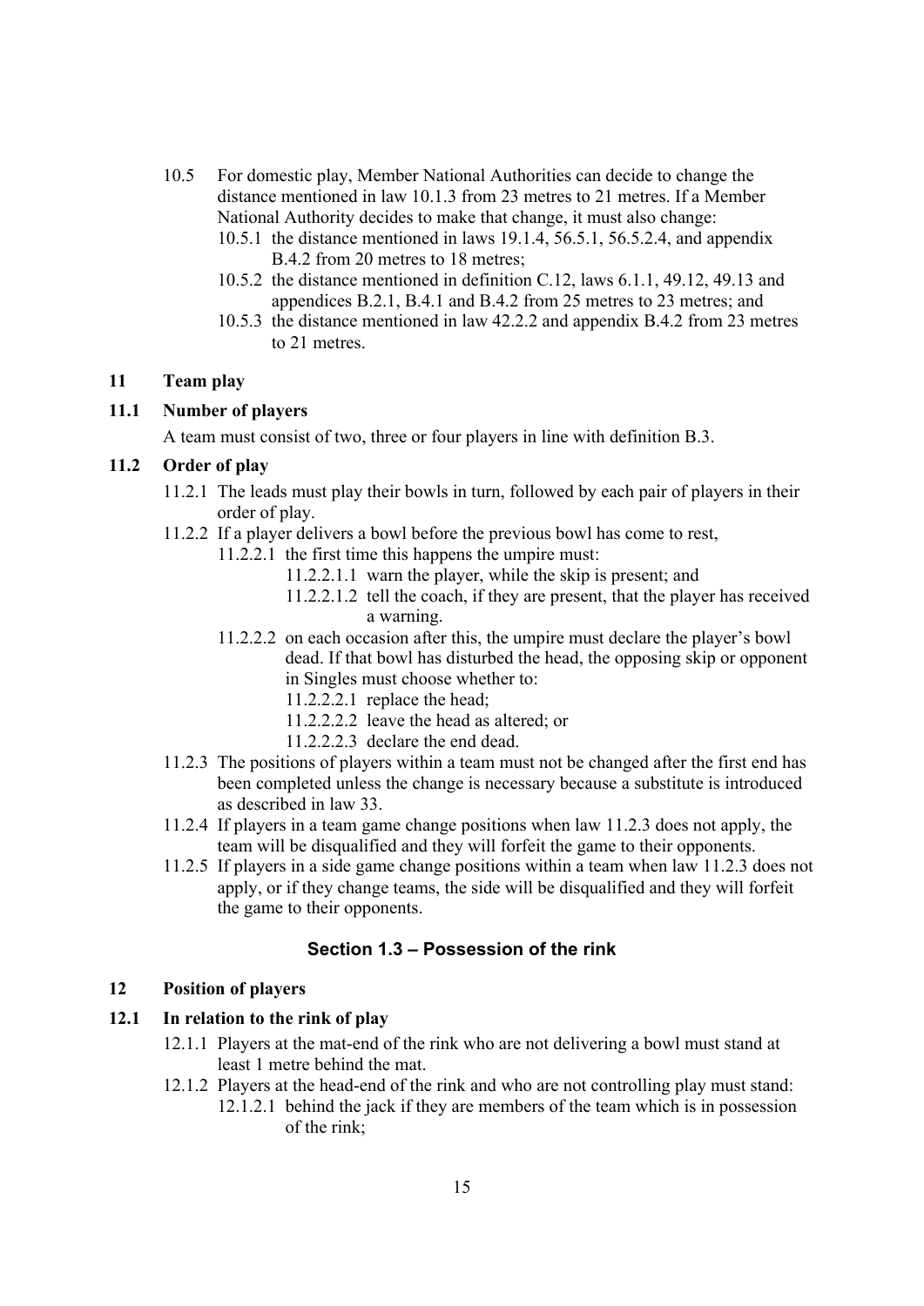10.5 For domestic play, Member National Authorities can decide to change the distance mentioned in law 10.1.3 from 23 metres to 21 metres. If a Member National Authority decides to make that change, it must also change:

- 10.5.1 the distance mentioned in laws 19.1.4, 56.5.1, 56.5.2.4, and appendix B.4.2 from 20 metres to 18 metres;
- 10.5.2 the distance mentioned in definition C.12, laws 6.1.1, 49.12, 49.13 and appendices B.2.1, B.4.1 and B.4.2 from 25 metres to 23 metres; and
- 10.5.3 the distance mentioned in law 42.2.2 and appendix B.4.2 from 23 metres to 21 metres.

## 11 Team play

### 11.1 Number of players

A team must consist of two, three or four players in line with definition B.3.

### 11.2 Order of play

- 11.2.1 The leads must play their bowls in turn, followed by each pair of players in their order of play.
- 11.2.2 If a player delivers a bowl before the previous bowl has come to rest,
  - 11.2.2.1 the first time this happens the umpire must:
    - 11.2.2.1.1 warn the player, while the skip is present; and
    - 11.2.2.1.2 tell the coach, if they are present, that the player has received a warning.
  - 11.2.2.2 on each occasion after this, the umpire must declare the player's bowl dead. If that bowl has disturbed the head, the opposing skip or opponent in Singles must choose whether to:
    - 11.2.2.2.1 replace the head;
    - 11.2.2.2.2 leave the head as altered; or
    - 11.2.2.2.3 declare the end dead.
- 11.2.3 The positions of players within a team must not be changed after the first end has been completed unless the change is necessary because a substitute is introduced as described in law 33.
- 11.2.4 If players in a team game change positions when law 11.2.3 does not apply, the team will be disqualified and they will forfeit the game to their opponents.
- 11.2.5 If players in a side game change positions within a team when law 11.2.3 does not apply, or if they change teams, the side will be disqualified and they will forfeit the game to their opponents.

## Section 1.3 – Possession of the rink

## 12 Position of players

### 12.1 In relation to the rink of play

- 12.1.1 Players at the mat-end of the rink who are not delivering a bowl must stand at least 1 metre behind the mat.
- 12.1.2 Players at the head-end of the rink and who are not controlling play must stand:
  - 12.1.2.1 behind the jack if they are members of the team which is in possession of the rink;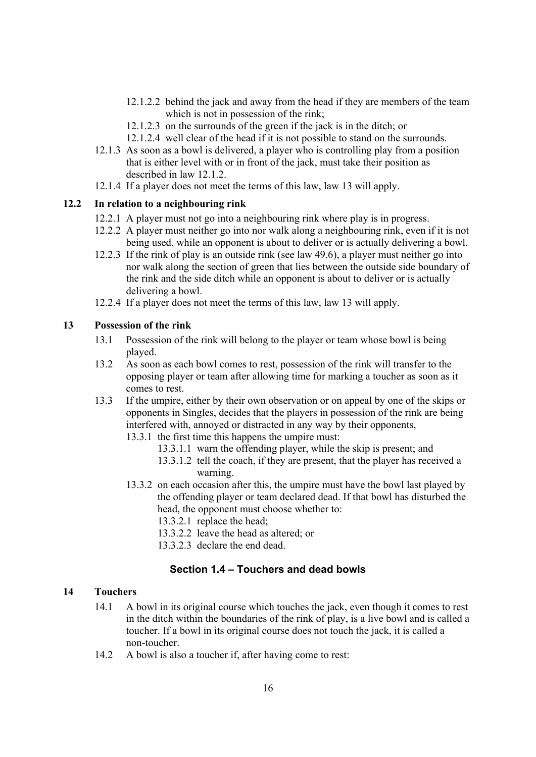- 12.1.2.2 behind the jack and away from the head if they are members of the team which is not in possession of the rink;
- 12.1.2.3 on the surrounds of the green if the jack is in the ditch; or
- 12.1.2.4 well clear of the head if it is not possible to stand on the surrounds.

12.1.3 As soon as a bowl is delivered, a player who is controlling play from a position that is either level with or in front of the jack, must take their position as described in law 12.1.2.

12.1.4 If a player does not meet the terms of this law, law 13 will apply.

### 12.2 In relation to a neighbouring rink

12.2.1 A player must not go into a neighbouring rink where play is in progress.

12.2.2 A player must neither go into nor walk along a neighbouring rink, even if it is not being used, while an opponent is about to deliver or is actually delivering a bowl.

12.2.3 If the rink of play is an outside rink (see law 49.6), a player must neither go into nor walk along the section of green that lies between the outside side boundary of the rink and the side ditch while an opponent is about to deliver or is actually delivering a bowl.

12.2.4 If a player does not meet the terms of this law, law 13 will apply.

### 13 Possession of the rink

13.1 Possession of the rink will belong to the player or team whose bowl is being played.

13.2 As soon as each bowl comes to rest, possession of the rink will transfer to the opposing player or team after allowing time for marking a toucher as soon as it comes to rest.

13.3 If the umpire, either by their own observation or on appeal by one of the skips or opponents in Singles, decides that the players in possession of the rink are being interfered with, annoyed or distracted in any way by their opponents,

- 13.3.1 the first time this happens the umpire must:
  - 13.3.1.1 warn the offending player, while the skip is present; and
  - 13.3.1.2 tell the coach, if they are present, that the player has received a warning.
- 13.3.2 on each occasion after this, the umpire must have the bowl last played by the offending player or team declared dead. If that bowl has disturbed the head, the opponent must choose whether to:
  - 13.3.2.1 replace the head;
  - 13.3.2.2 leave the head as altered; or
  - 13.3.2.3 declare the end dead.

## Section 1.4 – Touchers and dead bowls

### 14 Touchers

14.1 A bowl in its original course which touches the jack, even though it comes to rest in the ditch within the boundaries of the rink of play, is a live bowl and is called a toucher. If a bowl in its original course does not touch the jack, it is called a non-toucher.

14.2 A bowl is also a toucher if, after having come to rest: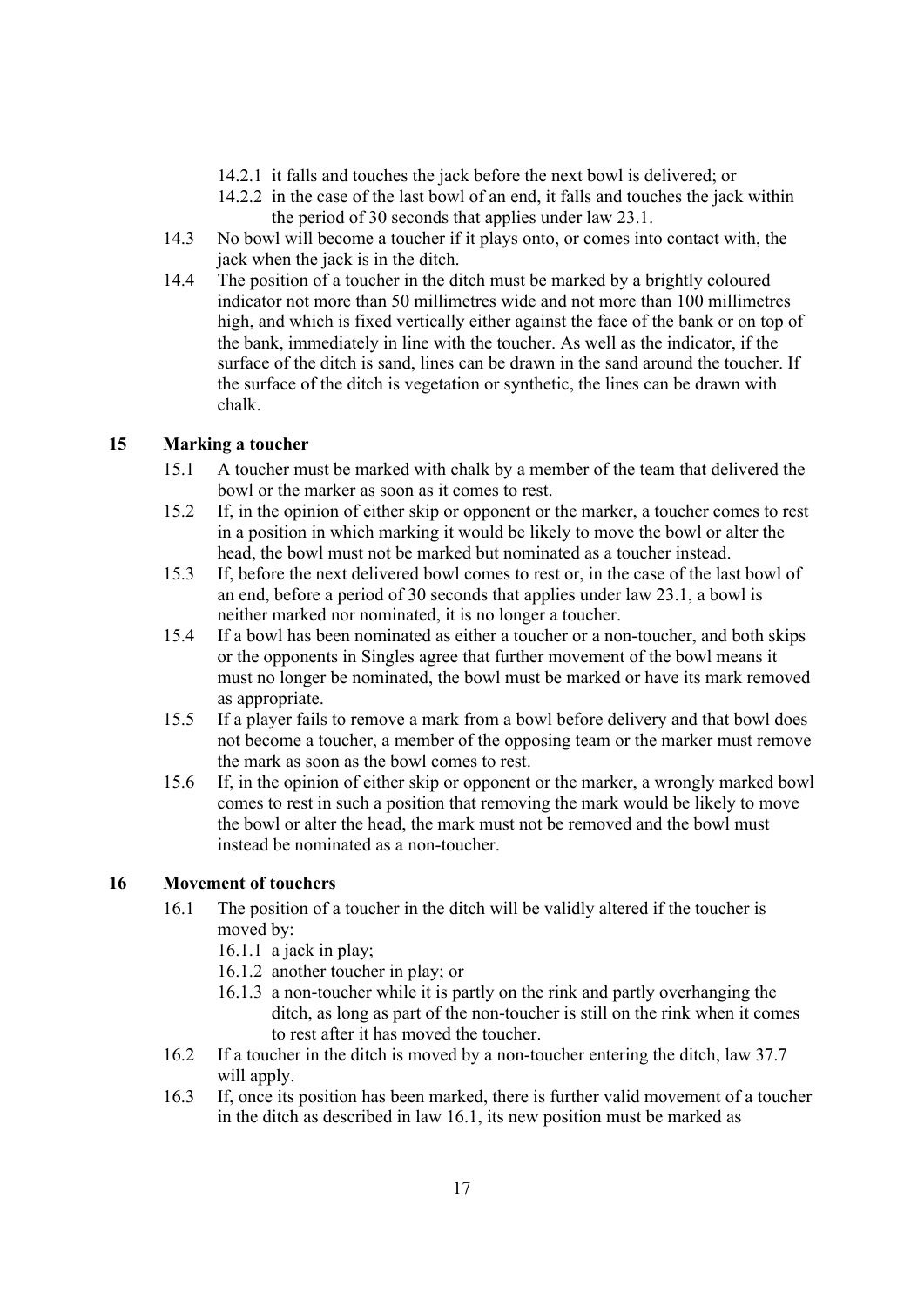14.2.1 it falls and touches the jack before the next bowl is delivered; or

14.2.2 in the case of the last bowl of an end, it falls and touches the jack within the period of 30 seconds that applies under law 23.1.

14.3 No bowl will become a toucher if it plays onto, or comes into contact with, the jack when the jack is in the ditch.

14.4 The position of a toucher in the ditch must be marked by a brightly coloured indicator not more than 50 millimetres wide and not more than 100 millimetres high, and which is fixed vertically either against the face of the bank or on top of the bank, immediately in line with the toucher. As well as the indicator, if the surface of the ditch is sand, lines can be drawn in the sand around the toucher. If the surface of the ditch is vegetation or synthetic, the lines can be drawn with chalk.

## 15 Marking a toucher

15.1 A toucher must be marked with chalk by a member of the team that delivered the bowl or the marker as soon as it comes to rest.

15.2 If, in the opinion of either skip or opponent or the marker, a toucher comes to rest in a position in which marking it would be likely to move the bowl or alter the head, the bowl must not be marked but nominated as a toucher instead.

15.3 If, before the next delivered bowl comes to rest or, in the case of the last bowl of an end, before a period of 30 seconds that applies under law 23.1, a bowl is neither marked nor nominated, it is no longer a toucher.

15.4 If a bowl has been nominated as either a toucher or a non-toucher, and both skips or the opponents in Singles agree that further movement of the bowl means it must no longer be nominated, the bowl must be marked or have its mark removed as appropriate.

15.5 If a player fails to remove a mark from a bowl before delivery and that bowl does not become a toucher, a member of the opposing team or the marker must remove the mark as soon as the bowl comes to rest.

15.6 If, in the opinion of either skip or opponent or the marker, a wrongly marked bowl comes to rest in such a position that removing the mark would be likely to move the bowl or alter the head, the mark must not be removed and the bowl must instead be nominated as a non-toucher.

## 16 Movement of touchers

16.1 The position of a toucher in the ditch will be validly altered if the toucher is moved by:

16.1.1 a jack in play;

16.1.2 another toucher in play; or

16.1.3 a non-toucher while it is partly on the rink and partly overhanging the ditch, as long as part of the non-toucher is still on the rink when it comes to rest after it has moved the toucher.

16.2 If a toucher in the ditch is moved by a non-toucher entering the ditch, law 37.7 will apply.

16.3 If, once its position has been marked, there is further valid movement of a toucher in the ditch as described in law 16.1, its new position must be marked as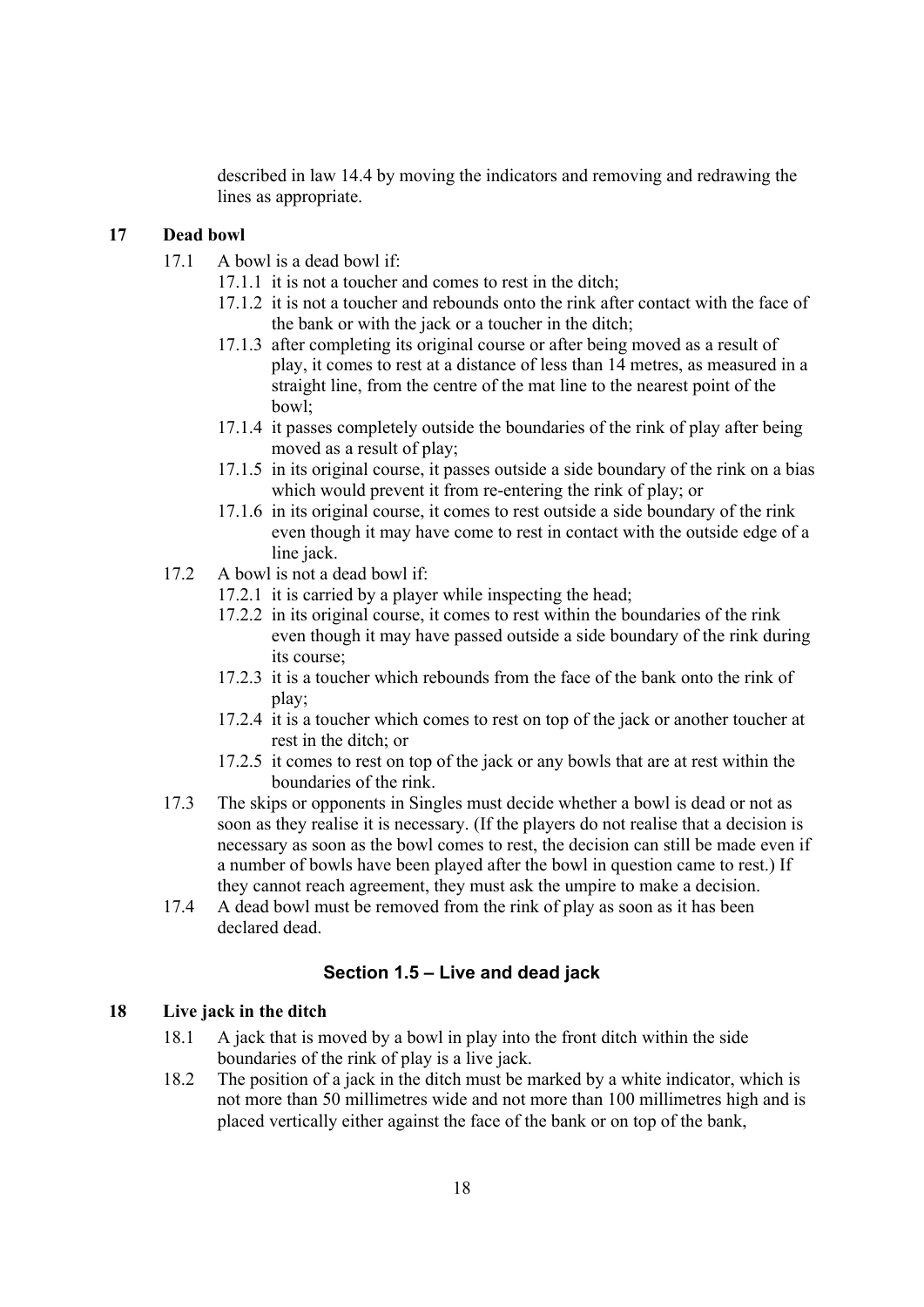described in law 14.4 by moving the indicators and removing and redrawing the lines as appropriate.

## 17 Dead bowl

17.1 A bowl is a dead bowl if:

- 17.1.1 it is not a toucher and comes to rest in the ditch;
- 17.1.2 it is not a toucher and rebounds onto the rink after contact with the face of the bank or with the jack or a toucher in the ditch;
- 17.1.3 after completing its original course or after being moved as a result of play, it comes to rest at a distance of less than 14 metres, as measured in a straight line, from the centre of the mat line to the nearest point of the bowl;
- 17.1.4 it passes completely outside the boundaries of the rink of play after being moved as a result of play;
- 17.1.5 in its original course, it passes outside a side boundary of the rink on a bias which would prevent it from re-entering the rink of play; or
- 17.1.6 in its original course, it comes to rest outside a side boundary of the rink even though it may have come to rest in contact with the outside edge of a line jack.

17.2 A bowl is not a dead bowl if:

- 17.2.1 it is carried by a player while inspecting the head;
- 17.2.2 in its original course, it comes to rest within the boundaries of the rink even though it may have passed outside a side boundary of the rink during its course;
- 17.2.3 it is a toucher which rebounds from the face of the bank onto the rink of play;
- 17.2.4 it is a toucher which comes to rest on top of the jack or another toucher at rest in the ditch; or
- 17.2.5 it comes to rest on top of the jack or any bowls that are at rest within the boundaries of the rink.

17.3 The skips or opponents in Singles must decide whether a bowl is dead or not as soon as they realise it is necessary. (If the players do not realise that a decision is necessary as soon as the bowl comes to rest, the decision can still be made even if a number of bowls have been played after the bowl in question came to rest.) If they cannot reach agreement, they must ask the umpire to make a decision.

17.4 A dead bowl must be removed from the rink of play as soon as it has been declared dead.

# Section 1.5 – Live and dead jack

## 18 Live jack in the ditch

18.1 A jack that is moved by a bowl in play into the front ditch within the side boundaries of the rink of play is a live jack.

18.2 The position of a jack in the ditch must be marked by a white indicator, which is not more than 50 millimetres wide and not more than 100 millimetres high and is placed vertically either against the face of the bank or on top of the bank,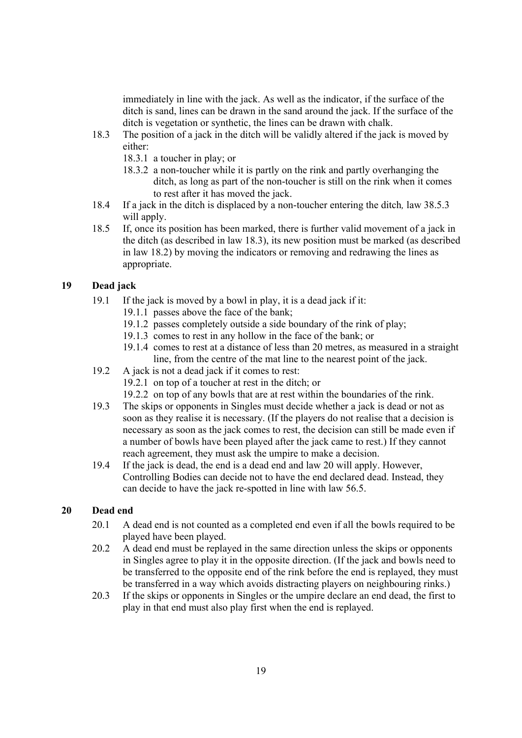immediately in line with the jack. As well as the indicator, if the surface of the ditch is sand, lines can be drawn in the sand around the jack. If the surface of the ditch is vegetation or synthetic, the lines can be drawn with chalk.

18.3 The position of a jack in the ditch will be validly altered if the jack is moved by either:

- 18.3.1 a toucher in play; or
- 18.3.2 a non-toucher while it is partly on the rink and partly overhanging the ditch, as long as part of the non-toucher is still on the rink when it comes to rest after it has moved the jack.

18.4 If a jack in the ditch is displaced by a non-toucher entering the ditch*,* law 38.5.3 will apply.

18.5 If, once its position has been marked, there is further valid movement of a jack in the ditch (as described in law 18.3), its new position must be marked (as described in law 18.2) by moving the indicators or removing and redrawing the lines as appropriate.

## 19 Dead jack

19.1 If the jack is moved by a bowl in play, it is a dead jack if it:

- 19.1.1 passes above the face of the bank;
- 19.1.2 passes completely outside a side boundary of the rink of play;
- 19.1.3 comes to rest in any hollow in the face of the bank; or
- 19.1.4 comes to rest at a distance of less than 20 metres, as measured in a straight line, from the centre of the mat line to the nearest point of the jack.

19.2 A jack is not a dead jack if it comes to rest:

- 19.2.1 on top of a toucher at rest in the ditch; or
- 19.2.2 on top of any bowls that are at rest within the boundaries of the rink.

19.3 The skips or opponents in Singles must decide whether a jack is dead or not as soon as they realise it is necessary. (If the players do not realise that a decision is necessary as soon as the jack comes to rest, the decision can still be made even if a number of bowls have been played after the jack came to rest.) If they cannot reach agreement, they must ask the umpire to make a decision.

19.4 If the jack is dead, the end is a dead end and law 20 will apply. However, Controlling Bodies can decide not to have the end declared dead. Instead, they can decide to have the jack re-spotted in line with law 56.5.

## 20 Dead end

20.1 A dead end is not counted as a completed end even if all the bowls required to be played have been played.

20.2 A dead end must be replayed in the same direction unless the skips or opponents in Singles agree to play it in the opposite direction. (If the jack and bowls need to be transferred to the opposite end of the rink before the end is replayed, they must be transferred in a way which avoids distracting players on neighbouring rinks.)

20.3 If the skips or opponents in Singles or the umpire declare an end dead, the first to play in that end must also play first when the end is replayed.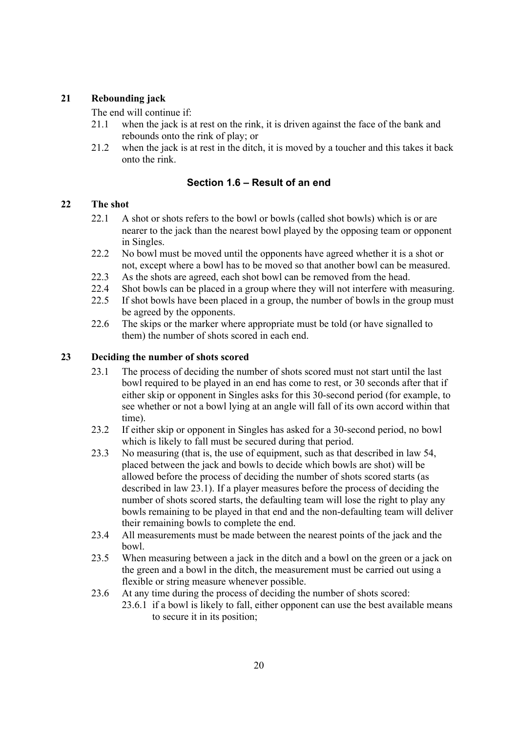### 21 Reboundingjack

The end will continue if:

21.1 when the jack is at rest on the rink, it is driven against the face of the bank and rebounds onto the rink of play; or

21.2 when the jack is at rest in the ditch, it is moved by a toucher and this takes it back onto the rink.

## Section 1.6 – Result of an end

### 22 The shot

22.1 A shot or shots refers to the bowl or bowls (called shot bowls) which is or are nearer to the jack than the nearest bowl played by the opposing team or opponent in Singles.

22.2 No bowl must be moved until the opponents have agreed whether it is a shot or not, except where a bowl has to be moved so that another bowl can be measured.

22.3 As the shots are agreed, each shot bowl can be removed from the head.

22.4 Shot bowls can be placed in a group where they will not interfere with measuring.

22.5 If shot bowls have been placed in a group, the number of bowls in the group must be agreed by the opponents.

22.6 The skips or the marker where appropriate must be told (or have signalled to them) the number of shots scored in each end.

### 23 Deciding the number of shots scored

23.1 The process of deciding the number of shots scored must not start until the last bowl required to be played in an end has come to rest, or 30 seconds after that if either skip or opponent in Singles asks for this 30-second period (for example, to see whether or not a bowl lying at an angle will fall of its own accord within that time).

23.2 If either skip or opponent in Singles has asked for a 30-second period, no bowl which is likely to fall must be secured during that period.

23.3 No measuring (that is, the use of equipment, such as that described in law 54, placed between the jack and bowls to decide which bowls are shot) will be allowed before the process of deciding the number of shots scored starts (as described in law 23.1). If a player measures before the process of deciding the number of shots scored starts, the defaulting team will lose the right to play any bowls remaining to be played in that end and the non-defaulting team will deliver their remaining bowls to complete the end.

23.4 All measurements must be made between the nearest points of the jack and the bowl.

23.5 When measuring between a jack in the ditch and a bowl on the green or a jack on the green and a bowl in the ditch, the measurement must be carried out using a flexible or string measure whenever possible.

23.6 At any time during the process of deciding the number of shots scored:

23.6.1 if a bowl is likely to fall, either opponent can use the best available means to secure it in its position;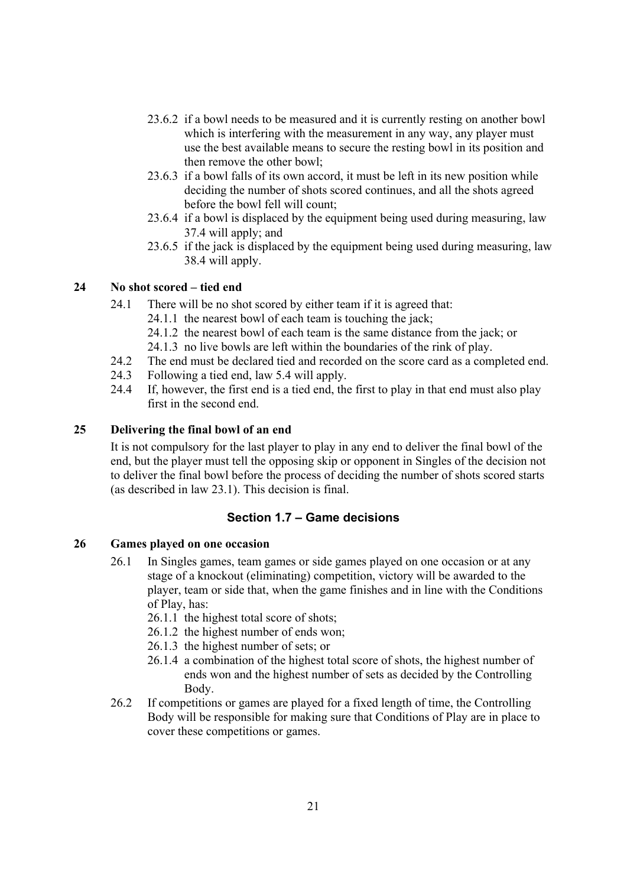23.6.2 if a bowl needs to be measured and it is currently resting on another bowl which is interfering with the measurement in any way, any player must use the best available means to secure the resting bowl in its position and then remove the other bowl;

23.6.3 if a bowl falls of its own accord, it must be left in its new position while deciding the number of shots scored continues, and all the shots agreed before the bowl fell will count;

23.6.4 if a bowl is displaced by the equipment being used during measuring, law 37.4 will apply; and

23.6.5 if the jack is displaced by the equipment being used during measuring, law 38.4 will apply.

**24 No shot scored – tied end**

24.1 There will be no shot scored by either team if it is agreed that:

24.1.1 the nearest bowl of each team is touching the jack;

24.1.2 the nearest bowl of each team is the same distance from the jack; or

24.1.3 no live bowls are left within the boundaries of the rink of play.

24.2 The end must be declared tied and recorded on the score card as a completed end.

24.3 Following a tied end, law 5.4 will apply.

24.4 If, however, the first end is a tied end, the first to play in that end must also play first in the second end.

**25 Delivering the final bowl of an end**

It is not compulsory for the last player to play in any end to deliver the final bowl of the end, but the player must tell the opposing skip or opponent in Singles of the decision not to deliver the final bowl before the process of deciding the number of shots scored starts (as described in law 23.1). This decision is final.

## Section 1.7 – Game decisions

**26 Games played on one occasion**

26.1 In Singles games, team games or side games played on one occasion or at any stage of a knockout (eliminating) competition, victory will be awarded to the player, team or side that, when the game finishes and in line with the Conditions of Play, has:

26.1.1 the highest total score of shots;

26.1.2 the highest number of ends won;

26.1.3 the highest number of sets; or

26.1.4 a combination of the highest total score of shots, the highest number of ends won and the highest number of sets as decided by the Controlling Body.

26.2 If competitions or games are played for a fixed length of time, the Controlling Body will be responsible for making sure that Conditions of Play are in place to cover these competitions or games.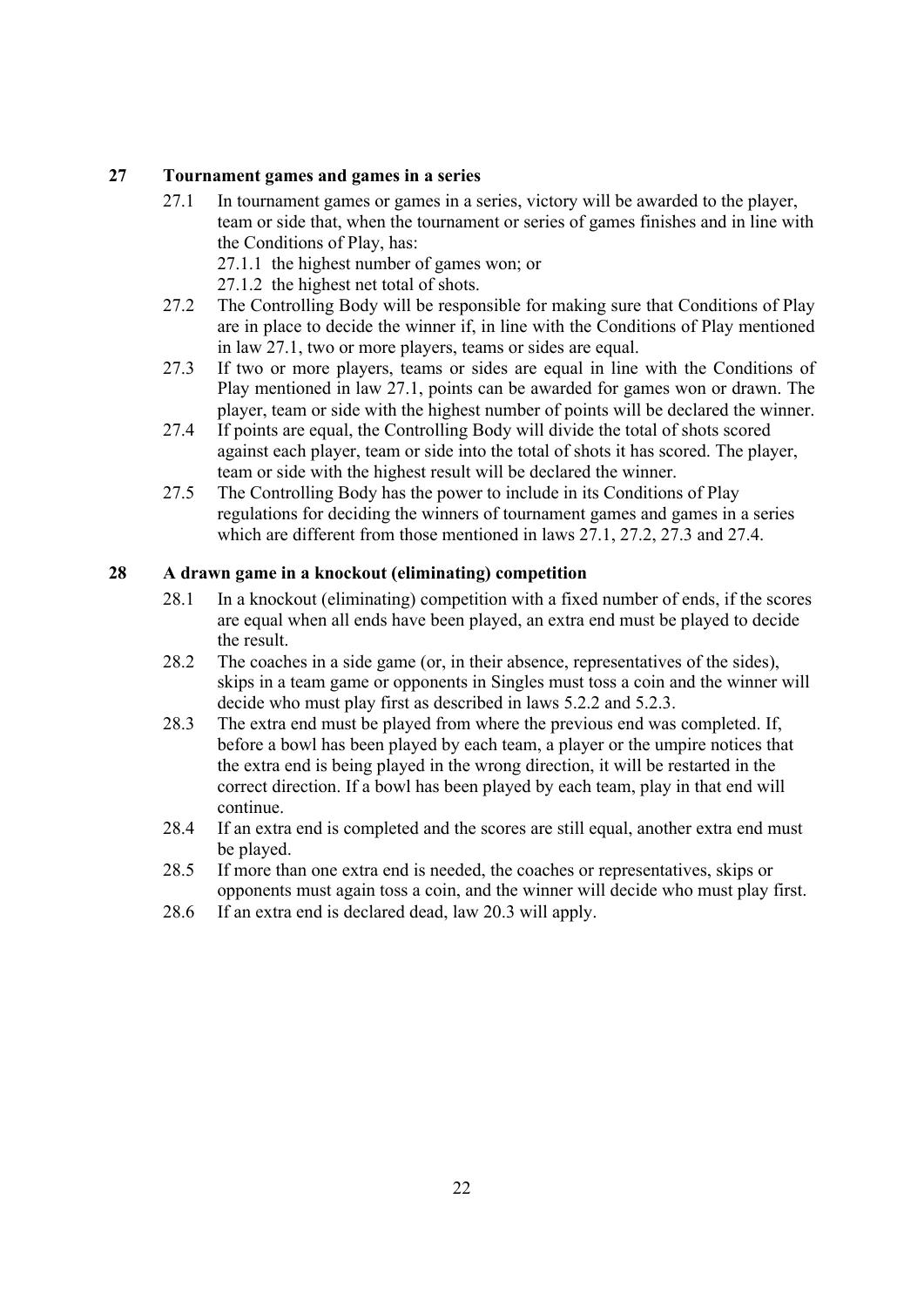## 27 Tournament games and games in a series

27.1 In tournament games or games in a series, victory will be awarded to the player, team or side that, when the tournament or series of games finishes and in line with the Conditions of Play, has:

27.1.1 the highest number of games won; or

27.1.2 the highest net total of shots.

27.2 The Controlling Body will be responsible for making sure that Conditions of Play are in place to decide the winner if, in line with the Conditions of Play mentioned in law 27.1, two or more players, teams or sides are equal.

27.3 If two or more players, teams or sides are equal in line with the Conditions of Play mentioned in law 27.1, points can be awarded for games won or drawn. The player, team or side with the highest number of points will be declared the winner.

27.4 If points are equal, the Controlling Body will divide the total of shots scored against each player, team or side into the total of shots it has scored. The player, team or side with the highest result will be declared the winner.

27.5 The Controlling Body has the power to include in its Conditions of Play regulations for deciding the winners of tournament games and games in a series which are different from those mentioned in laws 27.1, 27.2, 27.3 and 27.4.

## 28 A drawn game in a knockout (eliminating) competition

28.1 In a knockout (eliminating) competition with a fixed number of ends, if the scores are equal when all ends have been played, an extra end must be played to decide the result.

28.2 The coaches in a side game (or, in their absence, representatives of the sides), skips in a team game or opponents in Singles must toss a coin and the winner will decide who must play first as described in laws 5.2.2 and 5.2.3.

28.3 The extra end must be played from where the previous end was completed. If, before a bowl has been played by each team, a player or the umpire notices that the extra end is being played in the wrong direction, it will be restarted in the correct direction. If a bowl has been played by each team, play in that end will continue.

28.4 If an extra end is completed and the scores are still equal, another extra end must be played.

28.5 If more than one extra end is needed, the coaches or representatives, skips or opponents must again toss a coin, and the winner will decide who must play first.

28.6 If an extra end is declared dead, law 20.3 will apply.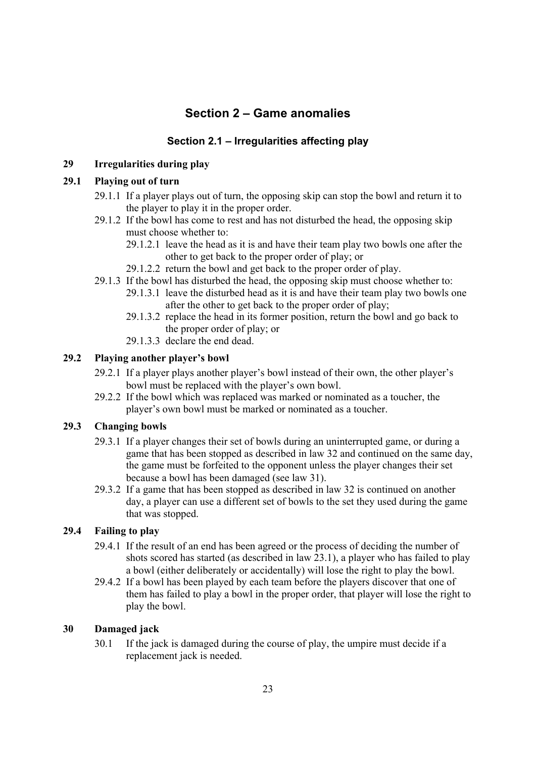# Section 2 – Game anomalies

## Section 2.1 – Irregularities affecting play

### 29 Irregularities during play

#### 29.1 Playing out of turn

- 29.1.1 If a player plays out of turn, the opposing skip can stop the bowl and return it to the player to play it in the proper order.
- 29.1.2 If the bowl has come to rest and has not disturbed the head, the opposing skip must choose whether to:
  - 29.1.2.1 leave the head as it is and have their team play two bowls one after the other to get back to the proper order of play; or
  - 29.1.2.2 return the bowl and get back to the proper order of play.
- 29.1.3 If the bowl has disturbed the head, the opposing skip must choose whether to:
  - 29.1.3.1 leave the disturbed head as it is and have their team play two bowls one after the other to get back to the proper order of play;
  - 29.1.3.2 replace the head in its former position, return the bowl and go back to the proper order of play; or
  - 29.1.3.3 declare the end dead.

#### 29.2 Playing another player's bowl

- 29.2.1 If a player plays another player's bowl instead of their own, the other player's bowl must be replaced with the player's own bowl.
- 29.2.2 If the bowl which was replaced was marked or nominated as a toucher, the player's own bowl must be marked or nominated as a toucher.

#### 29.3 Changing bowls

- 29.3.1 If a player changes their set of bowls during an uninterrupted game, or during a game that has been stopped as described in law 32 and continued on the same day, the game must be forfeited to the opponent unless the player changes their set because a bowl has been damaged (see law 31).
- 29.3.2 If a game that has been stopped as described in law 32 is continued on another day, a player can use a different set of bowls to the set they used during the game that was stopped.

#### 29.4 Failing to play

- 29.4.1 If the result of an end has been agreed or the process of deciding the number of shots scored has started (as described in law 23.1), a player who has failed to play a bowl (either deliberately or accidentally) will lose the right to play the bowl.
- 29.4.2 If a bowl has been played by each team before the players discover that one of them has failed to play a bowl in the proper order, that player will lose the right to play the bowl.

### 30 Damaged jack

- 30.1 If the jack is damaged during the course of play, the umpire must decide if a replacement jack is needed.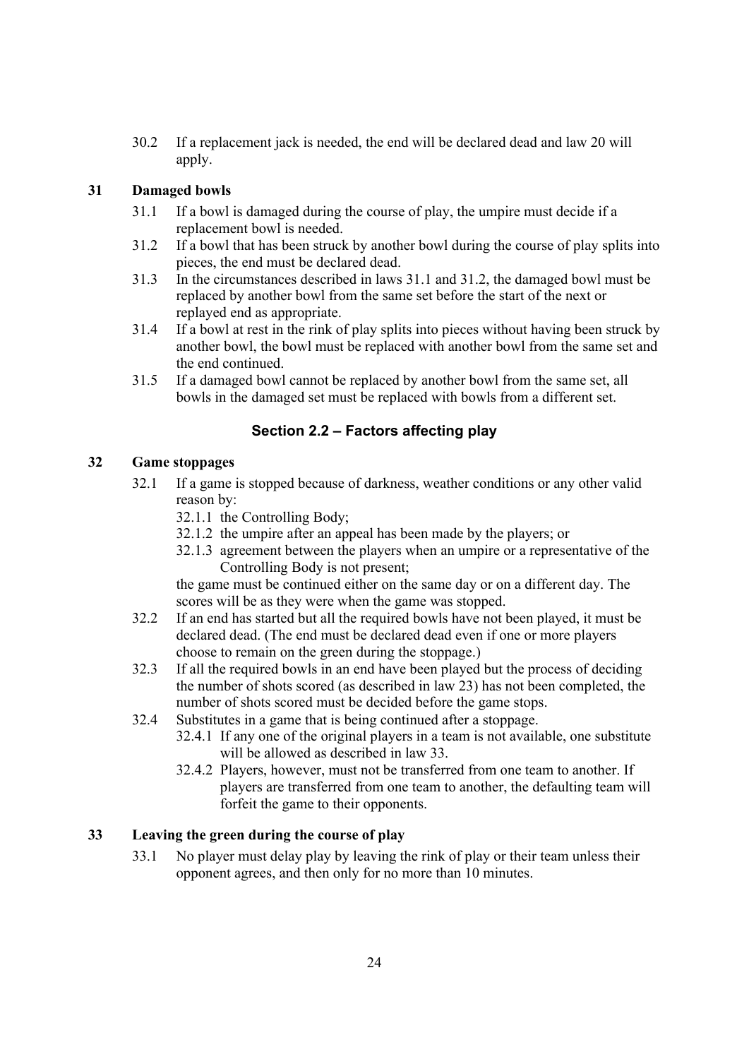30.2 If a replacement jack is needed, the end will be declared dead and law 20 will apply.

### 31 Damaged bowls

31.1 If a bowl is damaged during the course of play, the umpire must decide if a replacement bowl is needed.

31.2 If a bowl that has been struck by another bowl during the course of play splits into pieces, the end must be declared dead.

31.3 In the circumstances described in laws 31.1 and 31.2, the damaged bowl must be replaced by another bowl from the same set before the start of the next or replayed end as appropriate.

31.4 If a bowl at rest in the rink of play splits into pieces without having been struck by another bowl, the bowl must be replaced with another bowl from the same set and the end continued.

31.5 If a damaged bowl cannot be replaced by another bowl from the same set, all bowls in the damaged set must be replaced with bowls from a different set.

## Section 2.2 – Factors affecting play

### 32 Game stoppages

32.1 If a game is stopped because of darkness, weather conditions or any other valid reason by:

- 32.1.1 the Controlling Body;
- 32.1.2 the umpire after an appeal has been made by the players; or
- 32.1.3 agreement between the players when an umpire or a representative of the Controlling Body is not present;

the game must be continued either on the same day or on a different day. The scores will be as they were when the game was stopped.

32.2 If an end has started but all the required bowls have not been played, it must be declared dead. (The end must be declared dead even if one or more players choose to remain on the green during the stoppage.)

32.3 If all the required bowls in an end have been played but the process of deciding the number of shots scored (as described in law 23) has not been completed, the number of shots scored must be decided before the game stops.

32.4 Substitutes in a game that is being continued after a stoppage.

- 32.4.1 If any one of the original players in a team is not available, one substitute will be allowed as described in law 33.
- 32.4.2 Players, however, must not be transferred from one team to another. If players are transferred from one team to another, the defaulting team will forfeit the game to their opponents.

### 33 Leaving the green during the course of play

33.1 No player must delay play by leaving the rink of play or their team unless their opponent agrees, and then only for no more than 10 minutes.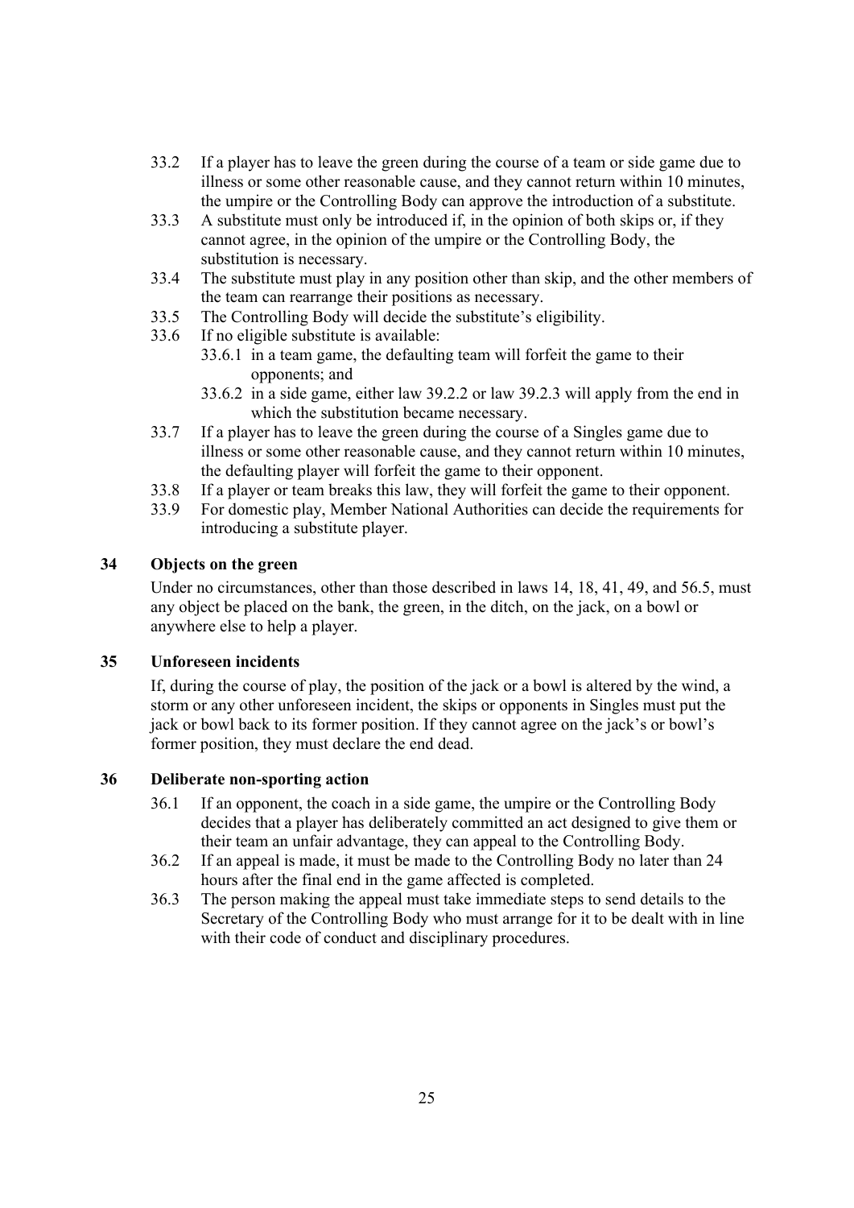33.2 If a player has to leave the green during the course of a team or side game due to illness or some other reasonable cause, and they cannot return within 10 minutes, the umpire or the Controlling Body can approve the introduction of a substitute.

33.3 A substitute must only be introduced if, in the opinion of both skips or, if they cannot agree, in the opinion of the umpire or the Controlling Body, the substitution is necessary.

33.4 The substitute must play in any position other than skip, and the other members of the team can rearrange their positions as necessary.

33.5 The Controlling Body will decide the substitute's eligibility.

33.6 If no eligible substitute is available:

- 33.6.1 in a team game, the defaulting team will forfeit the game to their opponents; and
- 33.6.2 in a side game, either law 39.2.2 or law 39.2.3 will apply from the end in which the substitution became necessary.

33.7 If a player has to leave the green during the course of a Singles game due to illness or some other reasonable cause, and they cannot return within 10 minutes, the defaulting player will forfeit the game to their opponent.

33.8 If a player or team breaks this law, they will forfeit the game to their opponent.

33.9 For domestic play, Member National Authorities can decide the requirements for introducing a substitute player.

## 34 Objects on the green

Under no circumstances, other than those described in laws 14, 18, 41, 49, and 56.5, must any object be placed on the bank, the green, in the ditch, on the jack, on a bowl or anywhere else to help a player.

## 35 Unforeseen incidents

If, during the course of play, the position of the jack or a bowl is altered by the wind, a storm or any other unforeseen incident, the skips or opponents in Singles must put the jack or bowl back to its former position. If they cannot agree on the jack's or bowl's former position, they must declare the end dead.

## 36 Deliberate non-sporting action

36.1 If an opponent, the coach in a side game, the umpire or the Controlling Body decides that a player has deliberately committed an act designed to give them or their team an unfair advantage, they can appeal to the Controlling Body.

36.2 If an appeal is made, it must be made to the Controlling Body no later than 24 hours after the final end in the game affected is completed.

36.3 The person making the appeal must take immediate steps to send details to the Secretary of the Controlling Body who must arrange for it to be dealt with in line with their code of conduct and disciplinary procedures.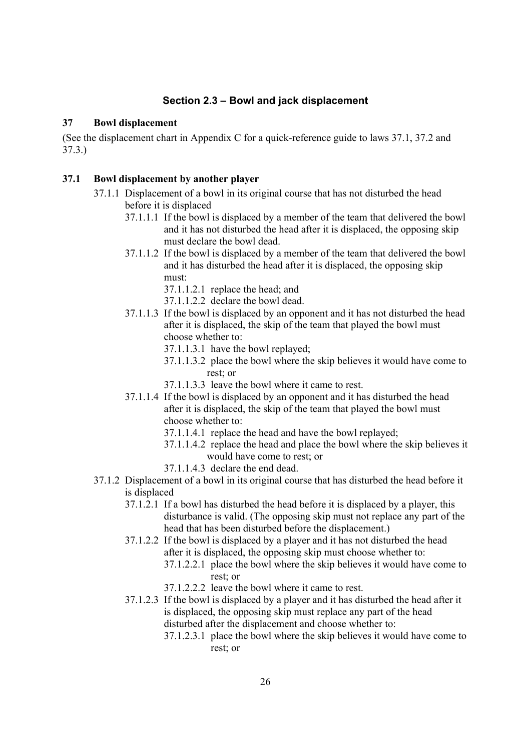## Section 2.3 – Bowl and jack displacement

### 37 Bowl displacement

(See the displacement chart in Appendix C for a quick-reference guide to laws 37.1, 37.2 and 37.3.)

### 37.1 Bowl displacement by another player

- 37.1.1 Displacement of a bowl in its original course that has not disturbed the head before it is displaced
  - 37.1.1.1 If the bowl is displaced by a member of the team that delivered the bowl and it has not disturbed the head after it is displaced, the opposing skip must declare the bowl dead.
  - 37.1.1.2 If the bowl is displaced by a member of the team that delivered the bowl and it has disturbed the head after it is displaced, the opposing skip must:
    - 37.1.1.2.1 replace the head; and
    - 37.1.1.2.2 declare the bowl dead.
  - 37.1.1.3 If the bowl is displaced by an opponent and it has not disturbed the head after it is displaced, the skip of the team that played the bowl must choose whether to:
    - 37.1.1.3.1 have the bowl replayed;
    - 37.1.1.3.2 place the bowl where the skip believes it would have come to rest; or
    - 37.1.1.3.3 leave the bowl where it came to rest.
  - 37.1.1.4 If the bowl is displaced by an opponent and it has disturbed the head after it is displaced, the skip of the team that played the bowl must choose whether to:
    - 37.1.1.4.1 replace the head and have the bowl replayed;
    - 37.1.1.4.2 replace the head and place the bowl where the skip believes it would have come to rest; or
    - 37.1.1.4.3 declare the end dead.
- 37.1.2 Displacement of a bowl in its original course that has disturbed the head before it is displaced
  - 37.1.2.1 If a bowl has disturbed the head before it is displaced by a player, this disturbance is valid. (The opposing skip must not replace any part of the head that has been disturbed before the displacement.)
  - 37.1.2.2 If the bowl is displaced by a player and it has not disturbed the head after it is displaced, the opposing skip must choose whether to:
    - 37.1.2.2.1 place the bowl where the skip believes it would have come to rest; or
    - 37.1.2.2.2 leave the bowl where it came to rest.
  - 37.1.2.3 If the bowl is displaced by a player and it has disturbed the head after it is displaced, the opposing skip must replace any part of the head disturbed after the displacement and choose whether to:
    - 37.1.2.3.1 place the bowl where the skip believes it would have come to rest; or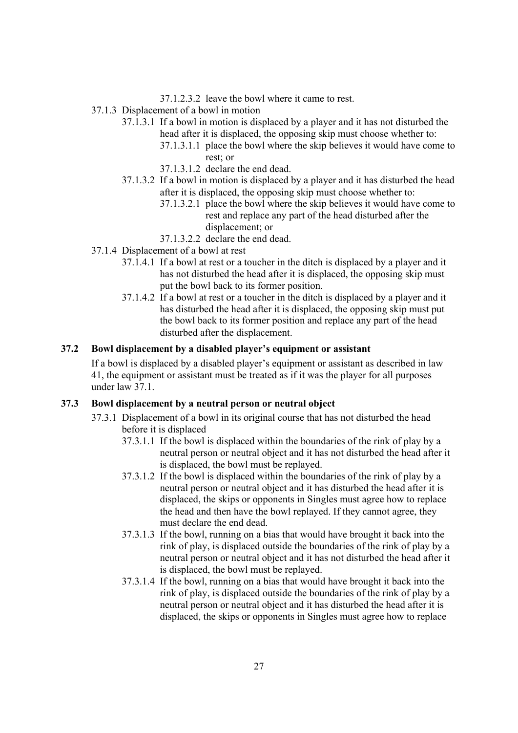37.1.2.3.2 leave the bowl where it came to rest.

37.1.3 Displacement of a bowl in motion

37.1.3.1 If a bowl in motion is displaced by a player and it has not disturbed the head after it is displaced, the opposing skip must choose whether to:

37.1.3.1.1 place the bowl where the skip believes it would have come to rest; or

37.1.3.1.2 declare the end dead.

37.1.3.2 If a bowl in motion is displaced by a player and it has disturbed the head after it is displaced, the opposing skip must choose whether to:

37.1.3.2.1 place the bowl where the skip believes it would have come to rest and replace any part of the head disturbed after the displacement; or

37.1.3.2.2 declare the end dead.

37.1.4 Displacement of a bowl at rest

37.1.4.1 If a bowl at rest or a toucher in the ditch is displaced by a player and it has not disturbed the head after it is displaced, the opposing skip must put the bowl back to its former position.

37.1.4.2 If a bowl at rest or a toucher in the ditch is displaced by a player and it has disturbed the head after it is displaced, the opposing skip must put the bowl back to its former position and replace any part of the head disturbed after the displacement.

**37.2 Bowl displacement by a disabled player's equipment or assistant**

If a bowl is displaced by a disabled player's equipment or assistant as described in law 41, the equipment or assistant must be treated as if it was the player for all purposes under law 37.1.

**37.3 Bowl displacement by a neutral person or neutral object**

37.3.1 Displacement of a bowl in its original course that has not disturbed the head before it is displaced

37.3.1.1 If the bowl is displaced within the boundaries of the rink of play by a neutral person or neutral object and it has not disturbed the head after it is displaced, the bowl must be replayed.

37.3.1.2 If the bowl is displaced within the boundaries of the rink of play by a neutral person or neutral object and it has disturbed the head after it is displaced, the skips or opponents in Singles must agree how to replace the head and then have the bowl replayed. If they cannot agree, they must declare the end dead.

37.3.1.3 If the bowl, running on a bias that would have brought it back into the rink of play, is displaced outside the boundaries of the rink of play by a neutral person or neutral object and it has not disturbed the head after it is displaced, the bowl must be replayed.

37.3.1.4 If the bowl, running on a bias that would have brought it back into the rink of play, is displaced outside the boundaries of the rink of play by a neutral person or neutral object and it has disturbed the head after it is displaced, the skips or opponents in Singles must agree how to replace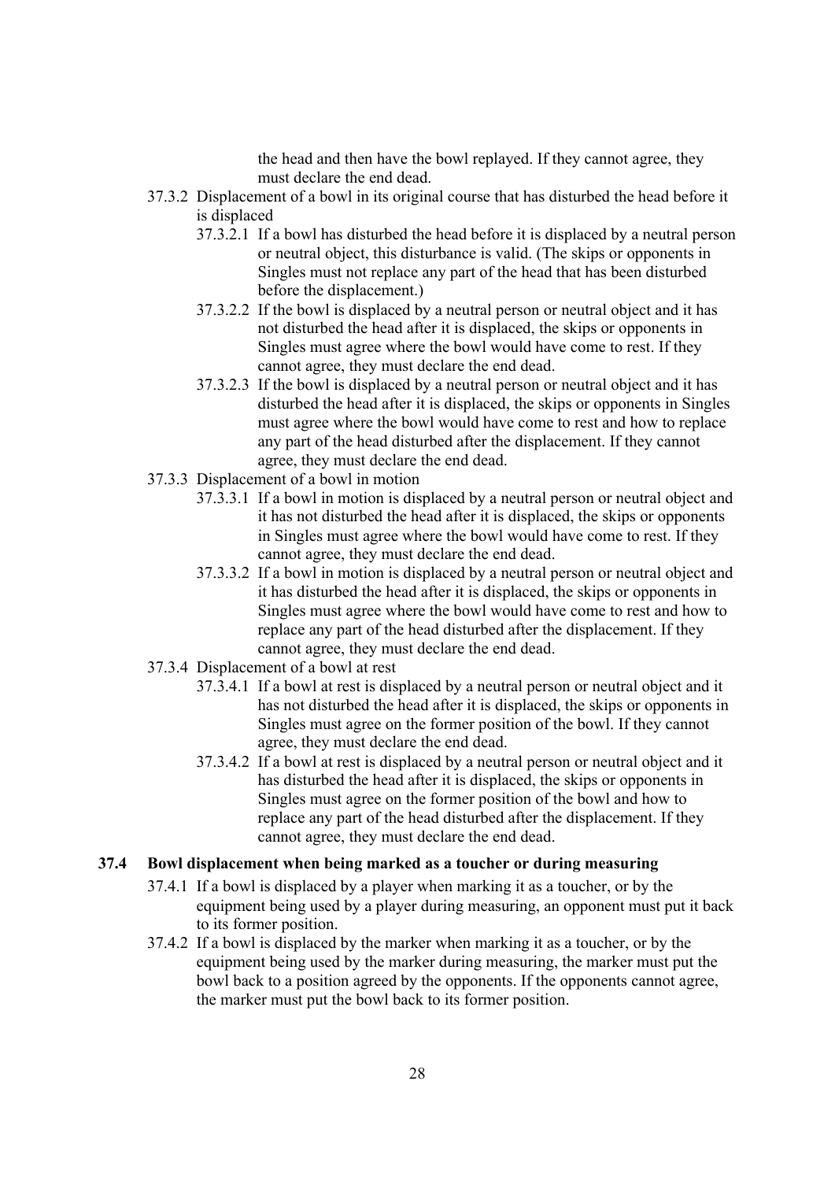the head and then have the bowl replayed. If they cannot agree, they must declare the end dead.

- 37.3.2 Displacement of a bowl in its original course that has disturbed the head before it is displaced
  - 37.3.2.1 If a bowl has disturbed the head before it is displaced by a neutral person or neutral object, this disturbance is valid. (The skips or opponents in Singles must not replace any part of the head that has been disturbed before the displacement.)
  - 37.3.2.2 If the bowl is displaced by a neutral person or neutral object and it has not disturbed the head after it is displaced, the skips or opponents in Singles must agree where the bowl would have come to rest. If they cannot agree, they must declare the end dead.
  - 37.3.2.3 If the bowl is displaced by a neutral person or neutral object and it has disturbed the head after it is displaced, the skips or opponents in Singles must agree where the bowl would have come to rest and how to replace any part of the head disturbed after the displacement. If they cannot agree, they must declare the end dead.
- 37.3.3 Displacement of a bowl in motion
  - 37.3.3.1 If a bowl in motion is displaced by a neutral person or neutral object and it has not disturbed the head after it is displaced, the skips or opponents in Singles must agree where the bowl would have come to rest. If they cannot agree, they must declare the end dead.
  - 37.3.3.2 If a bowl in motion is displaced by a neutral person or neutral object and it has disturbed the head after it is displaced, the skips or opponents in Singles must agree where the bowl would have come to rest and how to replace any part of the head disturbed after the displacement. If they cannot agree, they must declare the end dead.
- 37.3.4 Displacement of a bowl at rest
  - 37.3.4.1 If a bowl at rest is displaced by a neutral person or neutral object and it has not disturbed the head after it is displaced, the skips or opponents in Singles must agree on the former position of the bowl. If they cannot agree, they must declare the end dead.
  - 37.3.4.2 If a bowl at rest is displaced by a neutral person or neutral object and it has disturbed the head after it is displaced, the skips or opponents in Singles must agree on the former position of the bowl and how to replace any part of the head disturbed after the displacement. If they cannot agree, they must declare the end dead.

### 37.4 Bowl displacement when being marked as a toucher or during measuring

- 37.4.1 If a bowl is displaced by a player when marking it as a toucher, or by the equipment being used by a player during measuring, an opponent must put it back to its former position.
- 37.4.2 If a bowl is displaced by the marker when marking it as a toucher, or by the equipment being used by the marker during measuring, the marker must put the bowl back to a position agreed by the opponents. If the opponents cannot agree, the marker must put the bowl back to its former position.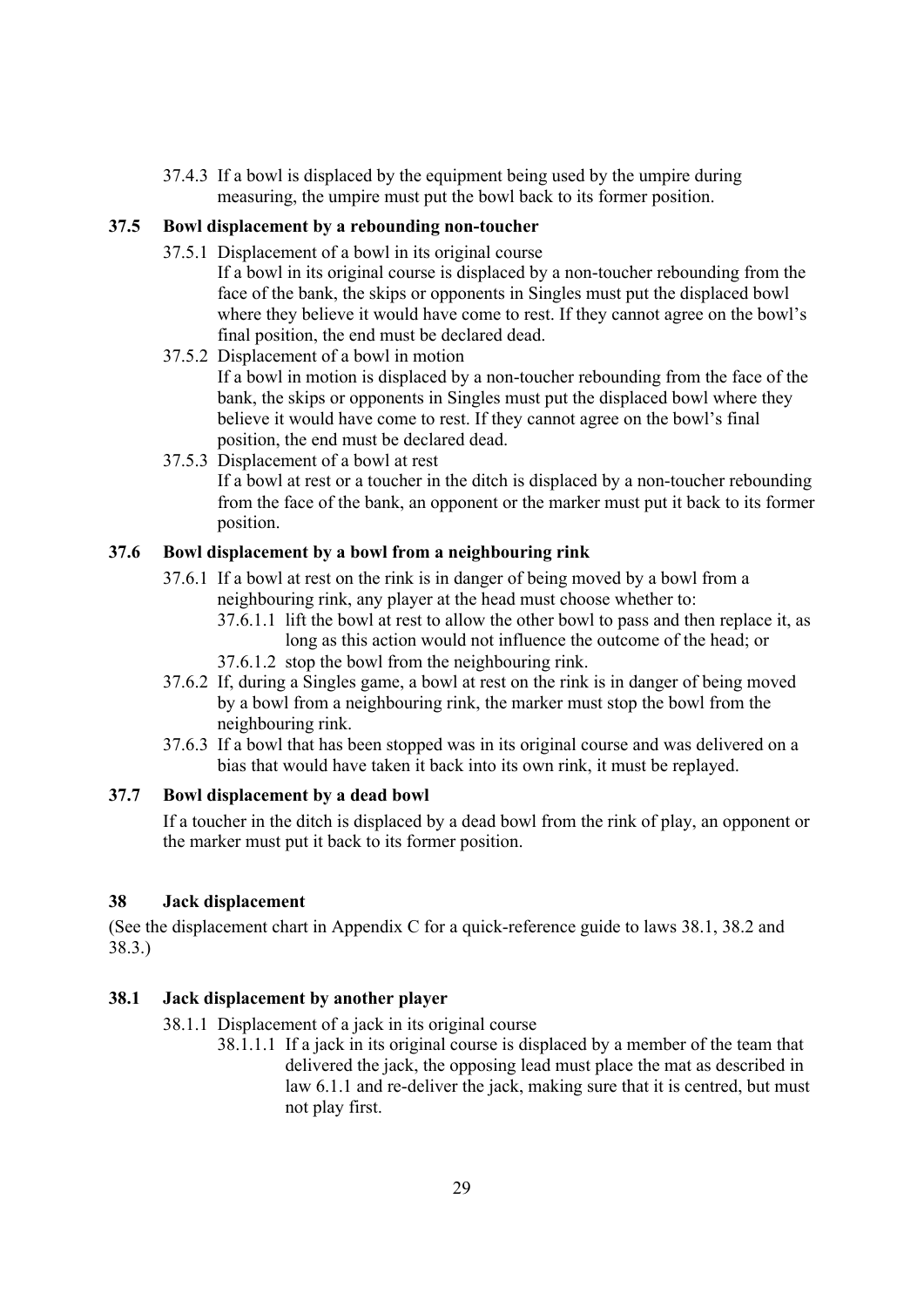37.4.3 If a bowl is displaced by the equipment being used by the umpire during measuring, the umpire must put the bowl back to its former position.

### 37.5 Bowl displacement by a rebounding non-toucher

37.5.1 Displacement of a bowl in its original course
If a bowl in its original course is displaced by a non-toucher rebounding from the face of the bank, the skips or opponents in Singles must put the displaced bowl where they believe it would have come to rest. If they cannot agree on the bowl's final position, the end must be declared dead.

37.5.2 Displacement of a bowl in motion
If a bowl in motion is displaced by a non-toucher rebounding from the face of the bank, the skips or opponents in Singles must put the displaced bowl where they believe it would have come to rest. If they cannot agree on the bowl's final position, the end must be declared dead.

37.5.3 Displacement of a bowl at rest
If a bowl at rest or a toucher in the ditch is displaced by a non-toucher rebounding from the face of the bank, an opponent or the marker must put it back to its former position.

### 37.6 Bowl displacement by a bowl from a neighbouring rink

37.6.1 If a bowl at rest on the rink is in danger of being moved by a bowl from a neighbouring rink, any player at the head must choose whether to:

37.6.1.1 lift the bowl at rest to allow the other bowl to pass and then replace it, as long as this action would not influence the outcome of the head; or

37.6.1.2 stop the bowl from the neighbouring rink.

37.6.2 If, during a Singles game, a bowl at rest on the rink is in danger of being moved by a bowl from a neighbouring rink, the marker must stop the bowl from the neighbouring rink.

37.6.3 If a bowl that has been stopped was in its original course and was delivered on a bias that would have taken it back into its own rink, it must be replayed.

### 37.7 Bowl displacement by a dead bowl

If a toucher in the ditch is displaced by a dead bowl from the rink of play, an opponent or the marker must put it back to its former position.

## 38 Jack displacement

(See the displacement chart in Appendix C for a quick-reference guide to laws 38.1, 38.2 and 38.3.)

### 38.1 Jack displacement by another player

38.1.1 Displacement of a jack in its original course

38.1.1.1 If a jack in its original course is displaced by a member of the team that delivered the jack, the opposing lead must place the mat as described in law 6.1.1 and re-deliver the jack, making sure that it is centred, but must not play first.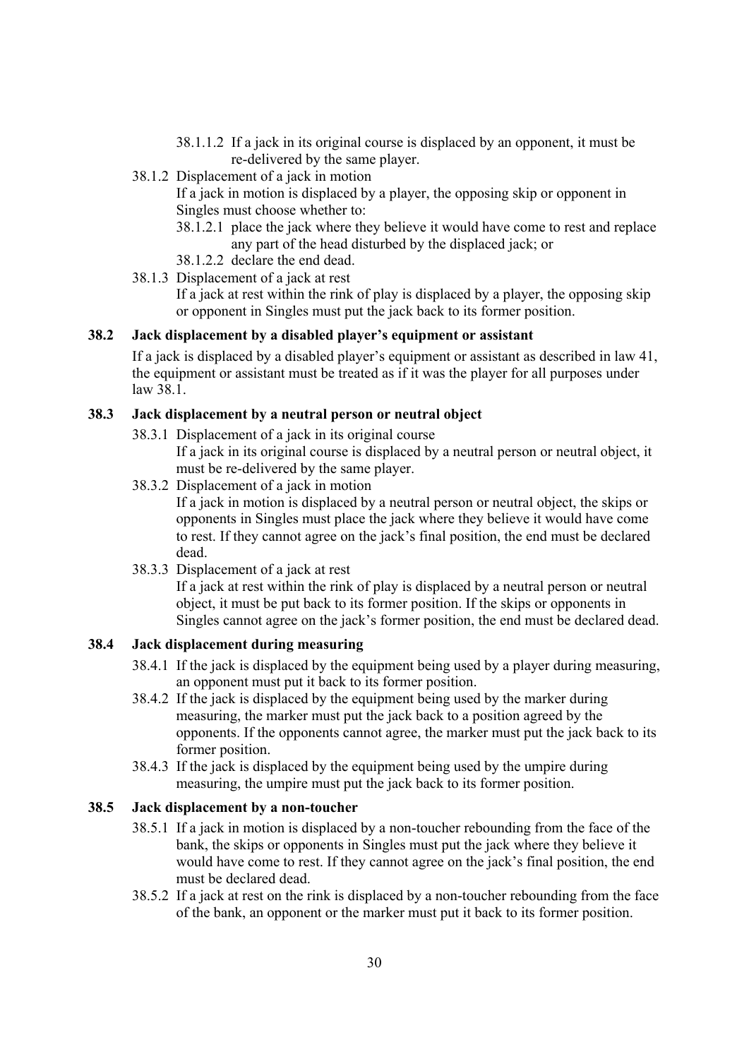- 38.1.1.2 If a jack in its original course is displaced by an opponent, it must be re-delivered by the same player.

- 38.1.2 Displacement of a jack in motion

  If a jack in motion is displaced by a player, the opposing skip or opponent in Singles must choose whether to:

  - 38.1.2.1 place the jack where they believe it would have come to rest and replace any part of the head disturbed by the displaced jack; or
  - 38.1.2.2 declare the end dead.

- 38.1.3 Displacement of a jack at rest

  If a jack at rest within the rink of play is displaced by a player, the opposing skip or opponent in Singles must put the jack back to its former position.

## 38.2 Jack displacement by a disabled player's equipment or assistant

If a jack is displaced by a disabled player's equipment or assistant as described in law 41, the equipment or assistant must be treated as if it was the player for all purposes under law 38.1.

## 38.3 Jack displacement by a neutral person or neutral object

- 38.3.1 Displacement of a jack in its original course

  If a jack in its original course is displaced by a neutral person or neutral object, it must be re-delivered by the same player.

- 38.3.2 Displacement of a jack in motion

  If a jack in motion is displaced by a neutral person or neutral object, the skips or opponents in Singles must place the jack where they believe it would have come to rest. If they cannot agree on the jack's final position, the end must be declared dead.

- 38.3.3 Displacement of a jack at rest

  If a jack at rest within the rink of play is displaced by a neutral person or neutral object, it must be put back to its former position. If the skips or opponents in Singles cannot agree on the jack's former position, the end must be declared dead.

## 38.4 Jack displacement during measuring

- 38.4.1 If the jack is displaced by the equipment being used by a player during measuring, an opponent must put it back to its former position.
- 38.4.2 If the jack is displaced by the equipment being used by the marker during measuring, the marker must put the jack back to a position agreed by the opponents. If the opponents cannot agree, the marker must put the jack back to its former position.
- 38.4.3 If the jack is displaced by the equipment being used by the umpire during measuring, the umpire must put the jack back to its former position.

## 38.5 Jack displacement by a non-toucher

- 38.5.1 If a jack in motion is displaced by a non-toucher rebounding from the face of the bank, the skips or opponents in Singles must put the jack where they believe it would have come to rest. If they cannot agree on the jack's final position, the end must be declared dead.
- 38.5.2 If a jack at rest on the rink is displaced by a non-toucher rebounding from the face of the bank, an opponent or the marker must put it back to its former position.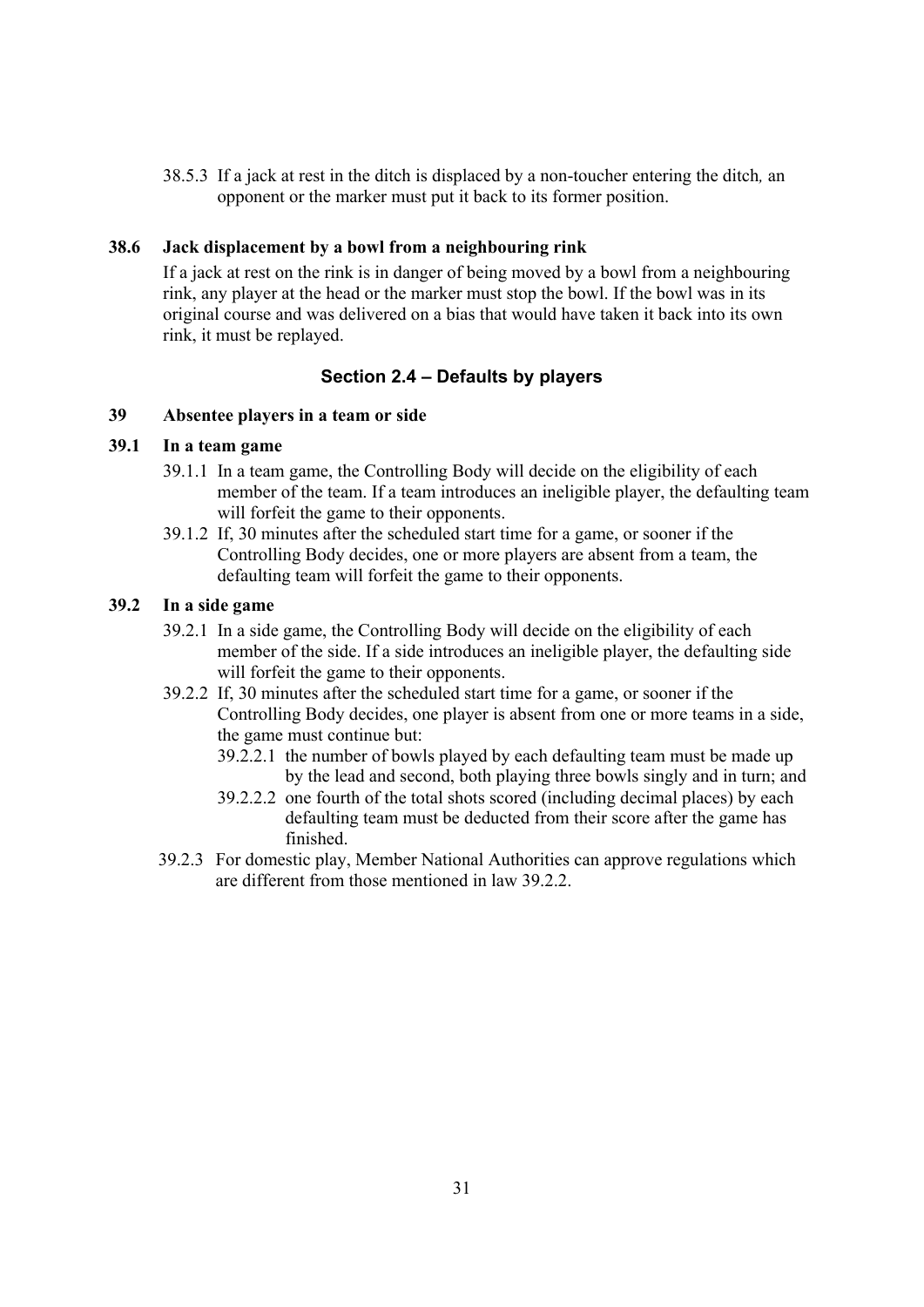38.5.3 If a jack at rest in the ditch is displaced by a non-toucher entering the ditch*,* an opponent or the marker must put it back to its former position.

**38.6 Jack displacement by a bowl from a neighbouring rink**

If a jack at rest on the rink is in danger of being moved by a bowl from a neighbouring rink, any player at the head or the marker must stop the bowl. If the bowl was in its original course and was delivered on a bias that would have taken it back into its own rink, it must be replayed.

## Section 2.4 – Defaults by players

**39 Absentee players in a team or side**

**39.1 In a team game**

39.1.1 In a team game, the Controlling Body will decide on the eligibility of each member of the team. If a team introduces an ineligible player, the defaulting team will forfeit the game to their opponents.

39.1.2 If, 30 minutes after the scheduled start time for a game, or sooner if the Controlling Body decides, one or more players are absent from a team, the defaulting team will forfeit the game to their opponents.

**39.2 In a side game**

39.2.1 In a side game, the Controlling Body will decide on the eligibility of each member of the side. If a side introduces an ineligible player, the defaulting side will forfeit the game to their opponents.

39.2.2 If, 30 minutes after the scheduled start time for a game, or sooner if the Controlling Body decides, one player is absent from one or more teams in a side, the game must continue but:

39.2.2.1 the number of bowls played by each defaulting team must be made up by the lead and second, both playing three bowls singly and in turn; and

39.2.2.2 one fourth of the total shots scored (including decimal places) by each defaulting team must be deducted from their score after the game has finished.

39.2.3 For domestic play, Member National Authorities can approve regulations which are different from those mentioned in law 39.2.2.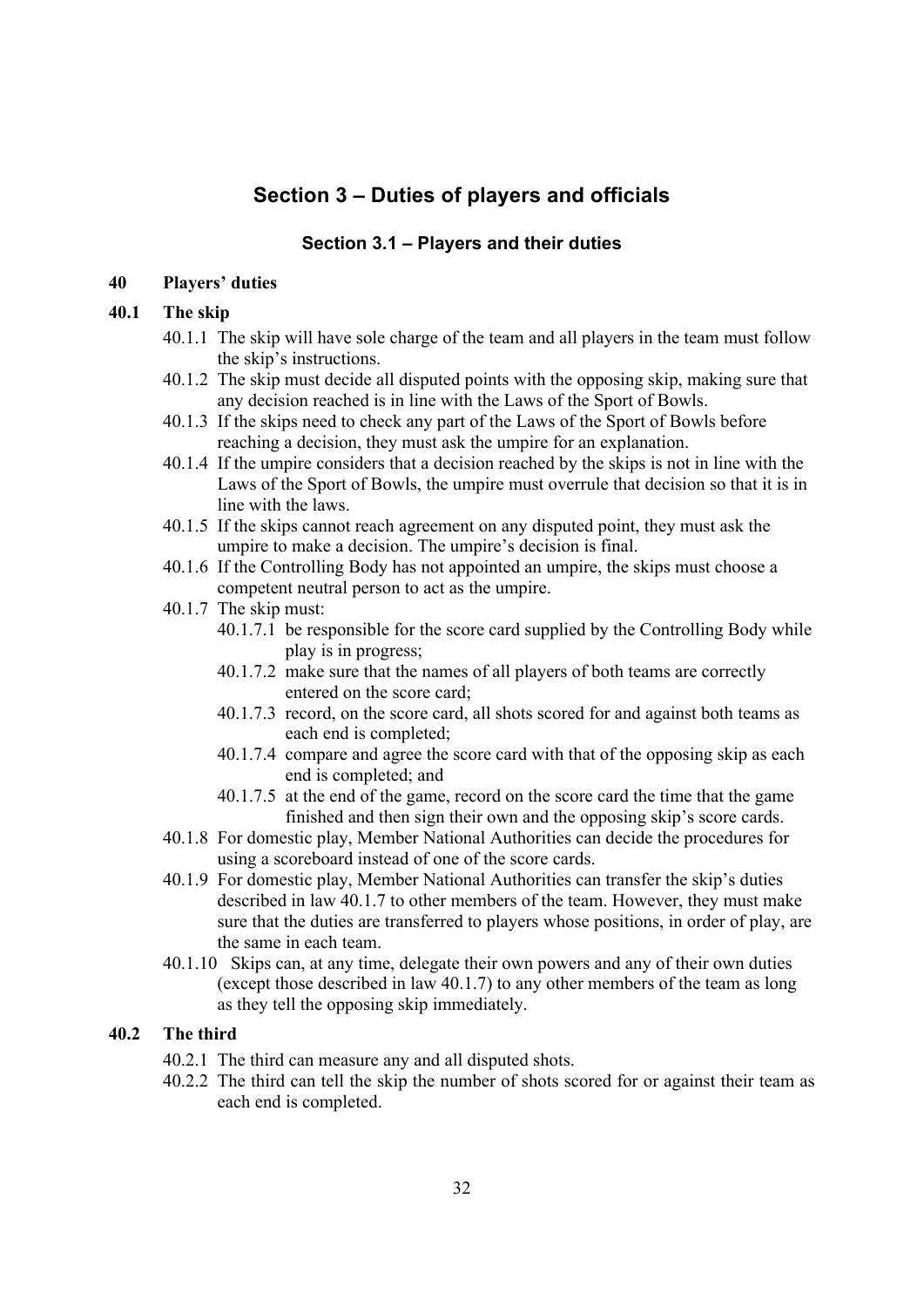# Section 3 – Duties of players and officials

## Section 3.1 – Players and their duties

### 40 Players' duties

### 40.1 The skip

40.1.1 The skip will have sole charge of the team and all players in the team must follow the skip's instructions.

40.1.2 The skip must decide all disputed points with the opposing skip, making sure that any decision reached is in line with the Laws of the Sport of Bowls.

40.1.3 If the skips need to check any part of the Laws of the Sport of Bowls before reaching a decision, they must ask the umpire for an explanation.

40.1.4 If the umpire considers that a decision reached by the skips is not in line with the Laws of the Sport of Bowls, the umpire must overrule that decision so that it is in line with the laws.

40.1.5 If the skips cannot reach agreement on any disputed point, they must ask the umpire to make a decision. The umpire's decision is final.

40.1.6 If the Controlling Body has not appointed an umpire, the skips must choose a competent neutral person to act as the umpire.

40.1.7 The skip must:

- 40.1.7.1 be responsible for the score card supplied by the Controlling Body while play is in progress;
- 40.1.7.2 make sure that the names of all players of both teams are correctly entered on the score card;
- 40.1.7.3 record, on the score card, all shots scored for and against both teams as each end is completed;
- 40.1.7.4 compare and agree the score card with that of the opposing skip as each end is completed; and
- 40.1.7.5 at the end of the game, record on the score card the time that the game finished and then sign their own and the opposing skip's score cards.

40.1.8 For domestic play, Member National Authorities can decide the procedures for using a scoreboard instead of one of the score cards.

40.1.9 For domestic play, Member National Authorities can transfer the skip's duties described in law 40.1.7 to other members of the team. However, they must make sure that the duties are transferred to players whose positions, in order of play, are the same in each team.

40.1.10 Skips can, at any time, delegate their own powers and any of their own duties (except those described in law 40.1.7) to any other members of the team as long as they tell the opposing skip immediately.

### 40.2 The third

40.2.1 The third can measure any and all disputed shots.

40.2.2 The third can tell the skip the number of shots scored for or against their team as each end is completed.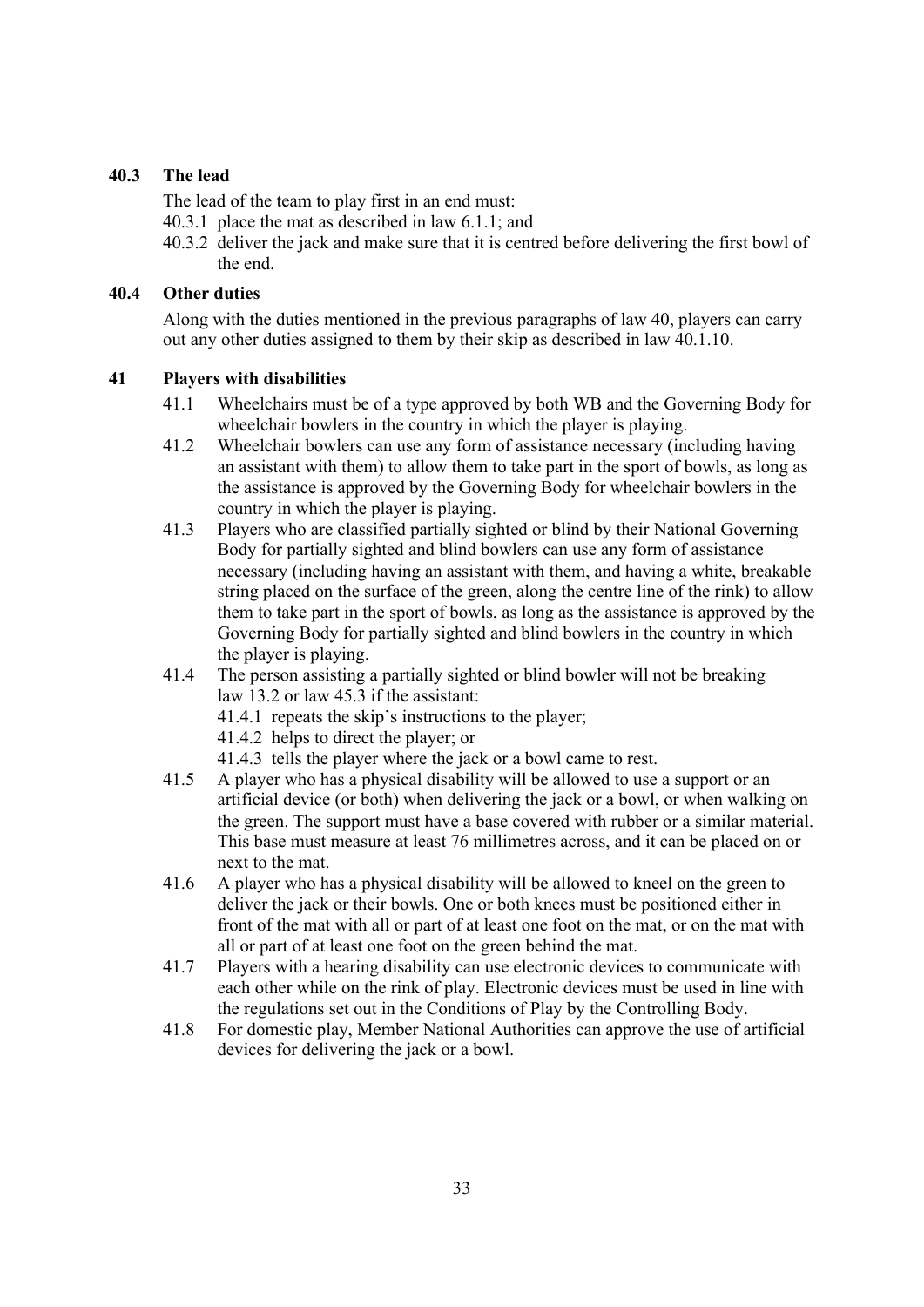### 40.3 The lead

The lead of the team to play first in an end must:

40.3.1 place the mat as described in law 6.1.1; and

40.3.2 deliver the jack and make sure that it is centred before delivering the first bowl of the end.

### 40.4 Other duties

Along with the duties mentioned in the previous paragraphs of law 40, players can carry out any other duties assigned to them by their skip as described in law 40.1.10.

## 41 Players with disabilities

41.1 Wheelchairs must be of a type approved by both WB and the Governing Body for wheelchair bowlers in the country in which the player is playing.

41.2 Wheelchair bowlers can use any form of assistance necessary (including having an assistant with them) to allow them to take part in the sport of bowls, as long as the assistance is approved by the Governing Body for wheelchair bowlers in the country in which the player is playing.

41.3 Players who are classified partially sighted or blind by their National Governing Body for partially sighted and blind bowlers can use any form of assistance necessary (including having an assistant with them, and having a white, breakable string placed on the surface of the green, along the centre line of the rink) to allow them to take part in the sport of bowls, as long as the assistance is approved by the Governing Body for partially sighted and blind bowlers in the country in which the player is playing.

41.4 The person assisting a partially sighted or blind bowler will not be breaking law 13.2 or law 45.3 if the assistant:

41.4.1 repeats the skip's instructions to the player;

41.4.2 helps to direct the player; or

41.4.3 tells the player where the jack or a bowl came to rest.

41.5 A player who has a physical disability will be allowed to use a support or an artificial device (or both) when delivering the jack or a bowl, or when walking on the green. The support must have a base covered with rubber or a similar material. This base must measure at least 76 millimetres across, and it can be placed on or next to the mat.

41.6 A player who has a physical disability will be allowed to kneel on the green to deliver the jack or their bowls. One or both knees must be positioned either in front of the mat with all or part of at least one foot on the mat, or on the mat with all or part of at least one foot on the green behind the mat.

41.7 Players with a hearing disability can use electronic devices to communicate with each other while on the rink of play. Electronic devices must be used in line with the regulations set out in the Conditions of Play by the Controlling Body.

41.8 For domestic play, Member National Authorities can approve the use of artificial devices for delivering the jack or a bowl.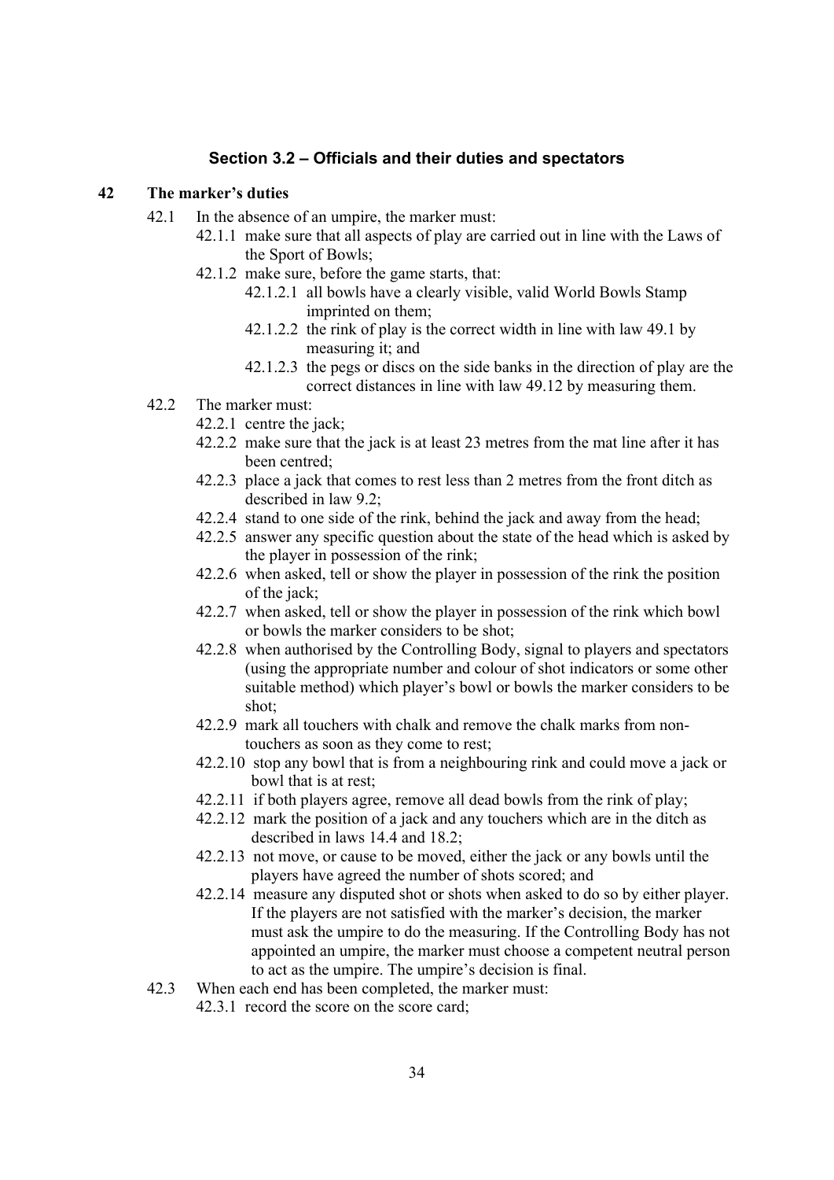## Section 3.2 – Officials and their duties and spectators

### 42 The marker's duties

42.1 In the absence of an umpire, the marker must:

- 42.1.1 make sure that all aspects of play are carried out in line with the Laws of the Sport of Bowls;
- 42.1.2 make sure, before the game starts, that:
  - 42.1.2.1 all bowls have a clearly visible, valid World Bowls Stamp imprinted on them;
  - 42.1.2.2 the rink of play is the correct width in line with law 49.1 by measuring it; and
  - 42.1.2.3 the pegs or discs on the side banks in the direction of play are the correct distances in line with law 49.12 by measuring them.

42.2 The marker must:

- 42.2.1 centre the jack;
- 42.2.2 make sure that the jack is at least 23 metres from the mat line after it has been centred;
- 42.2.3 place a jack that comes to rest less than 2 metres from the front ditch as described in law 9.2;
- 42.2.4 stand to one side of the rink, behind the jack and away from the head;
- 42.2.5 answer any specific question about the state of the head which is asked by the player in possession of the rink;
- 42.2.6 when asked, tell or show the player in possession of the rink the position of the jack;
- 42.2.7 when asked, tell or show the player in possession of the rink which bowl or bowls the marker considers to be shot;
- 42.2.8 when authorised by the Controlling Body, signal to players and spectators (using the appropriate number and colour of shot indicators or some other suitable method) which player's bowl or bowls the marker considers to be shot;
- 42.2.9 mark all touchers with chalk and remove the chalk marks from non-touchers as soon as they come to rest;
- 42.2.10 stop any bowl that is from a neighbouring rink and could move a jack or bowl that is at rest;
- 42.2.11 if both players agree, remove all dead bowls from the rink of play;
- 42.2.12 mark the position of a jack and any touchers which are in the ditch as described in laws 14.4 and 18.2;
- 42.2.13 not move, or cause to be moved, either the jack or any bowls until the players have agreed the number of shots scored; and
- 42.2.14 measure any disputed shot or shots when asked to do so by either player. If the players are not satisfied with the marker's decision, the marker must ask the umpire to do the measuring. If the Controlling Body has not appointed an umpire, the marker must choose a competent neutral person to act as the umpire. The umpire's decision is final.

42.3 When each end has been completed, the marker must:

- 42.3.1 record the score on the score card;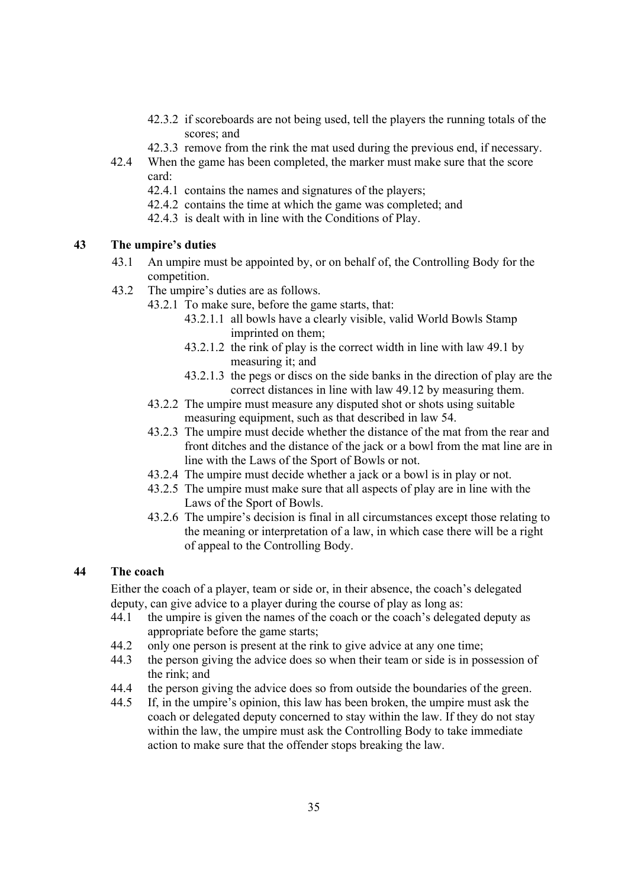42.3.2 if scoreboards are not being used, tell the players the running totals of the scores; and

42.3.3 remove from the rink the mat used during the previous end, if necessary.

42.4 When the game has been completed, the marker must make sure that the score card:

42.4.1 contains the names and signatures of the players;

42.4.2 contains the time at which the game was completed; and

42.4.3 is dealt with in line with the Conditions of Play.

## 43 The umpire's duties

43.1 An umpire must be appointed by, or on behalf of, the Controlling Body for the competition.

43.2 The umpire's duties are as follows.

43.2.1 To make sure, before the game starts, that:

43.2.1.1 all bowls have a clearly visible, valid World Bowls Stamp imprinted on them;

43.2.1.2 the rink of play is the correct width in line with law 49.1 by measuring it; and

43.2.1.3 the pegs or discs on the side banks in the direction of play are the correct distances in line with law 49.12 by measuring them.

43.2.2 The umpire must measure any disputed shot or shots using suitable measuring equipment, such as that described in law 54.

43.2.3 The umpire must decide whether the distance of the mat from the rear and front ditches and the distance of the jack or a bowl from the mat line are in line with the Laws of the Sport of Bowls or not.

43.2.4 The umpire must decide whether a jack or a bowl is in play or not.

43.2.5 The umpire must make sure that all aspects of play are in line with the Laws of the Sport of Bowls.

43.2.6 The umpire's decision is final in all circumstances except those relating to the meaning or interpretation of a law, in which case there will be a right of appeal to the Controlling Body.

## 44 The coach

Either the coach of a player, team or side or, in their absence, the coach's delegated deputy, can give advice to a player during the course of play as long as:

44.1 the umpire is given the names of the coach or the coach's delegated deputy as appropriate before the game starts;

44.2 only one person is present at the rink to give advice at any one time;

44.3 the person giving the advice does so when their team or side is in possession of the rink; and

44.4 the person giving the advice does so from outside the boundaries of the green.

44.5 If, in the umpire's opinion, this law has been broken, the umpire must ask the coach or delegated deputy concerned to stay within the law. If they do not stay within the law, the umpire must ask the Controlling Body to take immediate action to make sure that the offender stops breaking the law.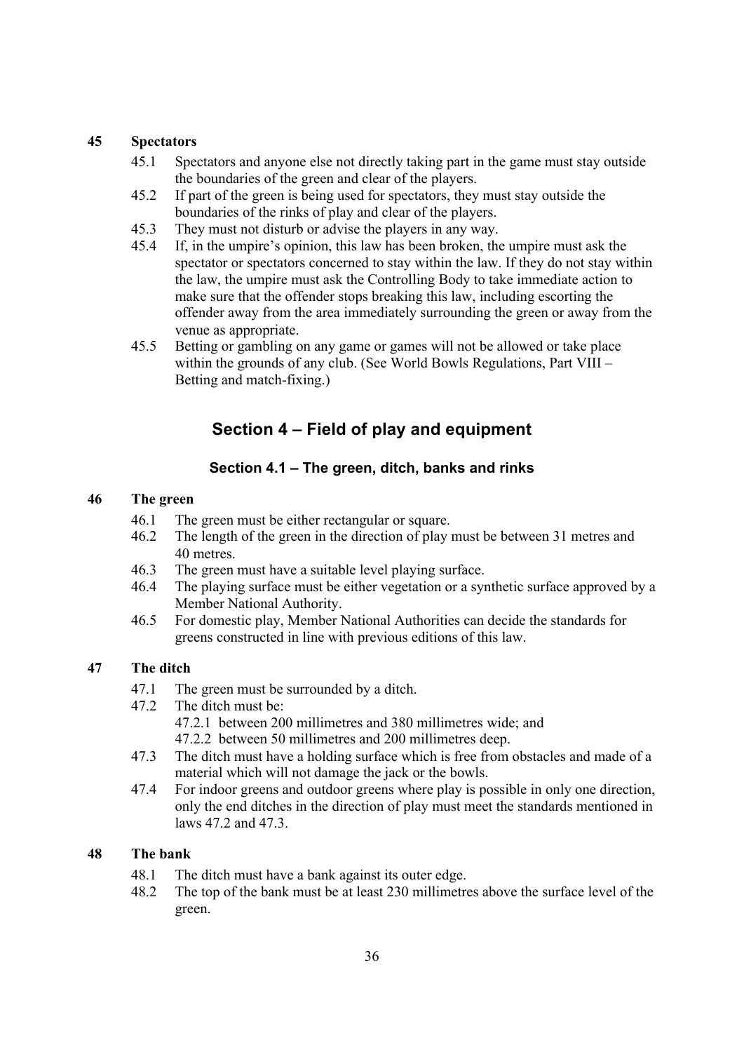**45 Spectators**

45.1 Spectators and anyone else not directly taking part in the game must stay outside the boundaries of the green and clear of the players.

45.2 If part of the green is being used for spectators, they must stay outside the boundaries of the rinks of play and clear of the players.

45.3 They must not disturb or advise the players in any way.

45.4 If, in the umpire's opinion, this law has been broken, the umpire must ask the spectator or spectators concerned to stay within the law. If they do not stay within the law, the umpire must ask the Controlling Body to take immediate action to make sure that the offender stops breaking this law, including escorting the offender away from the area immediately surrounding the green or away from the venue as appropriate.

45.5 Betting or gambling on any game or games will not be allowed or take place within the grounds of any club. (See World Bowls Regulations, Part VIII – Betting and match-fixing.)

## Section 4 – Field of play and equipment

### Section 4.1 – The green, ditch, banks and rinks

**46 The green**

46.1 The green must be either rectangular or square.

46.2 The length of the green in the direction of play must be between 31 metres and 40 metres.

46.3 The green must have a suitable level playing surface.

46.4 The playing surface must be either vegetation or a synthetic surface approved by a Member National Authority.

46.5 For domestic play, Member National Authorities can decide the standards for greens constructed in line with previous editions of this law.

**47 The ditch**

47.1 The green must be surrounded by a ditch.

47.2 The ditch must be:

47.2.1 between 200 millimetres and 380 millimetres wide; and

47.2.2 between 50 millimetres and 200 millimetres deep.

47.3 The ditch must have a holding surface which is free from obstacles and made of a material which will not damage the jack or the bowls.

47.4 For indoor greens and outdoor greens where play is possible in only one direction, only the end ditches in the direction of play must meet the standards mentioned in laws 47.2 and 47.3.

**48 The bank**

48.1 The ditch must have a bank against its outer edge.

48.2 The top of the bank must be at least 230 millimetres above the surface level of the green.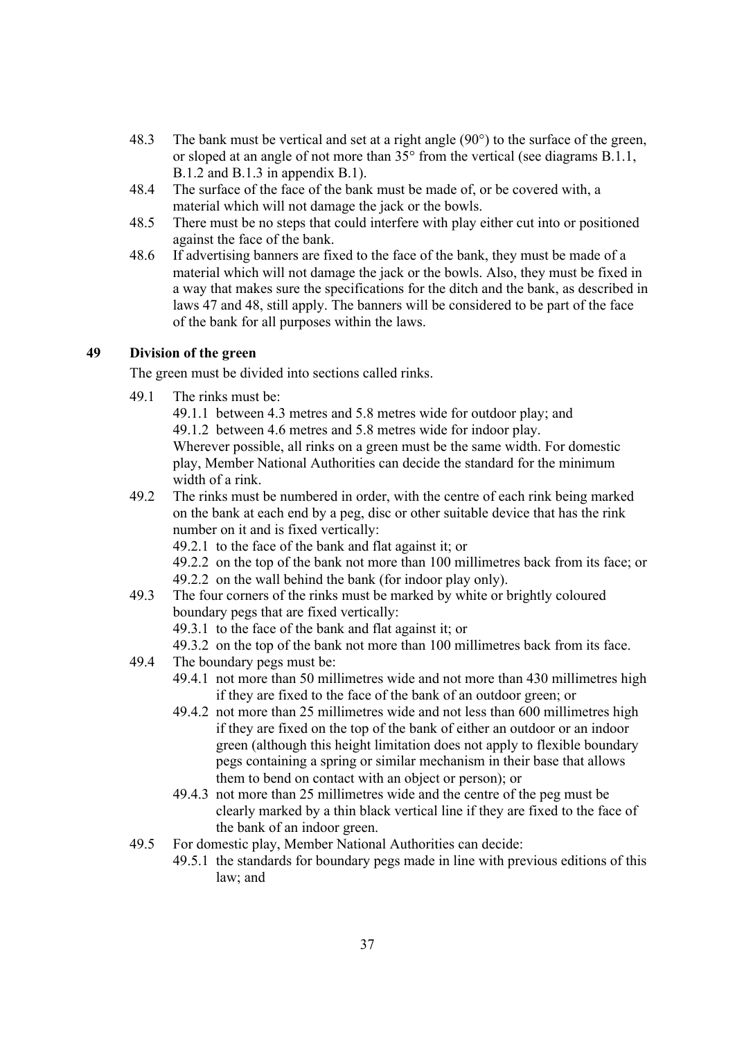48.3 The bank must be vertical and set at a right angle (90°) to the surface of the green, or sloped at an angle of not more than 35° from the vertical (see diagrams B.1.1, B.1.2 and B.1.3 in appendix B.1).

48.4 The surface of the face of the bank must be made of, or be covered with, a material which will not damage the jack or the bowls.

48.5 There must be no steps that could interfere with play either cut into or positioned against the face of the bank.

48.6 If advertising banners are fixed to the face of the bank, they must be made of a material which will not damage the jack or the bowls. Also, they must be fixed in a way that makes sure the specifications for the ditch and the bank, as described in laws 47 and 48, still apply. The banners will be considered to be part of the face of the bank for all purposes within the laws.

## 49 Division of the green

The green must be divided into sections called rinks.

49.1 The rinks must be:

- 49.1.1 between 4.3 metres and 5.8 metres wide for outdoor play; and
- 49.1.2 between 4.6 metres and 5.8 metres wide for indoor play.

Wherever possible, all rinks on a green must be the same width. For domestic play, Member National Authorities can decide the standard for the minimum width of a rink.

49.2 The rinks must be numbered in order, with the centre of each rink being marked on the bank at each end by a peg, disc or other suitable device that has the rink number on it and is fixed vertically:

- 49.2.1 to the face of the bank and flat against it; or
- 49.2.2 on the top of the bank not more than 100 millimetres back from its face; or
- 49.2.2 on the wall behind the bank (for indoor play only).

49.3 The four corners of the rinks must be marked by white or brightly coloured boundary pegs that are fixed vertically:

- 49.3.1 to the face of the bank and flat against it; or
- 49.3.2 on the top of the bank not more than 100 millimetres back from its face.

49.4 The boundary pegs must be:

- 49.4.1 not more than 50 millimetres wide and not more than 430 millimetres high if they are fixed to the face of the bank of an outdoor green; or
- 49.4.2 not more than 25 millimetres wide and not less than 600 millimetres high if they are fixed on the top of the bank of either an outdoor or an indoor green (although this height limitation does not apply to flexible boundary pegs containing a spring or similar mechanism in their base that allows them to bend on contact with an object or person); or
- 49.4.3 not more than 25 millimetres wide and the centre of the peg must be clearly marked by a thin black vertical line if they are fixed to the face of the bank of an indoor green.

49.5 For domestic play, Member National Authorities can decide:

- 49.5.1 the standards for boundary pegs made in line with previous editions of this law; and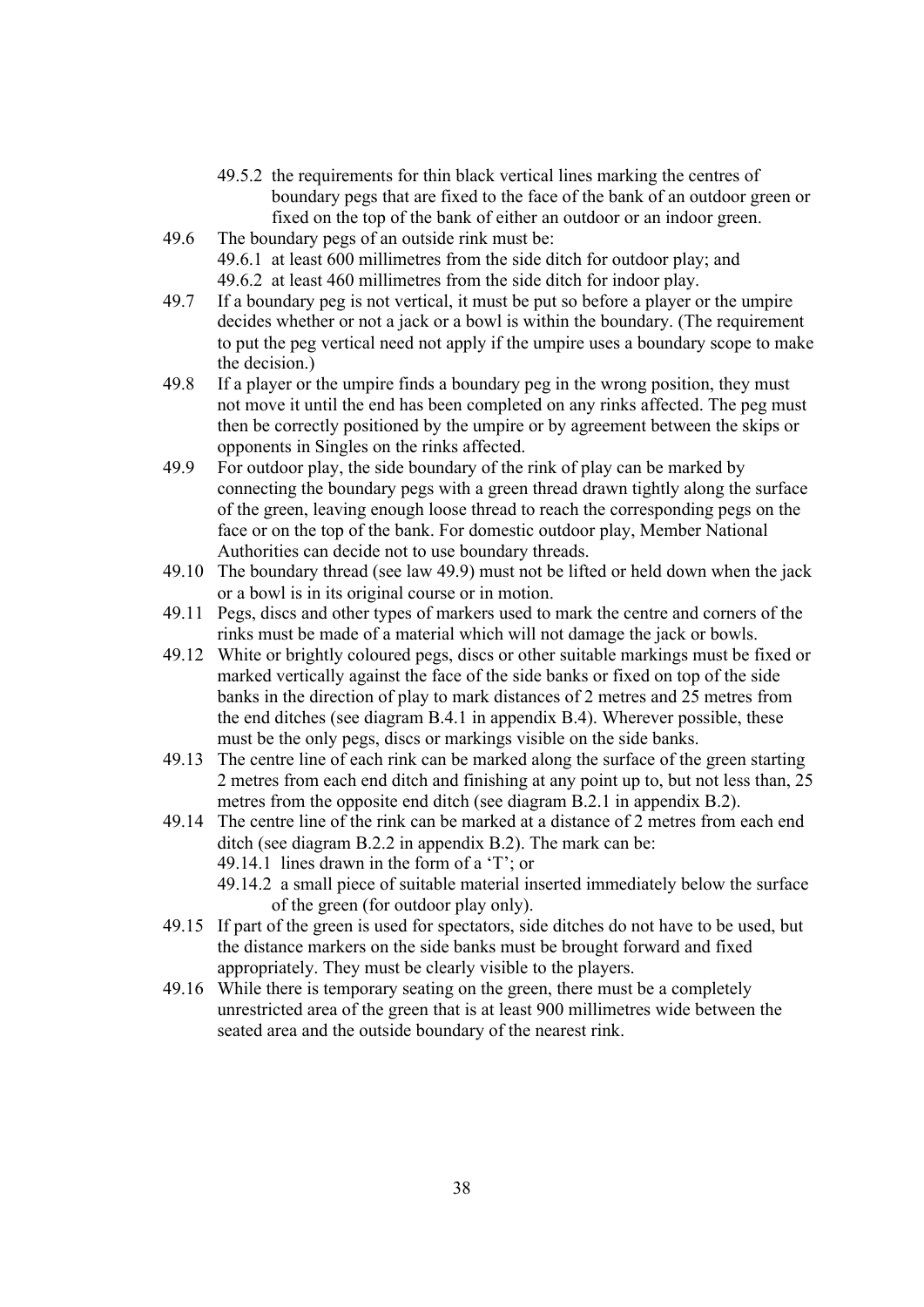49.5.2 the requirements for thin black vertical lines marking the centres of boundary pegs that are fixed to the face of the bank of an outdoor green or fixed on the top of the bank of either an outdoor or an indoor green.

49.6 The boundary pegs of an outside rink must be:

49.6.1 at least 600 millimetres from the side ditch for outdoor play; and

49.6.2 at least 460 millimetres from the side ditch for indoor play.

49.7 If a boundary peg is not vertical, it must be put so before a player or the umpire decides whether or not a jack or a bowl is within the boundary. (The requirement to put the peg vertical need not apply if the umpire uses a boundary scope to make the decision.)

49.8 If a player or the umpire finds a boundary peg in the wrong position, they must not move it until the end has been completed on any rinks affected. The peg must then be correctly positioned by the umpire or by agreement between the skips or opponents in Singles on the rinks affected.

49.9 For outdoor play, the side boundary of the rink of play can be marked by connecting the boundary pegs with a green thread drawn tightly along the surface of the green, leaving enough loose thread to reach the corresponding pegs on the face or on the top of the bank. For domestic outdoor play, Member National Authorities can decide not to use boundary threads.

49.10 The boundary thread (see law 49.9) must not be lifted or held down when the jack or a bowl is in its original course or in motion.

49.11 Pegs, discs and other types of markers used to mark the centre and corners of the rinks must be made of a material which will not damage the jack or bowls.

49.12 White or brightly coloured pegs, discs or other suitable markings must be fixed or marked vertically against the face of the side banks or fixed on top of the side banks in the direction of play to mark distances of 2 metres and 25 metres from the end ditches (see diagram B.4.1 in appendix B.4). Wherever possible, these must be the only pegs, discs or markings visible on the side banks.

49.13 The centre line of each rink can be marked along the surface of the green starting 2 metres from each end ditch and finishing at any point up to, but not less than, 25 metres from the opposite end ditch (see diagram B.2.1 in appendix B.2).

49.14 The centre line of the rink can be marked at a distance of 2 metres from each end ditch (see diagram B.2.2 in appendix B.2). The mark can be:

49.14.1 lines drawn in the form of a 'T'; or

49.14.2 a small piece of suitable material inserted immediately below the surface of the green (for outdoor play only).

49.15 If part of the green is used for spectators, side ditches do not have to be used, but the distance markers on the side banks must be brought forward and fixed appropriately. They must be clearly visible to the players.

49.16 While there is temporary seating on the green, there must be a completely unrestricted area of the green that is at least 900 millimetres wide between the seated area and the outside boundary of the nearest rink.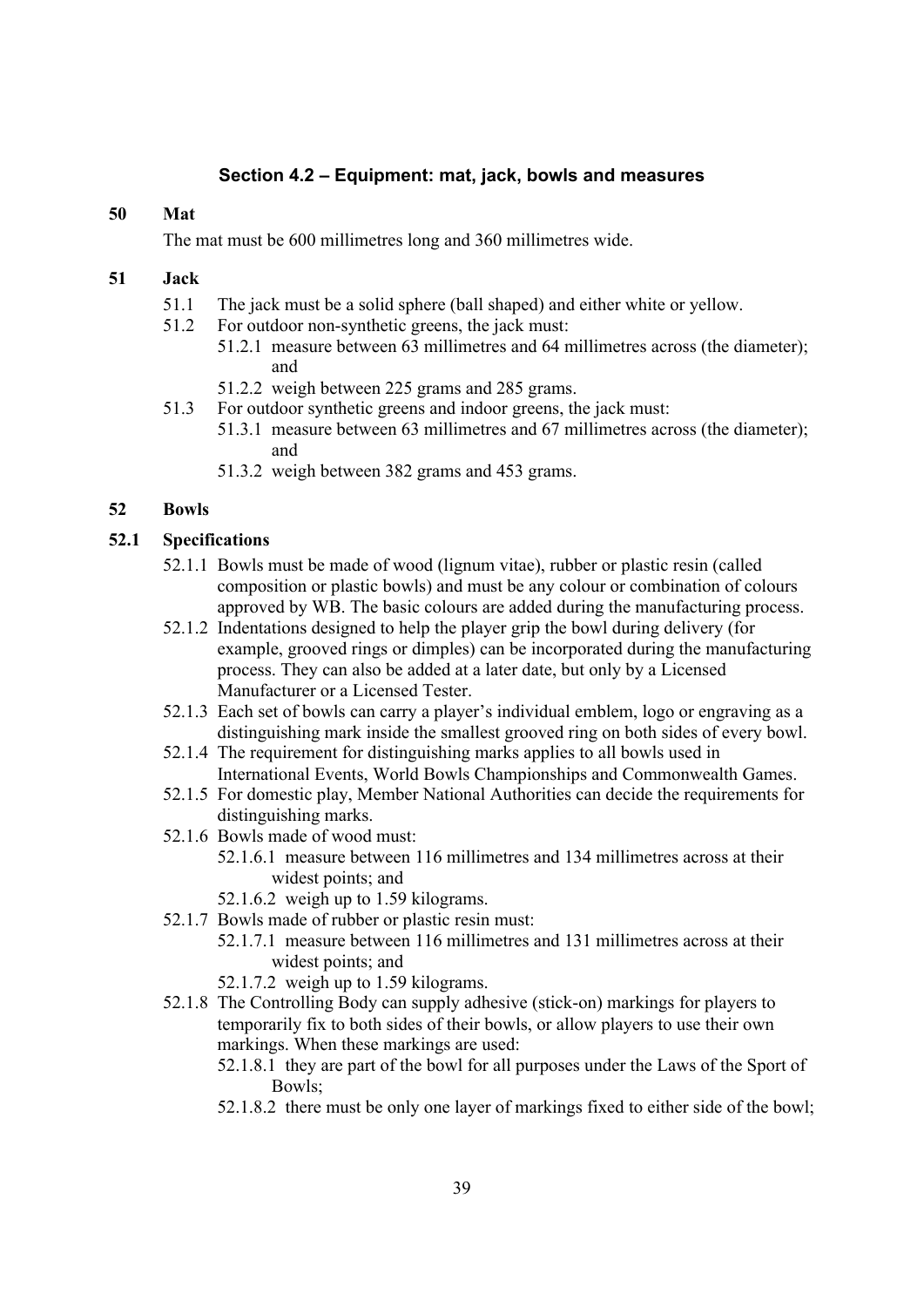## Section 4.2 – Equipment: mat, jack, bowls and measures

### 50 Mat

The mat must be 600 millimetres long and 360 millimetres wide.

### 51 Jack

- 51.1 The jack must be a solid sphere (ball shaped) and either white or yellow.
- 51.2 For outdoor non-synthetic greens, the jack must:
  - 51.2.1 measure between 63 millimetres and 64 millimetres across (the diameter); and
  - 51.2.2 weigh between 225 grams and 285 grams.
- 51.3 For outdoor synthetic greens and indoor greens, the jack must:
  - 51.3.1 measure between 63 millimetres and 67 millimetres across (the diameter); and
  - 51.3.2 weigh between 382 grams and 453 grams.

### 52 Bowls

#### 52.1 Specifications

- 52.1.1 Bowls must be made of wood (lignum vitae), rubber or plastic resin (called composition or plastic bowls) and must be any colour or combination of colours approved by WB. The basic colours are added during the manufacturing process.
- 52.1.2 Indentations designed to help the player grip the bowl during delivery (for example, grooved rings or dimples) can be incorporated during the manufacturing process. They can also be added at a later date, but only by a Licensed Manufacturer or a Licensed Tester.
- 52.1.3 Each set of bowls can carry a player's individual emblem, logo or engraving as a distinguishing mark inside the smallest grooved ring on both sides of every bowl.
- 52.1.4 The requirement for distinguishing marks applies to all bowls used in International Events, World Bowls Championships and Commonwealth Games.
- 52.1.5 For domestic play, Member National Authorities can decide the requirements for distinguishing marks.
- 52.1.6 Bowls made of wood must:
  - 52.1.6.1 measure between 116 millimetres and 134 millimetres across at their widest points; and
  - 52.1.6.2 weigh up to 1.59 kilograms.
- 52.1.7 Bowls made of rubber or plastic resin must:
  - 52.1.7.1 measure between 116 millimetres and 131 millimetres across at their widest points; and
  - 52.1.7.2 weigh up to 1.59 kilograms.
- 52.1.8 The Controlling Body can supply adhesive (stick-on) markings for players to temporarily fix to both sides of their bowls, or allow players to use their own markings. When these markings are used:
  - 52.1.8.1 they are part of the bowl for all purposes under the Laws of the Sport of Bowls;
  - 52.1.8.2 there must be only one layer of markings fixed to either side of the bowl;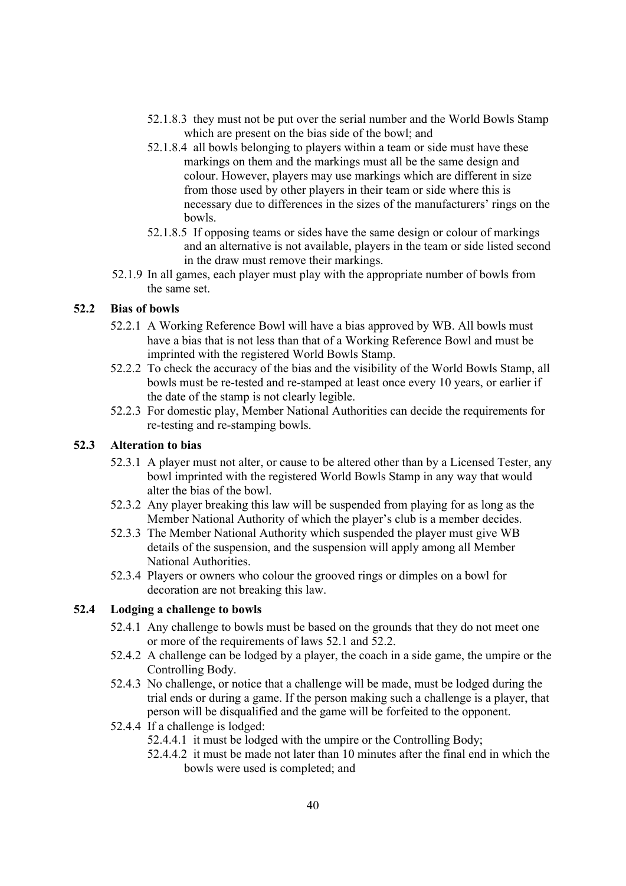52.1.8.3 they must not be put over the serial number and the World Bowls Stamp which are present on the bias side of the bowl; and

52.1.8.4 all bowls belonging to players within a team or side must have these markings on them and the markings must all be the same design and colour. However, players may use markings which are different in size from those used by other players in their team or side where this is necessary due to differences in the sizes of the manufacturers' rings on the bowls.

52.1.8.5 If opposing teams or sides have the same design or colour of markings and an alternative is not available, players in the team or side listed second in the draw must remove their markings.

52.1.9 In all games, each player must play with the appropriate number of bowls from the same set.

### 52.2 Bias of bowls

52.2.1 A Working Reference Bowl will have a bias approved by WB. All bowls must have a bias that is not less than that of a Working Reference Bowl and must be imprinted with the registered World Bowls Stamp.

52.2.2 To check the accuracy of the bias and the visibility of the World Bowls Stamp, all bowls must be re-tested and re-stamped at least once every 10 years, or earlier if the date of the stamp is not clearly legible.

52.2.3 For domestic play, Member National Authorities can decide the requirements for re-testing and re-stamping bowls.

### 52.3 Alteration to bias

52.3.1 A player must not alter, or cause to be altered other than by a Licensed Tester, any bowl imprinted with the registered World Bowls Stamp in any way that would alter the bias of the bowl.

52.3.2 Any player breaking this law will be suspended from playing for as long as the Member National Authority of which the player's club is a member decides.

52.3.3 The Member National Authority which suspended the player must give WB details of the suspension, and the suspension will apply among all Member National Authorities.

52.3.4 Players or owners who colour the grooved rings or dimples on a bowl for decoration are not breaking this law.

### 52.4 Lodging a challenge to bowls

52.4.1 Any challenge to bowls must be based on the grounds that they do not meet one or more of the requirements of laws 52.1 and 52.2.

52.4.2 A challenge can be lodged by a player, the coach in a side game, the umpire or the Controlling Body.

52.4.3 No challenge, or notice that a challenge will be made, must be lodged during the trial ends or during a game. If the person making such a challenge is a player, that person will be disqualified and the game will be forfeited to the opponent.

52.4.4 If a challenge is lodged:

52.4.4.1 it must be lodged with the umpire or the Controlling Body;

52.4.4.2 it must be made not later than 10 minutes after the final end in which the bowls were used is completed; and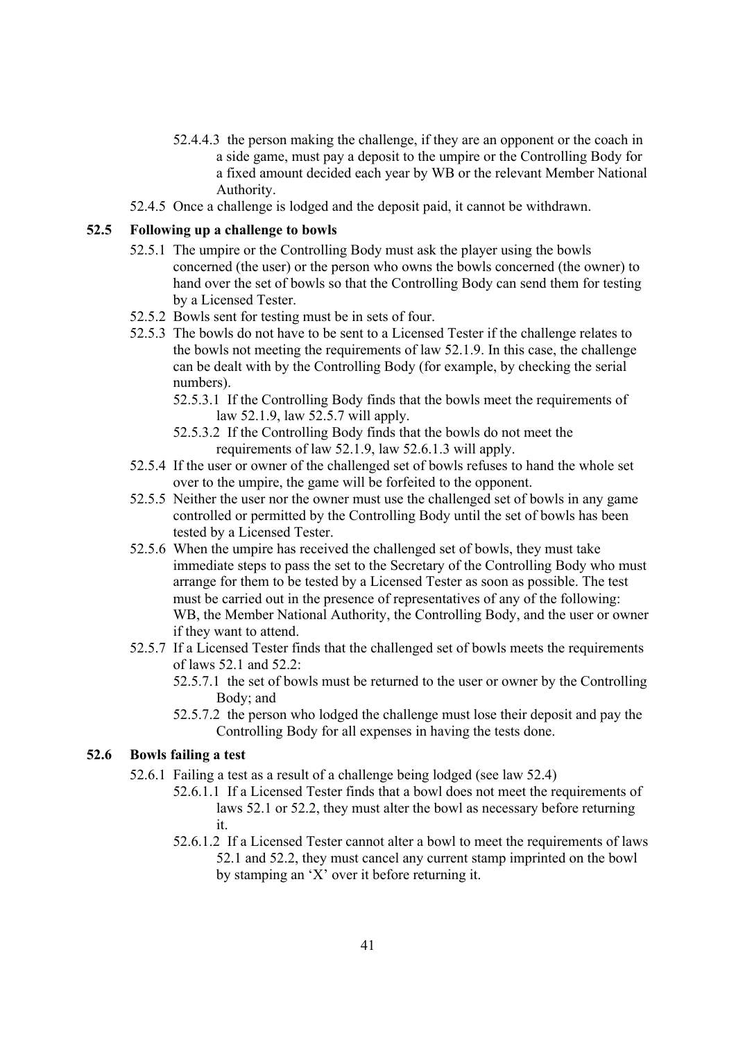52.4.4.3 the person making the challenge, if they are an opponent or the coach in a side game, must pay a deposit to the umpire or the Controlling Body for a fixed amount decided each year by WB or the relevant Member National Authority.

52.4.5 Once a challenge is lodged and the deposit paid, it cannot be withdrawn.

## 52.5 Following up a challenge to bowls

52.5.1 The umpire or the Controlling Body must ask the player using the bowls concerned (the user) or the person who owns the bowls concerned (the owner) to hand over the set of bowls so that the Controlling Body can send them for testing by a Licensed Tester.

52.5.2 Bowls sent for testing must be in sets of four.

52.5.3 The bowls do not have to be sent to a Licensed Tester if the challenge relates to the bowls not meeting the requirements of law 52.1.9. In this case, the challenge can be dealt with by the Controlling Body (for example, by checking the serial numbers).

52.5.3.1 If the Controlling Body finds that the bowls meet the requirements of law 52.1.9, law 52.5.7 will apply.

52.5.3.2 If the Controlling Body finds that the bowls do not meet the requirements of law 52.1.9, law 52.6.1.3 will apply.

52.5.4 If the user or owner of the challenged set of bowls refuses to hand the whole set over to the umpire, the game will be forfeited to the opponent.

52.5.5 Neither the user nor the owner must use the challenged set of bowls in any game controlled or permitted by the Controlling Body until the set of bowls has been tested by a Licensed Tester.

52.5.6 When the umpire has received the challenged set of bowls, they must take immediate steps to pass the set to the Secretary of the Controlling Body who must arrange for them to be tested by a Licensed Tester as soon as possible. The test must be carried out in the presence of representatives of any of the following: WB, the Member National Authority, the Controlling Body, and the user or owner if they want to attend.

52.5.7 If a Licensed Tester finds that the challenged set of bowls meets the requirements of laws 52.1 and 52.2:

52.5.7.1 the set of bowls must be returned to the user or owner by the Controlling Body; and

52.5.7.2 the person who lodged the challenge must lose their deposit and pay the Controlling Body for all expenses in having the tests done.

## 52.6 Bowls failing a test

52.6.1 Failing a test as a result of a challenge being lodged (see law 52.4)

52.6.1.1 If a Licensed Tester finds that a bowl does not meet the requirements of laws 52.1 or 52.2, they must alter the bowl as necessary before returning it.

52.6.1.2 If a Licensed Tester cannot alter a bowl to meet the requirements of laws 52.1 and 52.2, they must cancel any current stamp imprinted on the bowl by stamping an 'X' over it before returning it.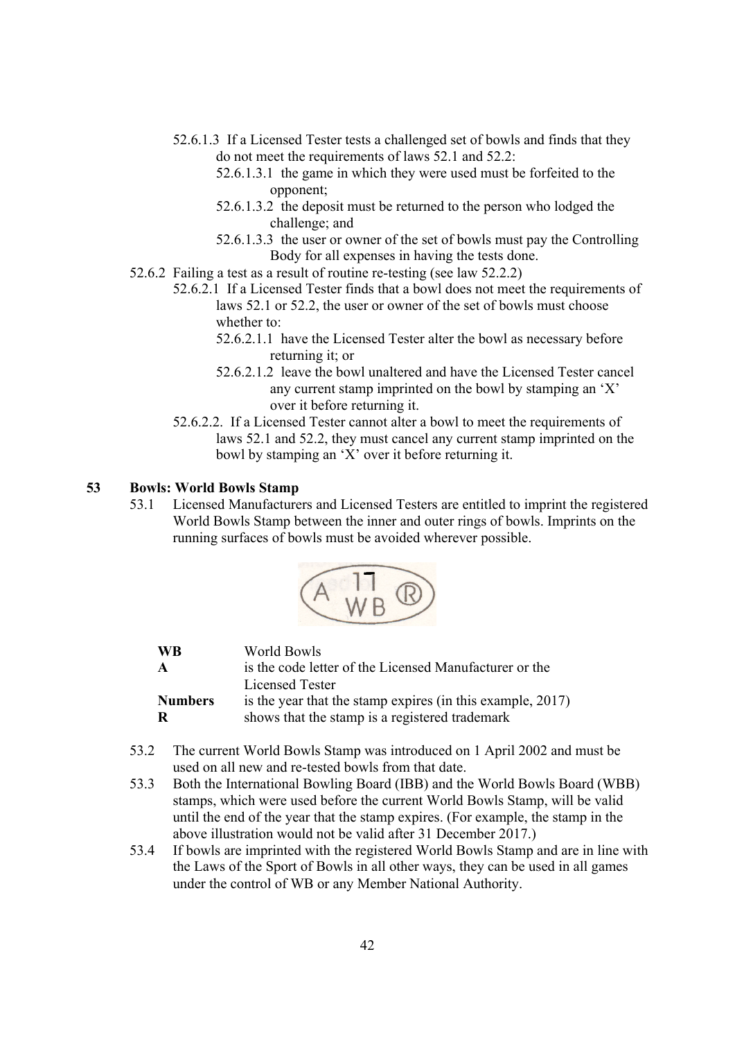52.6.1.3 If a Licensed Tester tests a challenged set of bowls and finds that they do not meet the requirements of laws 52.1 and 52.2:

52.6.1.3.1 the game in which they were used must be forfeited to the opponent;

52.6.1.3.2 the deposit must be returned to the person who lodged the challenge; and

52.6.1.3.3 the user or owner of the set of bowls must pay the Controlling Body for all expenses in having the tests done.

52.6.2 Failing a test as a result of routine re-testing (see law 52.2.2)

52.6.2.1 If a Licensed Tester finds that a bowl does not meet the requirements of laws 52.1 or 52.2, the user or owner of the set of bowls must choose whether to:

52.6.2.1.1 have the Licensed Tester alter the bowl as necessary before returning it; or

52.6.2.1.2 leave the bowl unaltered and have the Licensed Tester cancel any current stamp imprinted on the bowl by stamping an 'X' over it before returning it.

52.6.2.2. If a Licensed Tester cannot alter a bowl to meet the requirements of laws 52.1 and 52.2, they must cancel any current stamp imprinted on the bowl by stamping an 'X' over it before returning it.

## 53 Bowls: World Bowls Stamp

53.1 Licensed Manufacturers and Licensed Testers are entitled to imprint the registered World Bowls Stamp between the inner and outer rings of bowls. Imprints on the running surfaces of bowls must be avoided wherever possible.

| | |
|---|---|
| **WB** | World Bowls |
| **A** | is the code letter of the Licensed Manufacturer or the Licensed Tester |
| **Numbers** | is the year that the stamp expires (in this example, 2017) |
| **R** | shows that the stamp is a registered trademark |

53.2 The current World Bowls Stamp was introduced on 1 April 2002 and must be used on all new and re-tested bowls from that date.

53.3 Both the International Bowling Board (IBB) and the World Bowls Board (WBB) stamps, which were used before the current World Bowls Stamp, will be valid until the end of the year that the stamp expires. (For example, the stamp in the above illustration would not be valid after 31 December 2017.)

53.4 If bowls are imprinted with the registered World Bowls Stamp and are in line with the Laws of the Sport of Bowls in all other ways, they can be used in all games under the control of WB or any Member National Authority.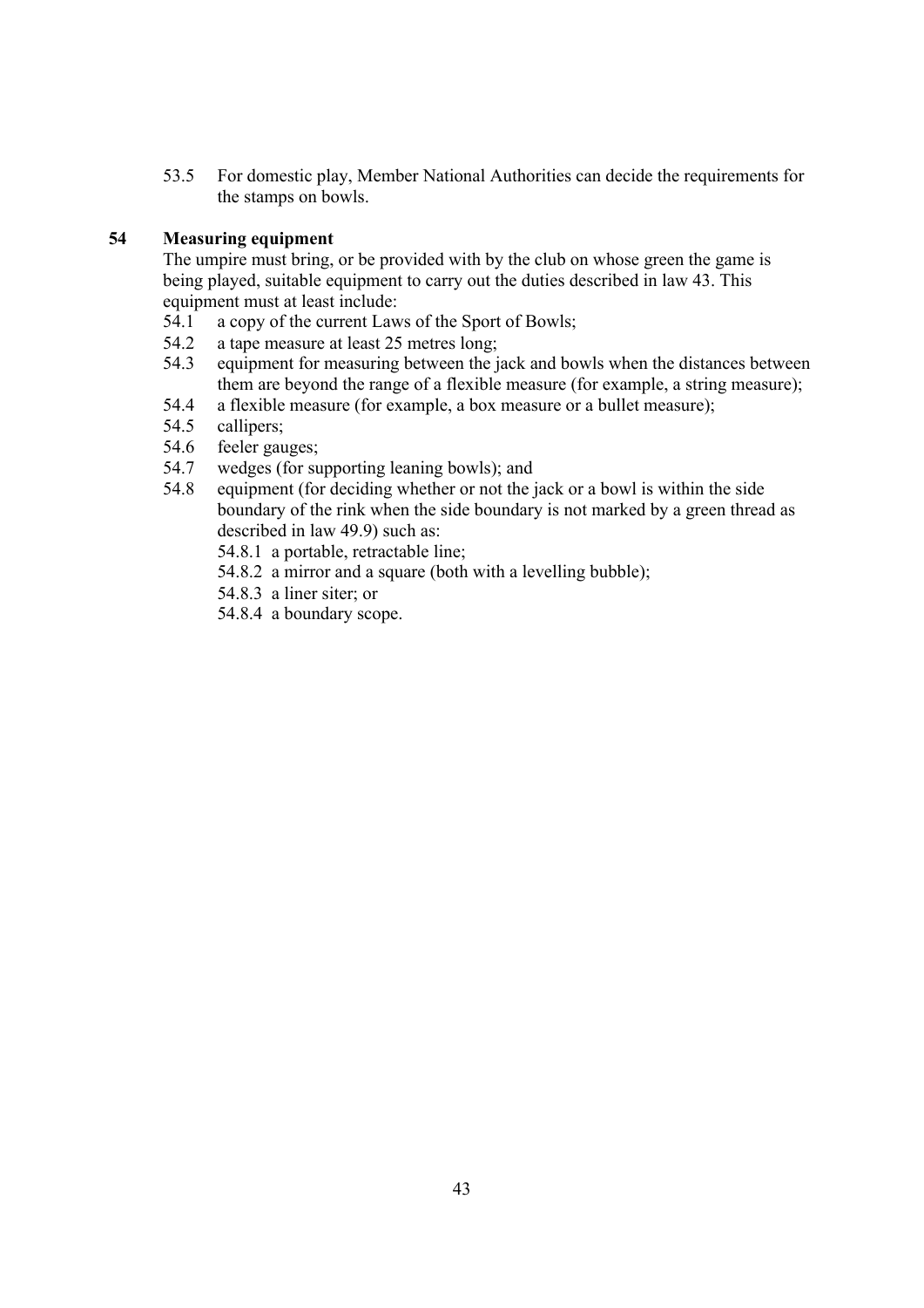53.5 For domestic play, Member National Authorities can decide the requirements for the stamps on bowls.

## 54 Measuring equipment

The umpire must bring, or be provided with by the club on whose green the game is being played, suitable equipment to carry out the duties described in law 43. This equipment must at least include:

54.1 a copy of the current Laws of the Sport of Bowls;

54.2 a tape measure at least 25 metres long;

54.3 equipment for measuring between the jack and bowls when the distances between them are beyond the range of a flexible measure (for example, a string measure);

54.4 a flexible measure (for example, a box measure or a bullet measure);

54.5 callipers;

54.6 feeler gauges;

54.7 wedges (for supporting leaning bowls); and

54.8 equipment (for deciding whether or not the jack or a bowl is within the side boundary of the rink when the side boundary is not marked by a green thread as described in law 49.9) such as:

- 54.8.1 a portable, retractable line;
- 54.8.2 a mirror and a square (both with a levelling bubble);
- 54.8.3 a liner siter; or
- 54.8.4 a boundary scope.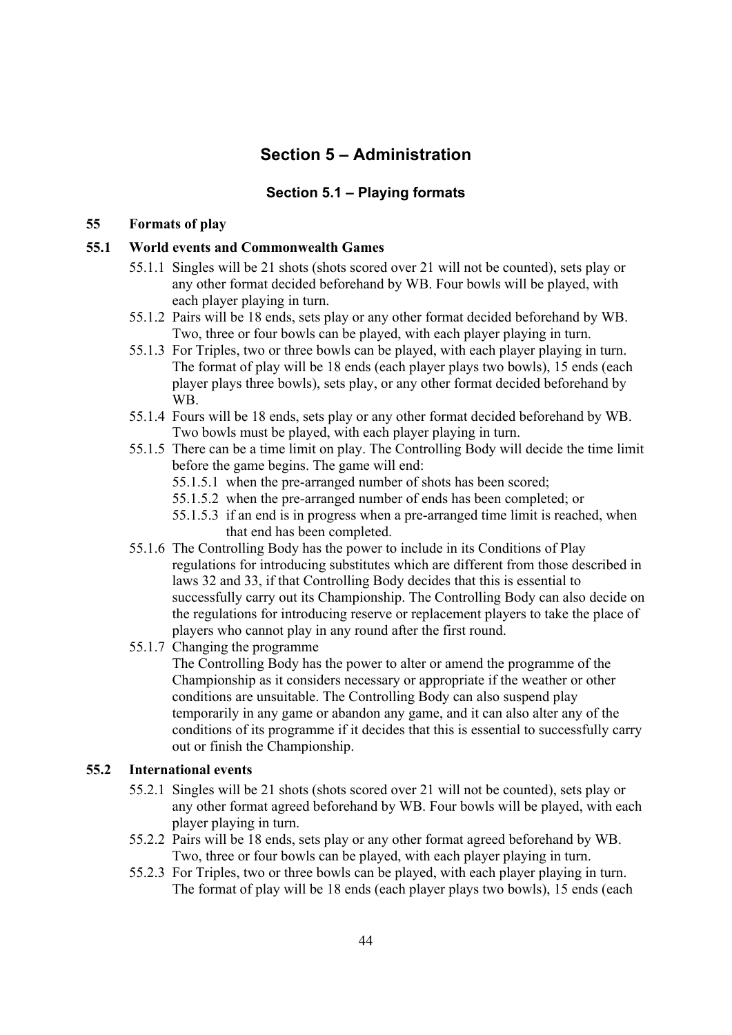# Section 5 – Administration

## Section 5.1 – Playing formats

### 55 Formats of play

#### 55.1 World events and Commonwealth Games

55.1.1 Singles will be 21 shots (shots scored over 21 will not be counted), sets play or any other format decided beforehand by WB. Four bowls will be played, with each player playing in turn.

55.1.2 Pairs will be 18 ends, sets play or any other format decided beforehand by WB. Two, three or four bowls can be played, with each player playing in turn.

55.1.3 For Triples, two or three bowls can be played, with each player playing in turn. The format of play will be 18 ends (each player plays two bowls), 15 ends (each player plays three bowls), sets play, or any other format decided beforehand by WB.

55.1.4 Fours will be 18 ends, sets play or any other format decided beforehand by WB. Two bowls must be played, with each player playing in turn.

55.1.5 There can be a time limit on play. The Controlling Body will decide the time limit before the game begins. The game will end:

- 55.1.5.1 when the pre-arranged number of shots has been scored;
- 55.1.5.2 when the pre-arranged number of ends has been completed; or
- 55.1.5.3 if an end is in progress when a pre-arranged time limit is reached, when that end has been completed.

55.1.6 The Controlling Body has the power to include in its Conditions of Play regulations for introducing substitutes which are different from those described in laws 32 and 33, if that Controlling Body decides that this is essential to successfully carry out its Championship. The Controlling Body can also decide on the regulations for introducing reserve or replacement players to take the place of players who cannot play in any round after the first round.

55.1.7 Changing the programme

The Controlling Body has the power to alter or amend the programme of the Championship as it considers necessary or appropriate if the weather or other conditions are unsuitable. The Controlling Body can also suspend play temporarily in any game or abandon any game, and it can also alter any of the conditions of its programme if it decides that this is essential to successfully carry out or finish the Championship.

#### 55.2 International events

55.2.1 Singles will be 21 shots (shots scored over 21 will not be counted), sets play or any other format agreed beforehand by WB. Four bowls will be played, with each player playing in turn.

55.2.2 Pairs will be 18 ends, sets play or any other format agreed beforehand by WB. Two, three or four bowls can be played, with each player playing in turn.

55.2.3 For Triples, two or three bowls can be played, with each player playing in turn. The format of play will be 18 ends (each player plays two bowls), 15 ends (each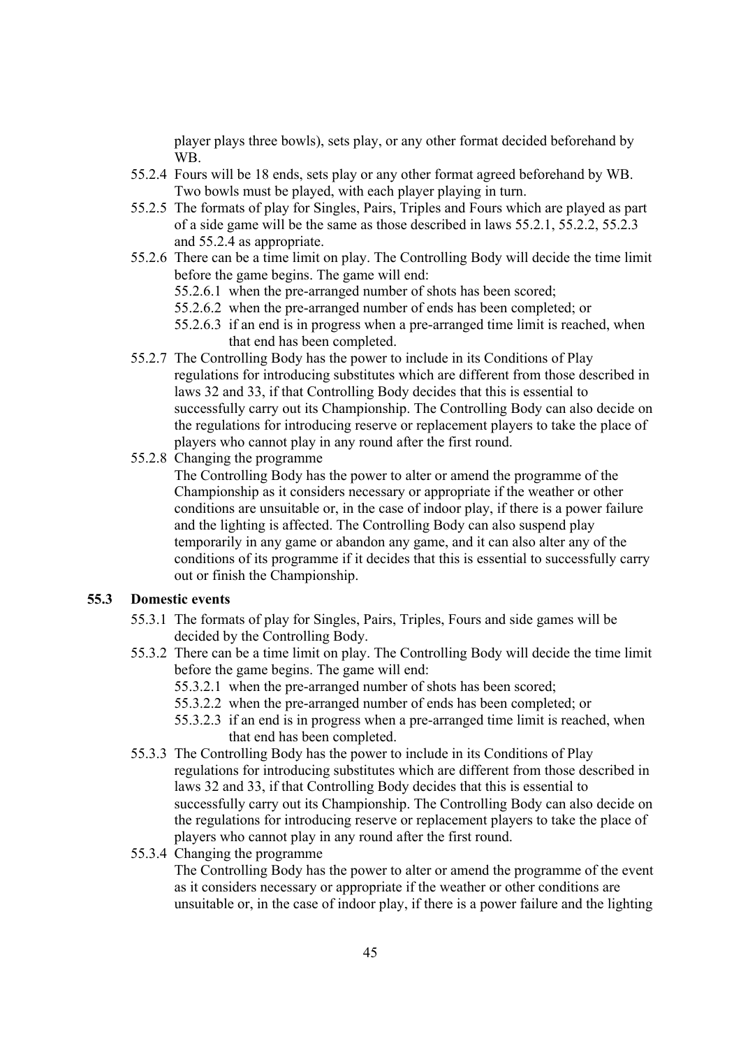player plays three bowls), sets play, or any other format decided beforehand by WB.

55.2.4 Fours will be 18 ends, sets play or any other format agreed beforehand by WB. Two bowls must be played, with each player playing in turn.

55.2.5 The formats of play for Singles, Pairs, Triples and Fours which are played as part of a side game will be the same as those described in laws 55.2.1, 55.2.2, 55.2.3 and 55.2.4 as appropriate.

55.2.6 There can be a time limit on play. The Controlling Body will decide the time limit before the game begins. The game will end:

- 55.2.6.1 when the pre-arranged number of shots has been scored;
- 55.2.6.2 when the pre-arranged number of ends has been completed; or
- 55.2.6.3 if an end is in progress when a pre-arranged time limit is reached, when that end has been completed.

55.2.7 The Controlling Body has the power to include in its Conditions of Play regulations for introducing substitutes which are different from those described in laws 32 and 33, if that Controlling Body decides that this is essential to successfully carry out its Championship. The Controlling Body can also decide on the regulations for introducing reserve or replacement players to take the place of players who cannot play in any round after the first round.

55.2.8 Changing the programme

The Controlling Body has the power to alter or amend the programme of the Championship as it considers necessary or appropriate if the weather or other conditions are unsuitable or, in the case of indoor play, if there is a power failure and the lighting is affected. The Controlling Body can also suspend play temporarily in any game or abandon any game, and it can also alter any of the conditions of its programme if it decides that this is essential to successfully carry out or finish the Championship.

**55.3 Domestic events**

55.3.1 The formats of play for Singles, Pairs, Triples, Fours and side games will be decided by the Controlling Body.

55.3.2 There can be a time limit on play. The Controlling Body will decide the time limit before the game begins. The game will end:

- 55.3.2.1 when the pre-arranged number of shots has been scored;
- 55.3.2.2 when the pre-arranged number of ends has been completed; or
- 55.3.2.3 if an end is in progress when a pre-arranged time limit is reached, when that end has been completed.

55.3.3 The Controlling Body has the power to include in its Conditions of Play regulations for introducing substitutes which are different from those described in laws 32 and 33, if that Controlling Body decides that this is essential to successfully carry out its Championship. The Controlling Body can also decide on the regulations for introducing reserve or replacement players to take the place of players who cannot play in any round after the first round.

55.3.4 Changing the programme

The Controlling Body has the power to alter or amend the programme of the event as it considers necessary or appropriate if the weather or other conditions are unsuitable or, in the case of indoor play, if there is a power failure and the lighting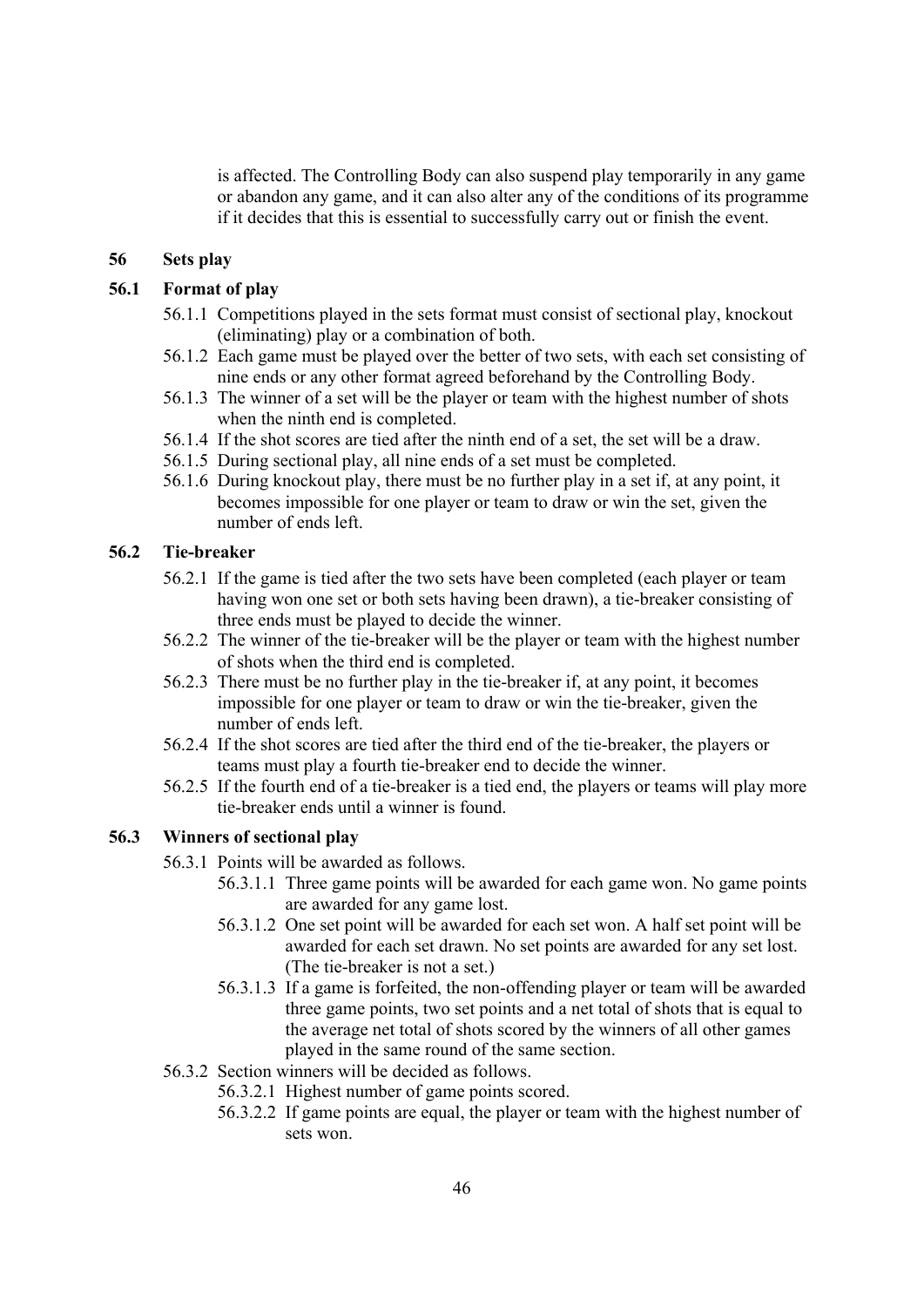is affected. The Controlling Body can also suspend play temporarily in any game or abandon any game, and it can also alter any of the conditions of its programme if it decides that this is essential to successfully carry out or finish the event.

## 56 Sets play

### 56.1 Format of play

56.1.1 Competitions played in the sets format must consist of sectional play, knockout (eliminating) play or a combination of both.

56.1.2 Each game must be played over the better of two sets, with each set consisting of nine ends or any other format agreed beforehand by the Controlling Body.

56.1.3 The winner of a set will be the player or team with the highest number of shots when the ninth end is completed.

56.1.4 If the shot scores are tied after the ninth end of a set, the set will be a draw.

56.1.5 During sectional play, all nine ends of a set must be completed.

56.1.6 During knockout play, there must be no further play in a set if, at any point, it becomes impossible for one player or team to draw or win the set, given the number of ends left.

### 56.2 Tie-breaker

56.2.1 If the game is tied after the two sets have been completed (each player or team having won one set or both sets having been drawn), a tie-breaker consisting of three ends must be played to decide the winner.

56.2.2 The winner of the tie-breaker will be the player or team with the highest number of shots when the third end is completed.

56.2.3 There must be no further play in the tie-breaker if, at any point, it becomes impossible for one player or team to draw or win the tie-breaker, given the number of ends left.

56.2.4 If the shot scores are tied after the third end of the tie-breaker, the players or teams must play a fourth tie-breaker end to decide the winner.

56.2.5 If the fourth end of a tie-breaker is a tied end, the players or teams will play more tie-breaker ends until a winner is found.

### 56.3 Winners of sectional play

56.3.1 Points will be awarded as follows.

- 56.3.1.1 Three game points will be awarded for each game won. No game points are awarded for any game lost.
- 56.3.1.2 One set point will be awarded for each set won. A half set point will be awarded for each set drawn. No set points are awarded for any set lost. (The tie-breaker is not a set.)
- 56.3.1.3 If a game is forfeited, the non-offending player or team will be awarded three game points, two set points and a net total of shots that is equal to the average net total of shots scored by the winners of all other games played in the same round of the same section.

56.3.2 Section winners will be decided as follows.

- 56.3.2.1 Highest number of game points scored.
- 56.3.2.2 If game points are equal, the player or team with the highest number of sets won.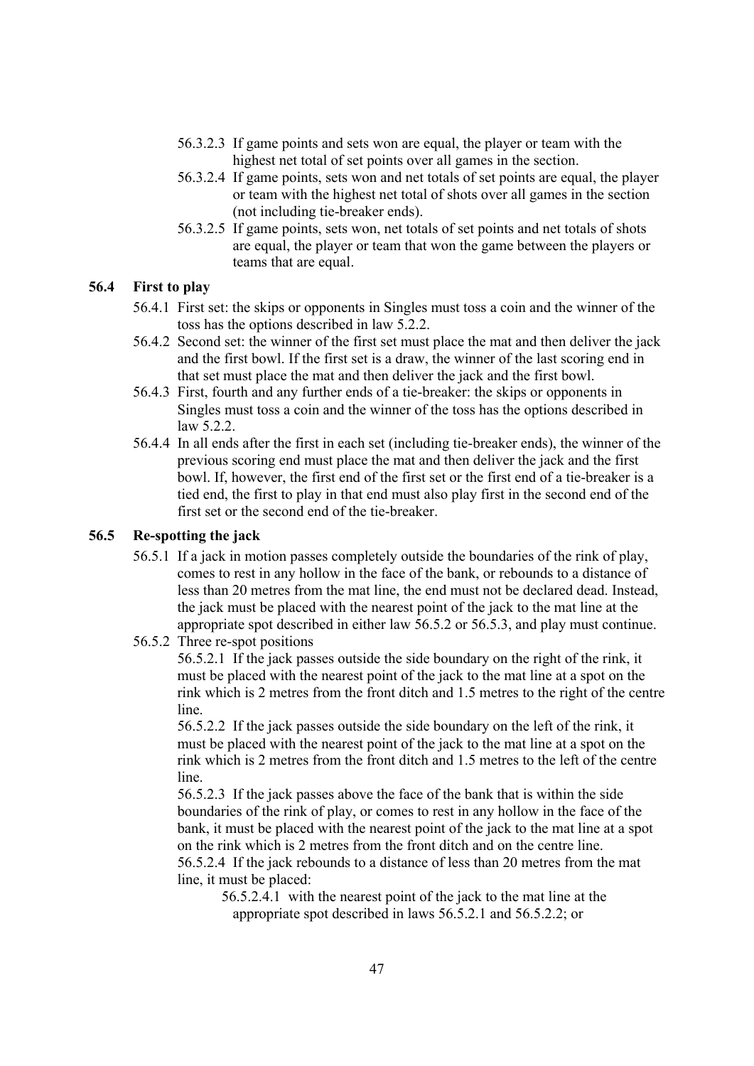56.3.2.3 If game points and sets won are equal, the player or team with the highest net total of set points over all games in the section.

56.3.2.4 If game points, sets won and net totals of set points are equal, the player or team with the highest net total of shots over all games in the section (not including tie-breaker ends).

56.3.2.5 If game points, sets won, net totals of set points and net totals of shots are equal, the player or team that won the game between the players or teams that are equal.

### 56.4 First to play

56.4.1 First set: the skips or opponents in Singles must toss a coin and the winner of the toss has the options described in law 5.2.2.

56.4.2 Second set: the winner of the first set must place the mat and then deliver the jack and the first bowl. If the first set is a draw, the winner of the last scoring end in that set must place the mat and then deliver the jack and the first bowl.

56.4.3 First, fourth and any further ends of a tie-breaker: the skips or opponents in Singles must toss a coin and the winner of the toss has the options described in law 5.2.2.

56.4.4 In all ends after the first in each set (including tie-breaker ends), the winner of the previous scoring end must place the mat and then deliver the jack and the first bowl. If, however, the first end of the first set or the first end of a tie-breaker is a tied end, the first to play in that end must also play first in the second end of the first set or the second end of the tie-breaker.

### 56.5 Re-spotting the jack

56.5.1 If a jack in motion passes completely outside the boundaries of the rink of play, comes to rest in any hollow in the face of the bank, or rebounds to a distance of less than 20 metres from the mat line, the end must not be declared dead. Instead, the jack must be placed with the nearest point of the jack to the mat line at the appropriate spot described in either law 56.5.2 or 56.5.3, and play must continue.

56.5.2 Three re-spot positions

56.5.2.1 If the jack passes outside the side boundary on the right of the rink, it must be placed with the nearest point of the jack to the mat line at a spot on the rink which is 2 metres from the front ditch and 1.5 metres to the right of the centre line.

56.5.2.2 If the jack passes outside the side boundary on the left of the rink, it must be placed with the nearest point of the jack to the mat line at a spot on the rink which is 2 metres from the front ditch and 1.5 metres to the left of the centre line.

56.5.2.3 If the jack passes above the face of the bank that is within the side boundaries of the rink of play, or comes to rest in any hollow in the face of the bank, it must be placed with the nearest point of the jack to the mat line at a spot on the rink which is 2 metres from the front ditch and on the centre line.

56.5.2.4 If the jack rebounds to a distance of less than 20 metres from the mat line, it must be placed:

56.5.2.4.1 with the nearest point of the jack to the mat line at the appropriate spot described in laws 56.5.2.1 and 56.5.2.2; or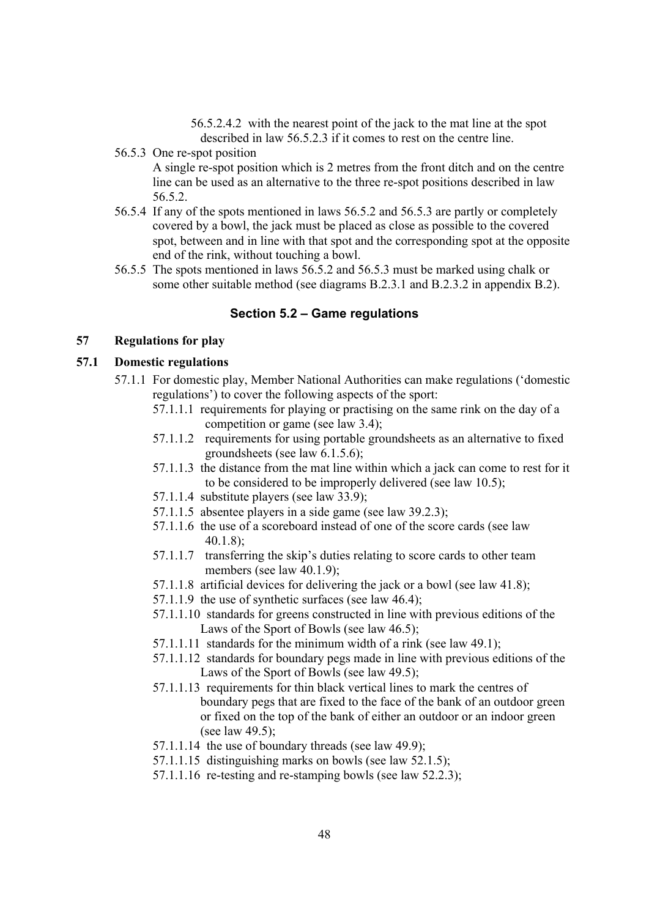56.5.2.4.2 with the nearest point of the jack to the mat line at the spot described in law 56.5.2.3 if it comes to rest on the centre line.

56.5.3 One re-spot position
A single re-spot position which is 2 metres from the front ditch and on the centre line can be used as an alternative to the three re-spot positions described in law 56.5.2.

56.5.4 If any of the spots mentioned in laws 56.5.2 and 56.5.3 are partly or completely covered by a bowl, the jack must be placed as close as possible to the covered spot, between and in line with that spot and the corresponding spot at the opposite end of the rink, without touching a bowl.

56.5.5 The spots mentioned in laws 56.5.2 and 56.5.3 must be marked using chalk or some other suitable method (see diagrams B.2.3.1 and B.2.3.2 in appendix B.2).

## Section 5.2 – Game regulations

### 57 Regulations for play

#### 57.1 Domestic regulations

57.1.1 For domestic play, Member National Authorities can make regulations ('domestic regulations') to cover the following aspects of the sport:

- 57.1.1.1 requirements for playing or practising on the same rink on the day of a competition or game (see law 3.4);
- 57.1.1.2 requirements for using portable groundsheets as an alternative to fixed groundsheets (see law 6.1.5.6);
- 57.1.1.3 the distance from the mat line within which a jack can come to rest for it to be considered to be improperly delivered (see law 10.5);
- 57.1.1.4 substitute players (see law 33.9);
- 57.1.1.5 absentee players in a side game (see law 39.2.3);
- 57.1.1.6 the use of a scoreboard instead of one of the score cards (see law 40.1.8);
- 57.1.1.7 transferring the skip's duties relating to score cards to other team members (see law 40.1.9);
- 57.1.1.8 artificial devices for delivering the jack or a bowl (see law 41.8);
- 57.1.1.9 the use of synthetic surfaces (see law 46.4);
- 57.1.1.10 standards for greens constructed in line with previous editions of the Laws of the Sport of Bowls (see law 46.5);
- 57.1.1.11 standards for the minimum width of a rink (see law 49.1);
- 57.1.1.12 standards for boundary pegs made in line with previous editions of the Laws of the Sport of Bowls (see law 49.5);
- 57.1.1.13 requirements for thin black vertical lines to mark the centres of boundary pegs that are fixed to the face of the bank of an outdoor green or fixed on the top of the bank of either an outdoor or an indoor green (see law 49.5);
- 57.1.1.14 the use of boundary threads (see law 49.9);
- 57.1.1.15 distinguishing marks on bowls (see law 52.1.5);
- 57.1.1.16 re-testing and re-stamping bowls (see law 52.2.3);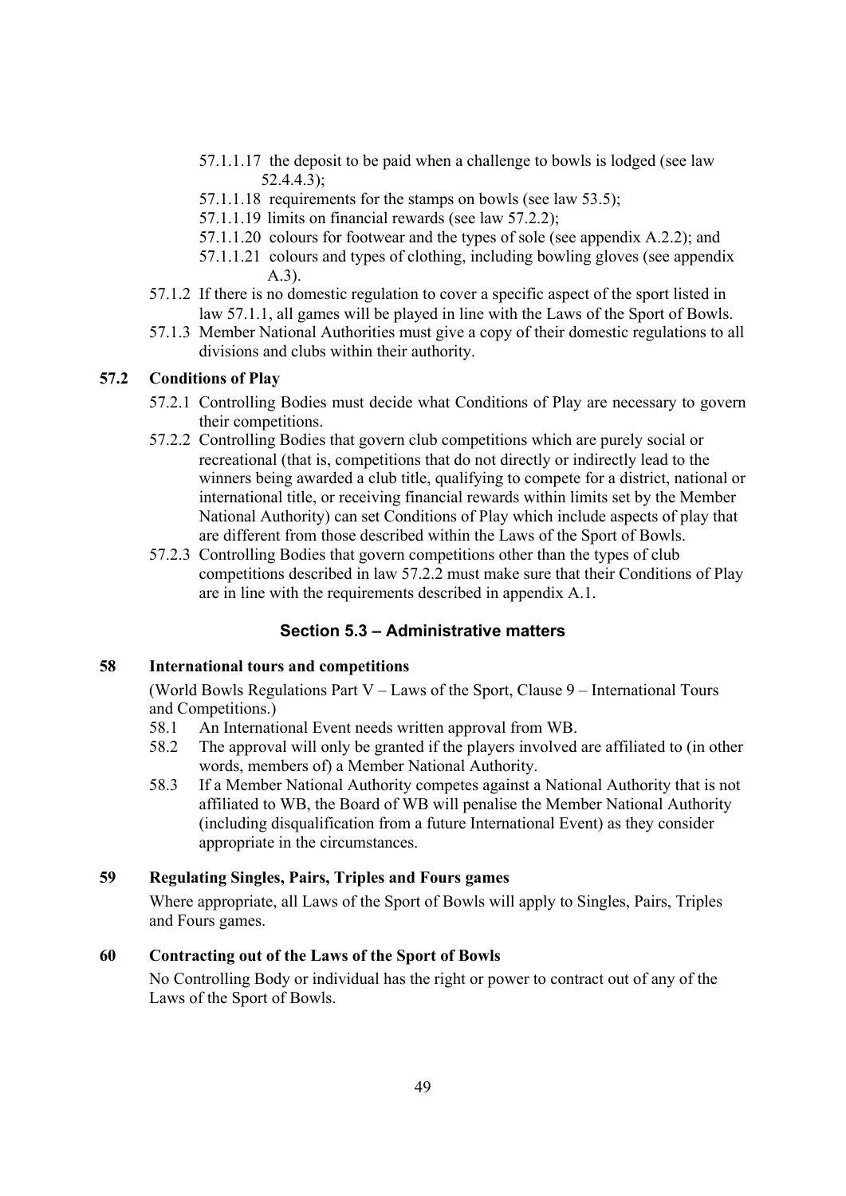57.1.1.17 the deposit to be paid when a challenge to bowls is lodged (see law 52.4.4.3);

57.1.1.18 requirements for the stamps on bowls (see law 53.5);

57.1.1.19 limits on financial rewards (see law 57.2.2);

57.1.1.20 colours for footwear and the types of sole (see appendix A.2.2); and

57.1.1.21 colours and types of clothing, including bowling gloves (see appendix A.3).

57.1.2 If there is no domestic regulation to cover a specific aspect of the sport listed in law 57.1.1, all games will be played in line with the Laws of the Sport of Bowls.

57.1.3 Member National Authorities must give a copy of their domestic regulations to all divisions and clubs within their authority.

**57.2 Conditions of Play**

57.2.1 Controlling Bodies must decide what Conditions of Play are necessary to govern their competitions.

57.2.2 Controlling Bodies that govern club competitions which are purely social or recreational (that is, competitions that do not directly or indirectly lead to the winners being awarded a club title, qualifying to compete for a district, national or international title, or receiving financial rewards within limits set by the Member National Authority) can set Conditions of Play which include aspects of play that are different from those described within the Laws of the Sport of Bowls.

57.2.3 Controlling Bodies that govern competitions other than the types of club competitions described in law 57.2.2 must make sure that their Conditions of Play are in line with the requirements described in appendix A.1.

## Section 5.3 – Administrative matters

**58 International tours and competitions**

(World Bowls Regulations Part V – Laws of the Sport, Clause 9 – International Tours and Competitions.)

58.1 An International Event needs written approval from WB.

58.2 The approval will only be granted if the players involved are affiliated to (in other words, members of) a Member National Authority.

58.3 If a Member National Authority competes against a National Authority that is not affiliated to WB, the Board of WB will penalise the Member National Authority (including disqualification from a future International Event) as they consider appropriate in the circumstances.

**59 Regulating Singles, Pairs, Triples and Fours games**

Where appropriate, all Laws of the Sport of Bowls will apply to Singles, Pairs, Triples and Fours games.

**60 Contracting out of the Laws of the Sport of Bowls**

No Controlling Body or individual has the right or power to contract out of any of the Laws of the Sport of Bowls.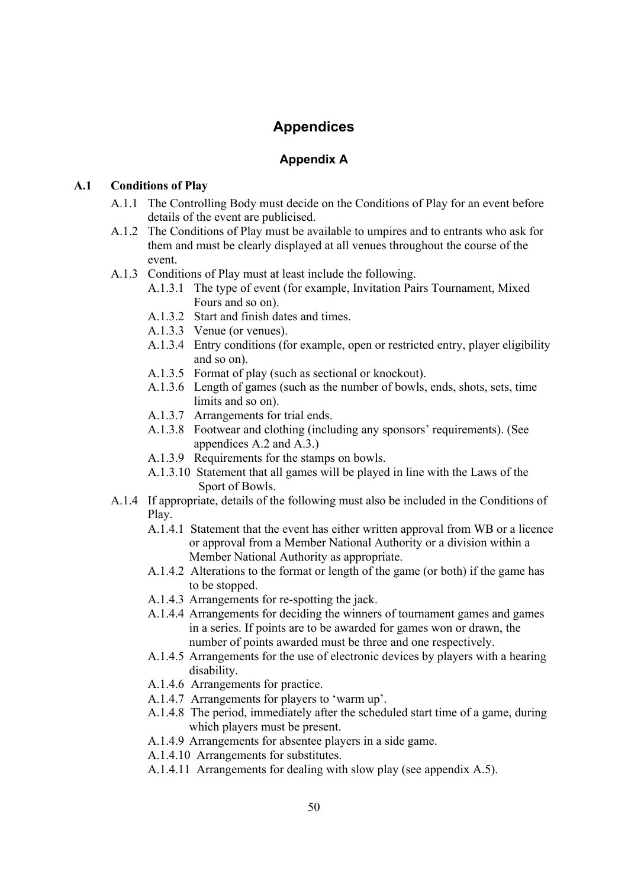# Appendices

## Appendix A

### A.1 Conditions of Play

- A.1.1 The Controlling Body must decide on the Conditions of Play for an event before details of the event are publicised.
- A.1.2 The Conditions of Play must be available to umpires and to entrants who ask for them and must be clearly displayed at all venues throughout the course of the event.
- A.1.3 Conditions of Play must at least include the following.
  - A.1.3.1 The type of event (for example, Invitation Pairs Tournament, Mixed Fours and so on).
  - A.1.3.2 Start and finish dates and times.
  - A.1.3.3 Venue (or venues).
  - A.1.3.4 Entry conditions (for example, open or restricted entry, player eligibility and so on).
  - A.1.3.5 Format of play (such as sectional or knockout).
  - A.1.3.6 Length of games (such as the number of bowls, ends, shots, sets, time limits and so on).
  - A.1.3.7 Arrangements for trial ends.
  - A.1.3.8 Footwear and clothing (including any sponsors' requirements). (See appendices A.2 and A.3.)
  - A.1.3.9 Requirements for the stamps on bowls.
  - A.1.3.10 Statement that all games will be played in line with the Laws of the Sport of Bowls.
- A.1.4 If appropriate, details of the following must also be included in the Conditions of Play.
  - A.1.4.1 Statement that the event has either written approval from WB or a licence or approval from a Member National Authority or a division within a Member National Authority as appropriate.
  - A.1.4.2 Alterations to the format or length of the game (or both) if the game has to be stopped.
  - A.1.4.3 Arrangements for re-spotting the jack.
  - A.1.4.4 Arrangements for deciding the winners of tournament games and games in a series. If points are to be awarded for games won or drawn, the number of points awarded must be three and one respectively.
  - A.1.4.5 Arrangements for the use of electronic devices by players with a hearing disability.
  - A.1.4.6 Arrangements for practice.
  - A.1.4.7 Arrangements for players to 'warm up'.
  - A.1.4.8 The period, immediately after the scheduled start time of a game, during which players must be present.
  - A.1.4.9 Arrangements for absentee players in a side game.
  - A.1.4.10 Arrangements for substitutes.
  - A.1.4.11 Arrangements for dealing with slow play (see appendix A.5).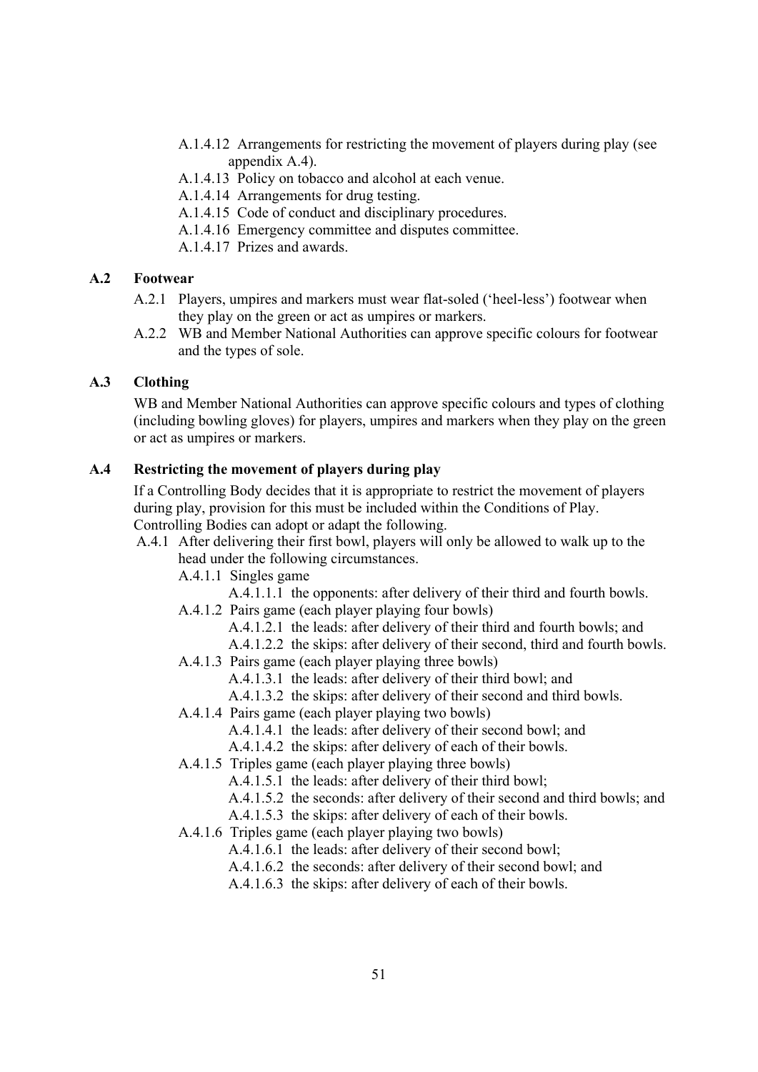- A.1.4.12 Arrangements for restricting the movement of players during play (see appendix A.4).
- A.1.4.13 Policy on tobacco and alcohol at each venue.
- A.1.4.14 Arrangements for drug testing.
- A.1.4.15 Code of conduct and disciplinary procedures.
- A.1.4.16 Emergency committee and disputes committee.
- A.1.4.17 Prizes and awards.

## A.2 Footwear

- A.2.1 Players, umpires and markers must wear flat-soled ('heel-less') footwear when they play on the green or act as umpires or markers.
- A.2.2 WB and Member National Authorities can approve specific colours for footwear and the types of sole.

## A.3 Clothing

WB and Member National Authorities can approve specific colours and types of clothing (including bowling gloves) for players, umpires and markers when they play on the green or act as umpires or markers.

## A.4 Restricting the movement of players during play

If a Controlling Body decides that it is appropriate to restrict the movement of players during play, provision for this must be included within the Conditions of Play. Controlling Bodies can adopt or adapt the following.

- A.4.1 After delivering their first bowl, players will only be allowed to walk up to the head under the following circumstances.
  - A.4.1.1 Singles game
    - A.4.1.1.1 the opponents: after delivery of their third and fourth bowls.
  - A.4.1.2 Pairs game (each player playing four bowls)
    - A.4.1.2.1 the leads: after delivery of their third and fourth bowls; and
    - A.4.1.2.2 the skips: after delivery of their second, third and fourth bowls.
  - A.4.1.3 Pairs game (each player playing three bowls)
    - A.4.1.3.1 the leads: after delivery of their third bowl; and
    - A.4.1.3.2 the skips: after delivery of their second and third bowls.
  - A.4.1.4 Pairs game (each player playing two bowls)
    - A.4.1.4.1 the leads: after delivery of their second bowl; and
    - A.4.1.4.2 the skips: after delivery of each of their bowls.
  - A.4.1.5 Triples game (each player playing three bowls)
    - A.4.1.5.1 the leads: after delivery of their third bowl;
    - A.4.1.5.2 the seconds: after delivery of their second and third bowls; and
    - A.4.1.5.3 the skips: after delivery of each of their bowls.
  - A.4.1.6 Triples game (each player playing two bowls)
    - A.4.1.6.1 the leads: after delivery of their second bowl;
    - A.4.1.6.2 the seconds: after delivery of their second bowl; and
    - A.4.1.6.3 the skips: after delivery of each of their bowls.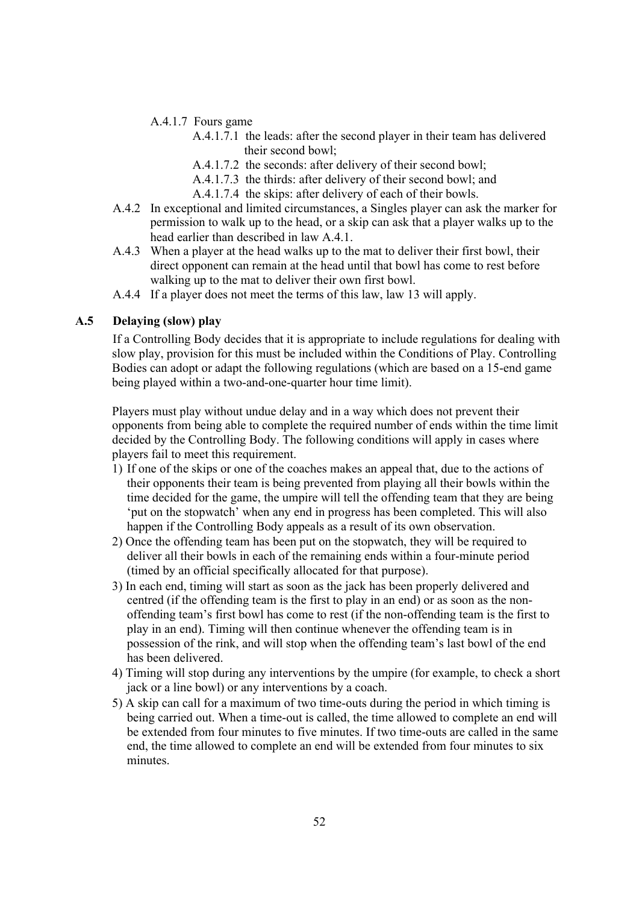A.4.1.7 Fours game

- A.4.1.7.1 the leads: after the second player in their team has delivered their second bowl;
- A.4.1.7.2 the seconds: after delivery of their second bowl;
- A.4.1.7.3 the thirds: after delivery of their second bowl; and
- A.4.1.7.4 the skips: after delivery of each of their bowls.

A.4.2 In exceptional and limited circumstances, a Singles player can ask the marker for permission to walk up to the head, or a skip can ask that a player walks up to the head earlier than described in law A.4.1.

A.4.3 When a player at the head walks up to the mat to deliver their first bowl, their direct opponent can remain at the head until that bowl has come to rest before walking up to the mat to deliver their own first bowl.

A.4.4 If a player does not meet the terms of this law, law 13 will apply.

## A.5 Delaying (slow) play

If a Controlling Body decides that it is appropriate to include regulations for dealing with slow play, provision for this must be included within the Conditions of Play. Controlling Bodies can adopt or adapt the following regulations (which are based on a 15-end game being played within a two-and-one-quarter hour time limit).

Players must play without undue delay and in a way which does not prevent their opponents from being able to complete the required number of ends within the time limit decided by the Controlling Body. The following conditions will apply in cases where players fail to meet this requirement.

1) If one of the skips or one of the coaches makes an appeal that, due to the actions of their opponents their team is being prevented from playing all their bowls within the time decided for the game, the umpire will tell the offending team that they are being 'put on the stopwatch' when any end in progress has been completed. This will also happen if the Controlling Body appeals as a result of its own observation.
2) Once the offending team has been put on the stopwatch, they will be required to deliver all their bowls in each of the remaining ends within a four-minute period (timed by an official specifically allocated for that purpose).
3) In each end, timing will start as soon as the jack has been properly delivered and centred (if the offending team is the first to play in an end) or as soon as the non-offending team's first bowl has come to rest (if the non-offending team is the first to play in an end). Timing will then continue whenever the offending team is in possession of the rink, and will stop when the offending team's last bowl of the end has been delivered.
4) Timing will stop during any interventions by the umpire (for example, to check a short jack or a line bowl) or any interventions by a coach.
5) A skip can call for a maximum of two time-outs during the period in which timing is being carried out. When a time-out is called, the time allowed to complete an end will be extended from four minutes to five minutes. If two time-outs are called in the same end, the time allowed to complete an end will be extended from four minutes to six minutes.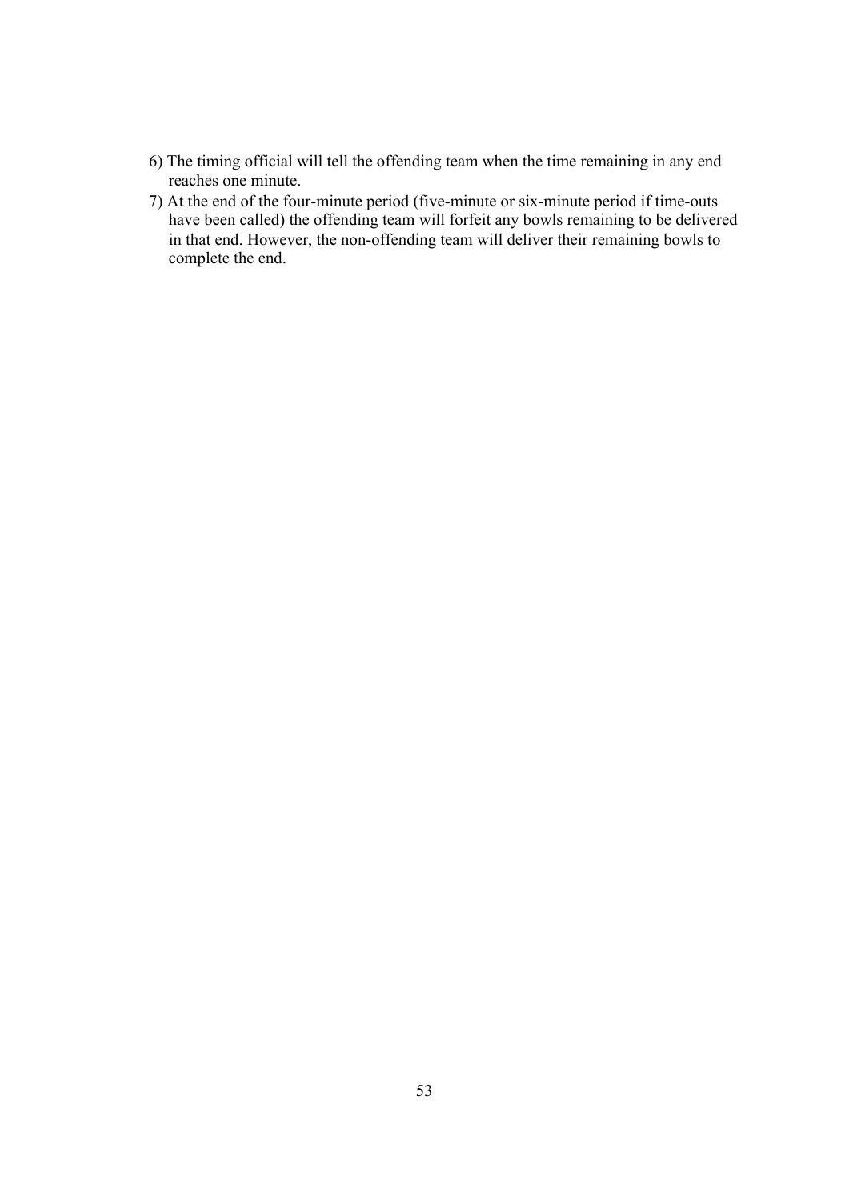6) The timing official will tell the offending team when the time remaining in any end reaches one minute.
7) At the end of the four-minute period (five-minute or six-minute period if time-outs have been called) the offending team will forfeit any bowls remaining to be delivered in that end. However, the non-offending team will deliver their remaining bowls to complete the end.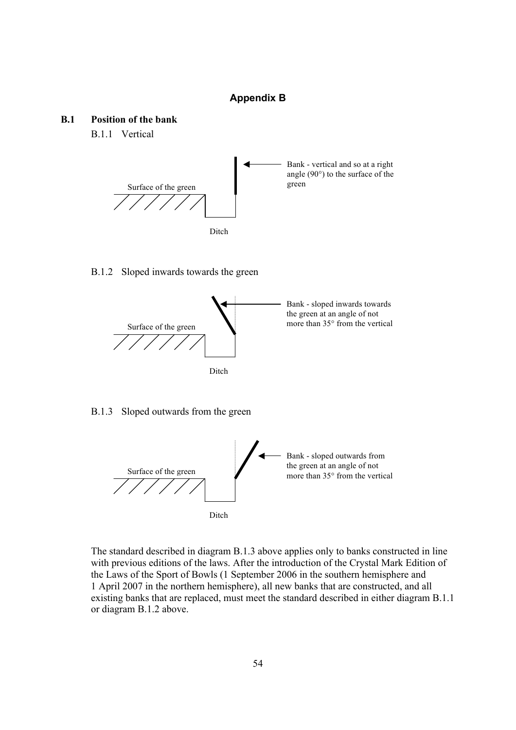# Appendix B

## B.1 Position of the bank

### B.1.1 Vertical

Surface of the green

Bank - vertical and so at a right angle (90°) to the surface of the green

Ditch

### B.1.2 Sloped inwards towards the green

Surface of the green

Bank - sloped inwards towards the green at an angle of not more than 35° from the vertical

Ditch

### B.1.3 Sloped outwards from the green

Surface of the green

Bank - sloped outwards from the green at an angle of not more than 35° from the vertical

Ditch

The standard described in diagram B.1.3 above applies only to banks constructed in line with previous editions of the laws. After the introduction of the Crystal Mark Edition of the Laws of the Sport of Bowls (1 September 2006 in the southern hemisphere and 1 April 2007 in the northern hemisphere), all new banks that are constructed, and all existing banks that are replaced, must meet the standard described in either diagram B.1.1 or diagram B.1.2 above.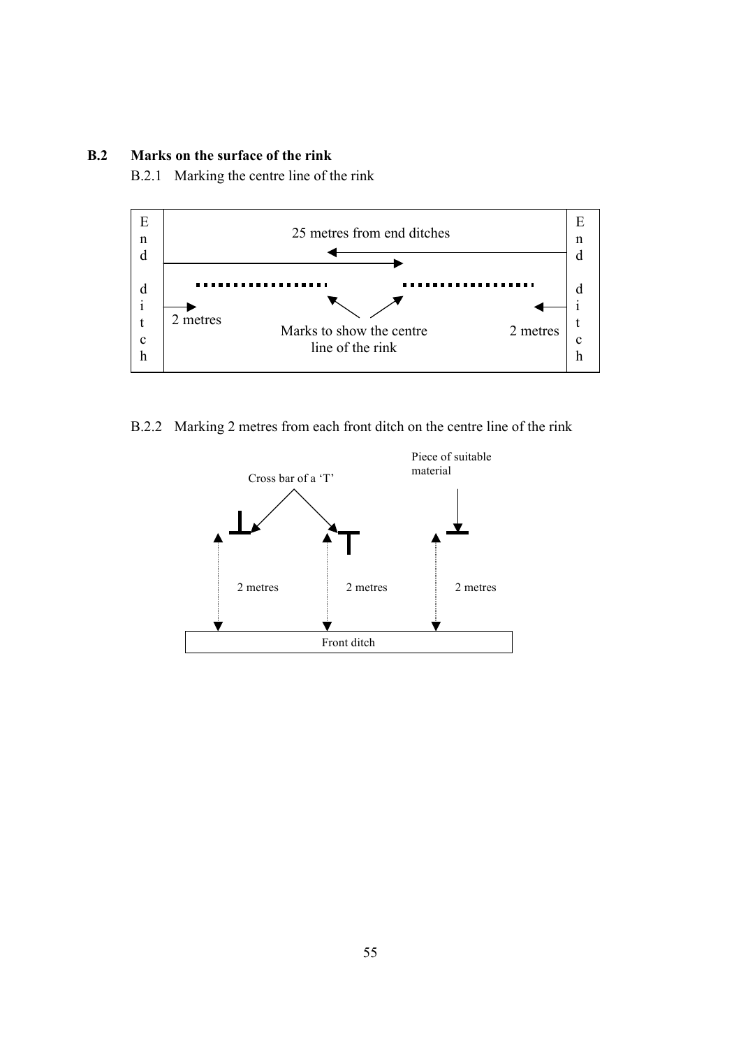## B.2 Marks on the surface of the rink

B.2.1 Marking the centre line of the rink

End ditch

25 metres from end ditches

2 metres

Marks to show the centre line of the rink

2 metres

End ditch

B.2.2 Marking 2 metres from each front ditch on the centre line of the rink

Cross bar of a 'T'

Piece of suitable material

2 metres

2 metres

2 metres

Front ditch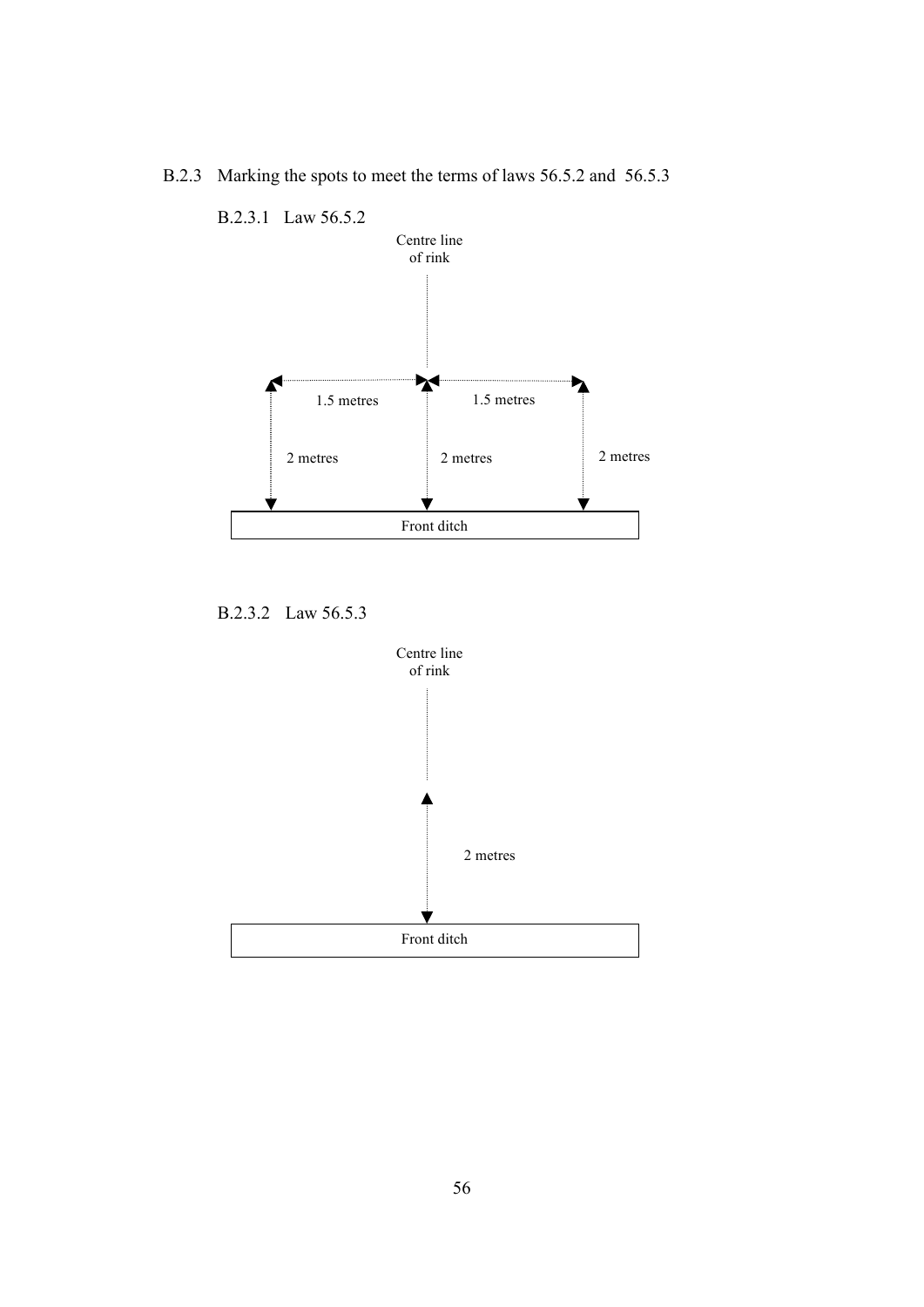## B.2.3 Marking the spots to meet the terms of laws 56.5.2 and 56.5.3

### B.2.3.1 Law 56.5.2

Centre line of rink

1.5 metres

1.5 metres

2 metres

2 metres

2 metres

Front ditch

### B.2.3.2 Law 56.5.3

Centre line of rink

2 metres

Front ditch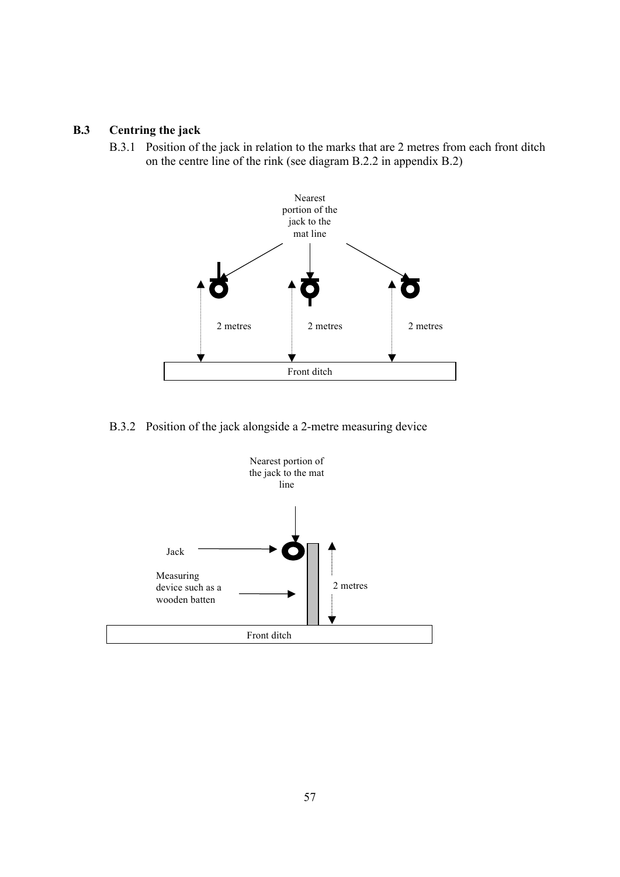## B.3 Centring the jack

B.3.1 Position of the jack in relation to the marks that are 2 metres from each front ditch on the centre line of the rink (see diagram B.2.2 in appendix B.2)

Nearest portion of the jack to the mat line

2 metres

2 metres

2 metres

Front ditch

B.3.2 Position of the jack alongside a 2-metre measuring device

Nearest portion of the jack to the mat line

Jack

Measuring device such as a wooden batten

2 metres

Front ditch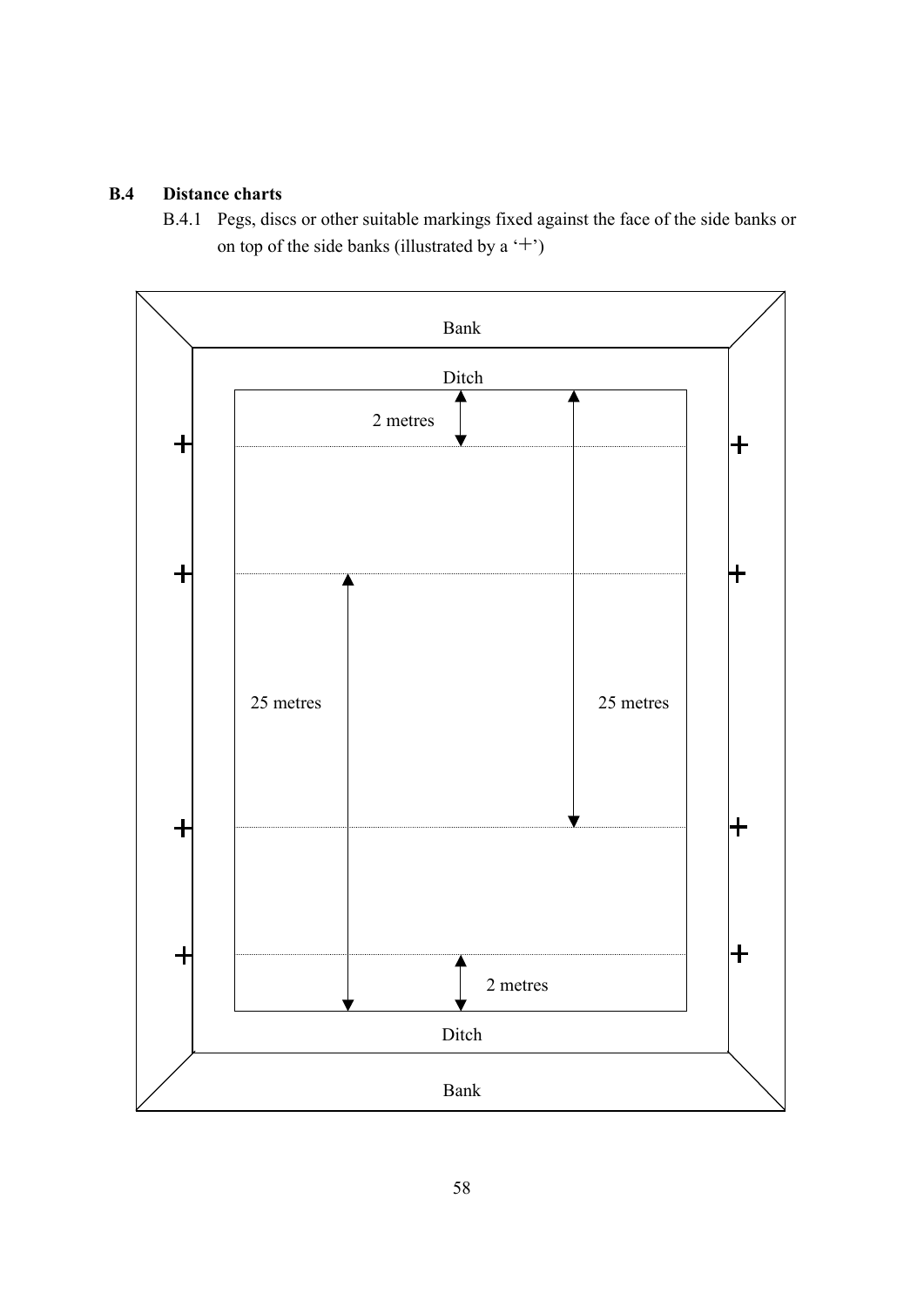**B.4 Distance charts**

B.4.1 Pegs, discs or other suitable markings fixed against the face of the side banks or on top of the side banks (illustrated by a '+')

Bank

Ditch

2 metres

25 metres

25 metres

2 metres

Ditch

Bank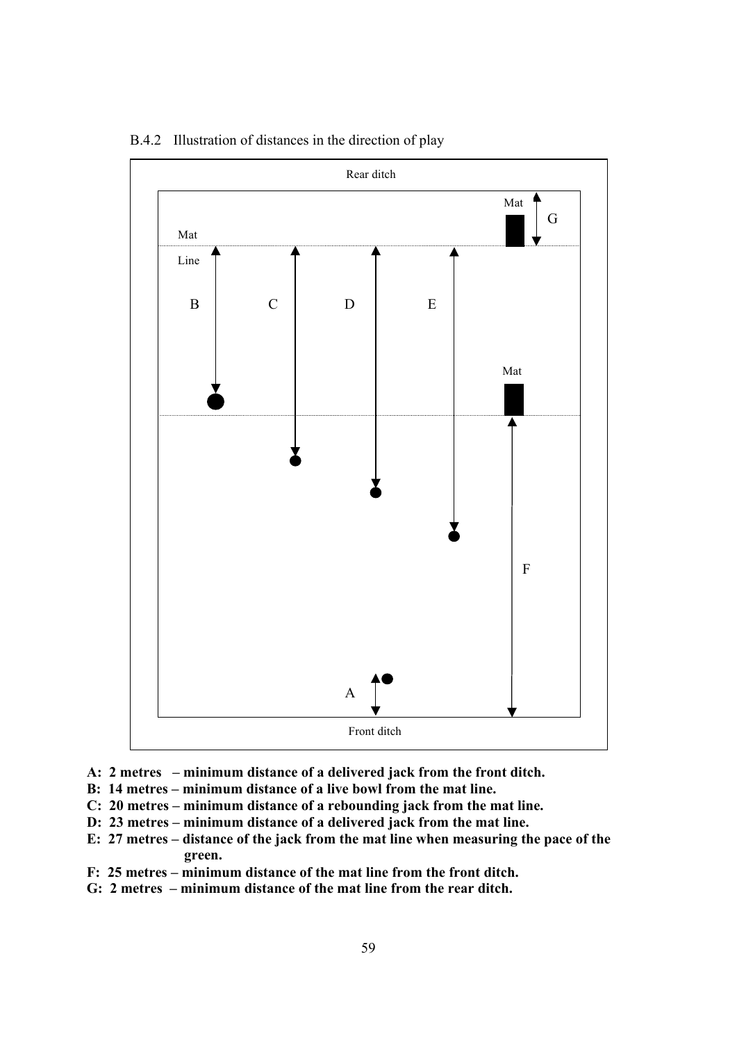B.4.2 Illustration of distances in the direction of play

**A: 2 metres – minimum distance of a delivered jack from the front ditch.**
**B: 14 metres – minimum distance of a live bowl from the mat line.**
**C: 20 metres – minimum distance of a rebounding jack from the mat line.**
**D: 23 metres – minimum distance of a delivered jack from the mat line.**
**E: 27 metres – distance of the jack from the mat line when measuring the pace of the green.**
**F: 25 metres – minimum distance of the mat line from the front ditch.**
**G: 2 metres – minimum distance of the mat line from the rear ditch.**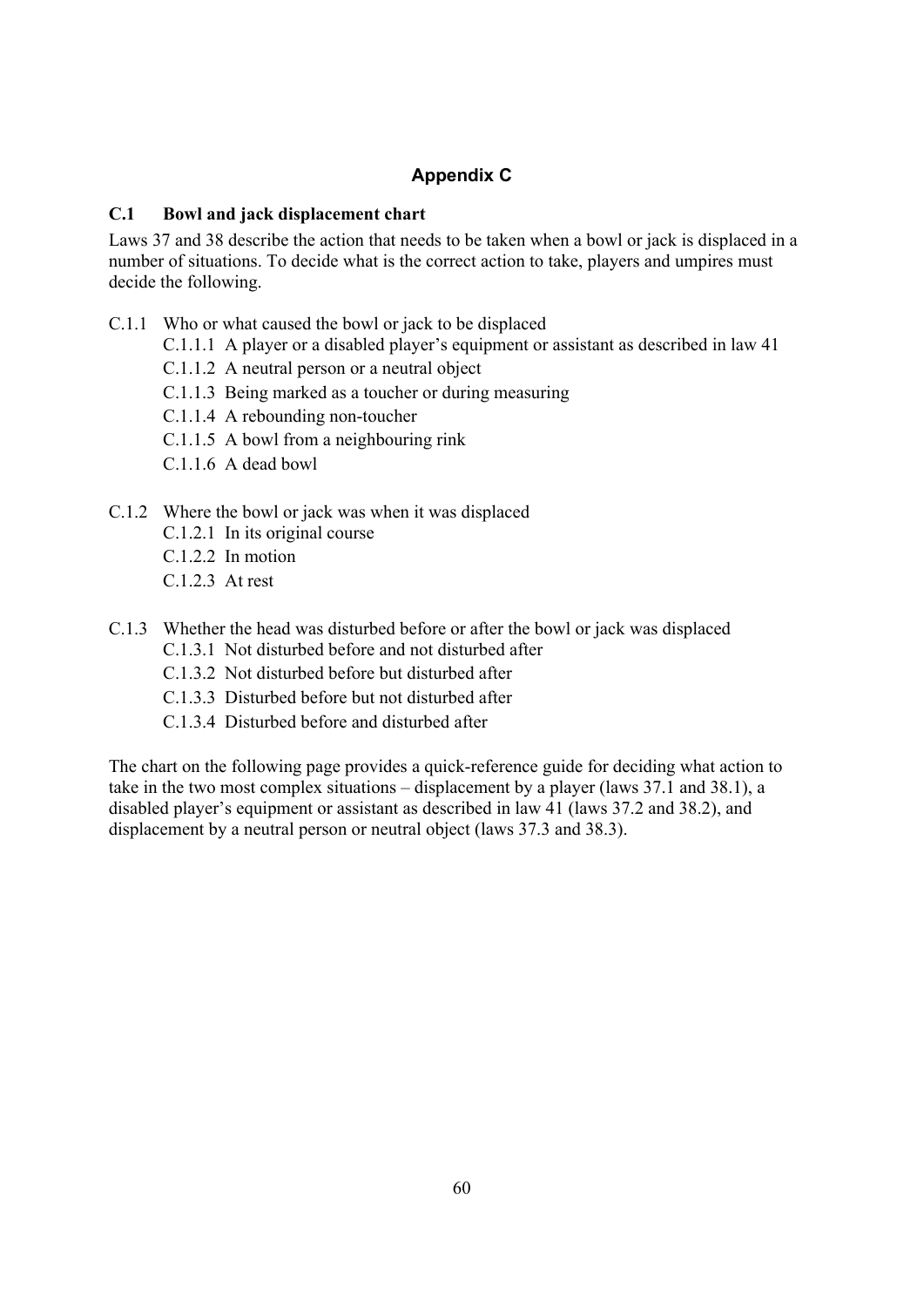# Appendix C

## C.1 Bowl and jack displacement chart

Laws 37 and 38 describe the action that needs to be taken when a bowl or jack is displaced in a number of situations. To decide what is the correct action to take, players and umpires must decide the following.

C.1.1 Who or what caused the bowl or jack to be displaced

- C.1.1.1 A player or a disabled player's equipment or assistant as described in law 41
- C.1.1.2 A neutral person or a neutral object
- C.1.1.3 Being marked as a toucher or during measuring
- C.1.1.4 A rebounding non-toucher
- C.1.1.5 A bowl from a neighbouring rink
- C.1.1.6 A dead bowl

C.1.2 Where the bowl or jack was when it was displaced

- C.1.2.1 In its original course
- C.1.2.2 In motion
- C.1.2.3 At rest

C.1.3 Whether the head was disturbed before or after the bowl or jack was displaced

- C.1.3.1 Not disturbed before and not disturbed after
- C.1.3.2 Not disturbed before but disturbed after
- C.1.3.3 Disturbed before but not disturbed after
- C.1.3.4 Disturbed before and disturbed after

The chart on the following page provides a quick-reference guide for deciding what action to take in the two most complex situations – displacement by a player (laws 37.1 and 38.1), a disabled player's equipment or assistant as described in law 41 (laws 37.2 and 38.2), and displacement by a neutral person or neutral object (laws 37.3 and 38.3).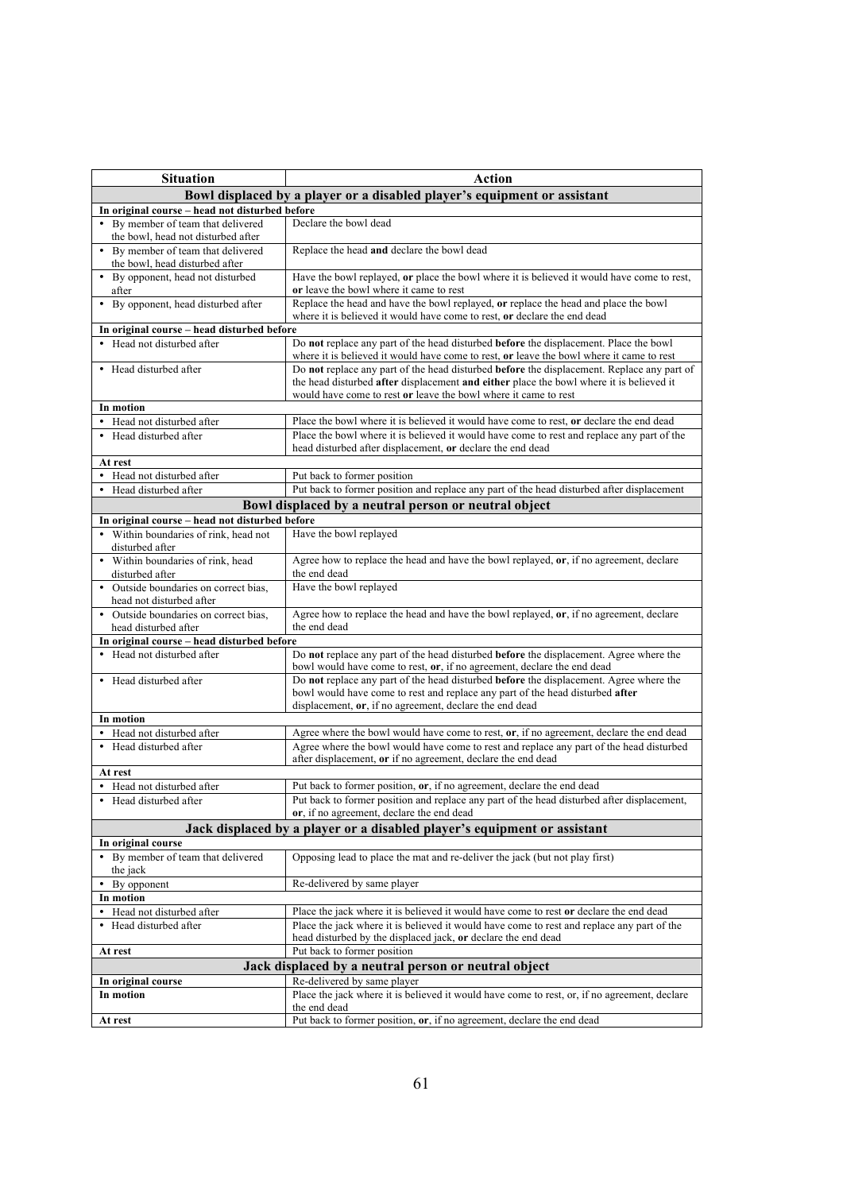| Situation | Action |
|---|---|
| **Bowl displaced by a player or a disabled player's equipment or assistant** | |
| **In original course – head not disturbed before** | |
| • By member of team that delivered the bowl, head not disturbed after | Declare the bowl dead |
| • By member of team that delivered the bowl, head disturbed after | Replace the head **and** declare the bowl dead |
| • By opponent, head not disturbed after | Have the bowl replayed, **or** place the bowl where it is believed it would have come to rest, **or** leave the bowl where it came to rest |
| • By opponent, head disturbed after | Replace the head and have the bowl replayed, **or** replace the head and place the bowl where it is believed it would have come to rest, **or** declare the end dead |
| **In original course – head disturbed before** | |
| • Head not disturbed after | Do **not** replace any part of the head disturbed **before** the displacement. Place the bowl where it is believed it would have come to rest, **or** leave the bowl where it came to rest |
| • Head disturbed after | Do **not** replace any part of the head disturbed **before** the displacement. Replace any part of the head disturbed **after** displacement **and either** place the bowl where it is believed it would have come to rest **or** leave the bowl where it came to rest |
| **In motion** | |
| • Head not disturbed after | Place the bowl where it is believed it would have come to rest, **or** declare the end dead |
| • Head disturbed after | Place the bowl where it is believed it would have come to rest and replace any part of the head disturbed after displacement, **or** declare the end dead |
| **At rest** | |
| • Head not disturbed after | Put back to former position |
| • Head disturbed after | Put back to former position and replace any part of the head disturbed after displacement |
| **Bowl displaced by a neutral person or neutral object** | |
| **In original course – head not disturbed before** | |
| • Within boundaries of rink, head not disturbed after | Have the bowl replayed |
| • Within boundaries of rink, head disturbed after | Agree how to replace the head and have the bowl replayed, **or**, if no agreement, declare the end dead |
| • Outside boundaries on correct bias, head not disturbed after | Have the bowl replayed |
| • Outside boundaries on correct bias, head disturbed after | Agree how to replace the head and have the bowl replayed, **or**, if no agreement, declare the end dead |
| **In original course – head disturbed before** | |
| • Head not disturbed after | Do **not** replace any part of the head disturbed **before** the displacement. Agree where the bowl would have come to rest, **or**, if no agreement, declare the end dead |
| • Head disturbed after | Do **not** replace any part of the head disturbed **before** the displacement. Agree where the bowl would have come to rest and replace any part of the head disturbed **after** displacement, **or**, if no agreement, declare the end dead |
| **In motion** | |
| • Head not disturbed after | Agree where the bowl would have come to rest, **or**, if no agreement, declare the end dead |
| • Head disturbed after | Agree where the bowl would have come to rest and replace any part of the head disturbed after displacement, **or** if no agreement, declare the end dead |
| **At rest** | |
| • Head not disturbed after | Put back to former position, **or**, if no agreement, declare the end dead |
| • Head disturbed after | Put back to former position and replace any part of the head disturbed after displacement, **or**, if no agreement, declare the end dead |
| **Jack displaced by a player or a disabled player's equipment or assistant** | |
| **In original course** | |
| • By member of team that delivered the jack | Opposing lead to place the mat and re-deliver the jack (but not play first) |
| • By opponent | Re-delivered by same player |
| **In motion** | |
| • Head not disturbed after | Place the jack where it is believed it would have come to rest **or** declare the end dead |
| • Head disturbed after | Place the jack where it is believed it would have come to rest and replace any part of the head disturbed by the displaced jack, **or** declare the end dead |
| **At rest** | Put back to former position |
| **Jack displaced by a neutral person or neutral object** | |
| **In original course** | Re-delivered by same player |
| **In motion** | Place the jack where it is believed it would have come to rest, or, if no agreement, declare the end dead |
| **At rest** | Put back to former position, **or**, if no agreement, declare the end dead |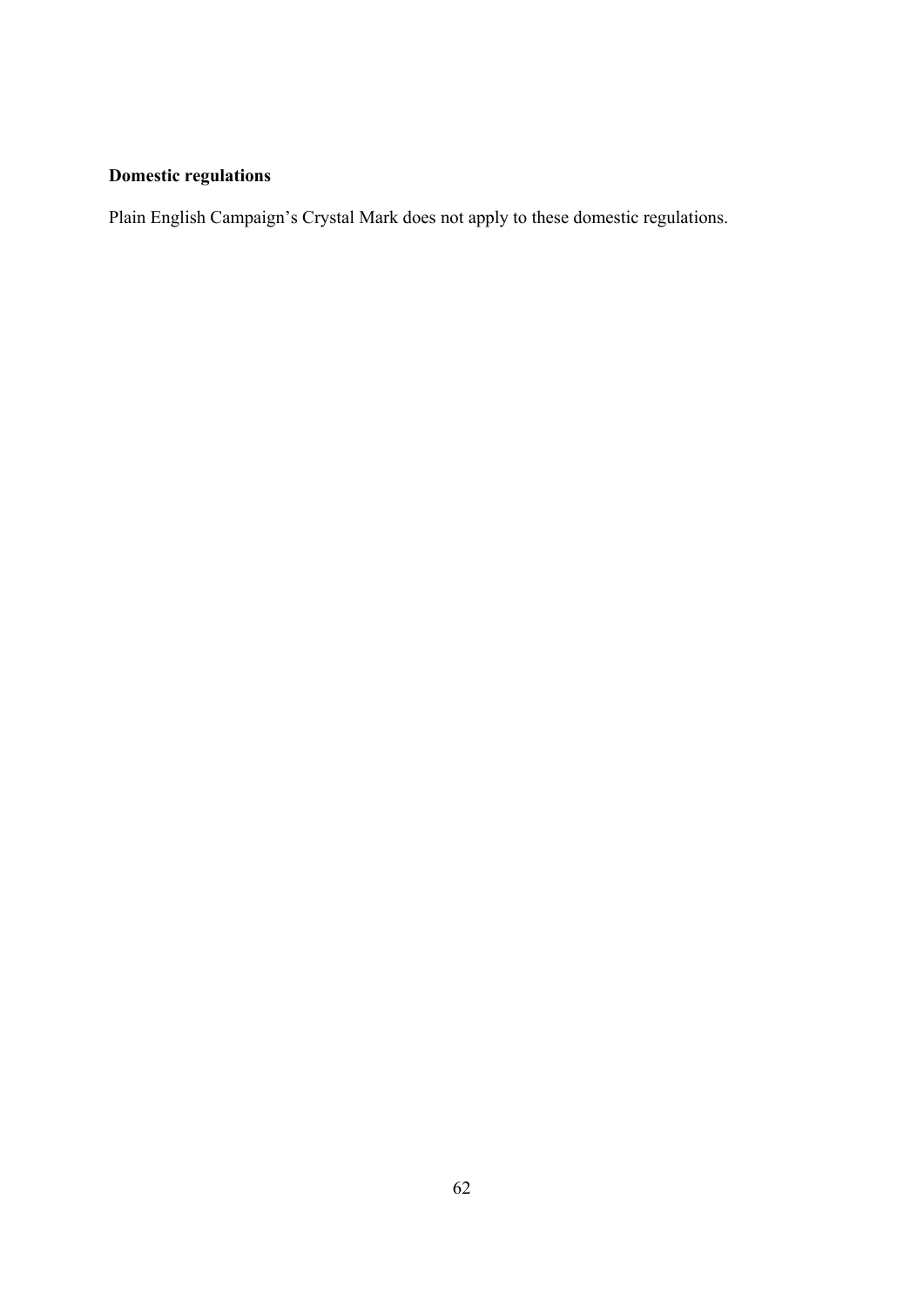**Domestic regulations**

Plain English Campaign's Crystal Mark does not apply to these domestic regulations.